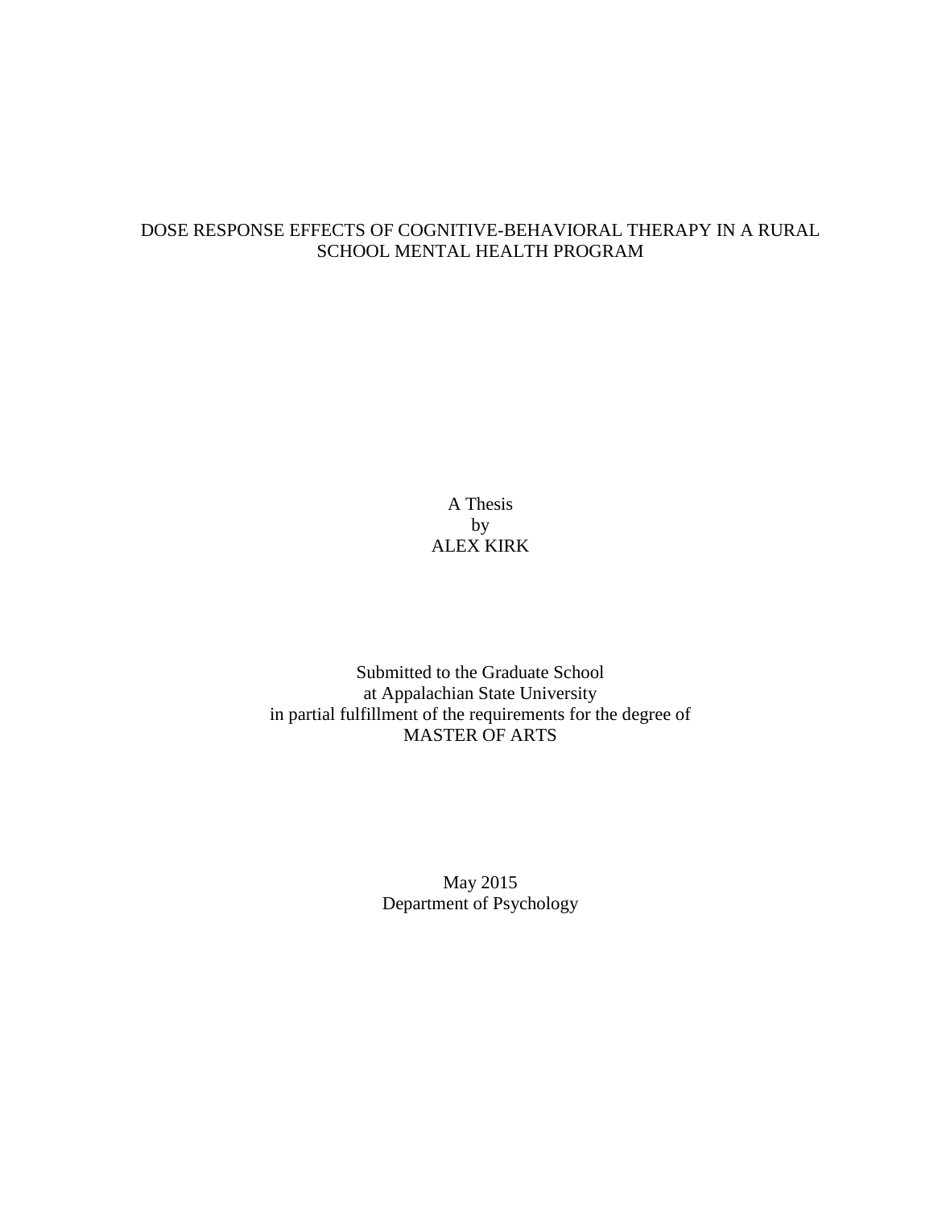# DOSE RESPONSE EFFECTS OF COGNITIVE-BEHAVIORAL THERAPY IN A RURAL SCHOOL MENTAL HEALTH PROGRAM

A Thesis
by
ALEX KIRK

Submitted to the Graduate School
at Appalachian State University
in partial fulfillment of the requirements for the degree of
MASTER OF ARTS

May 2015
Department of Psychology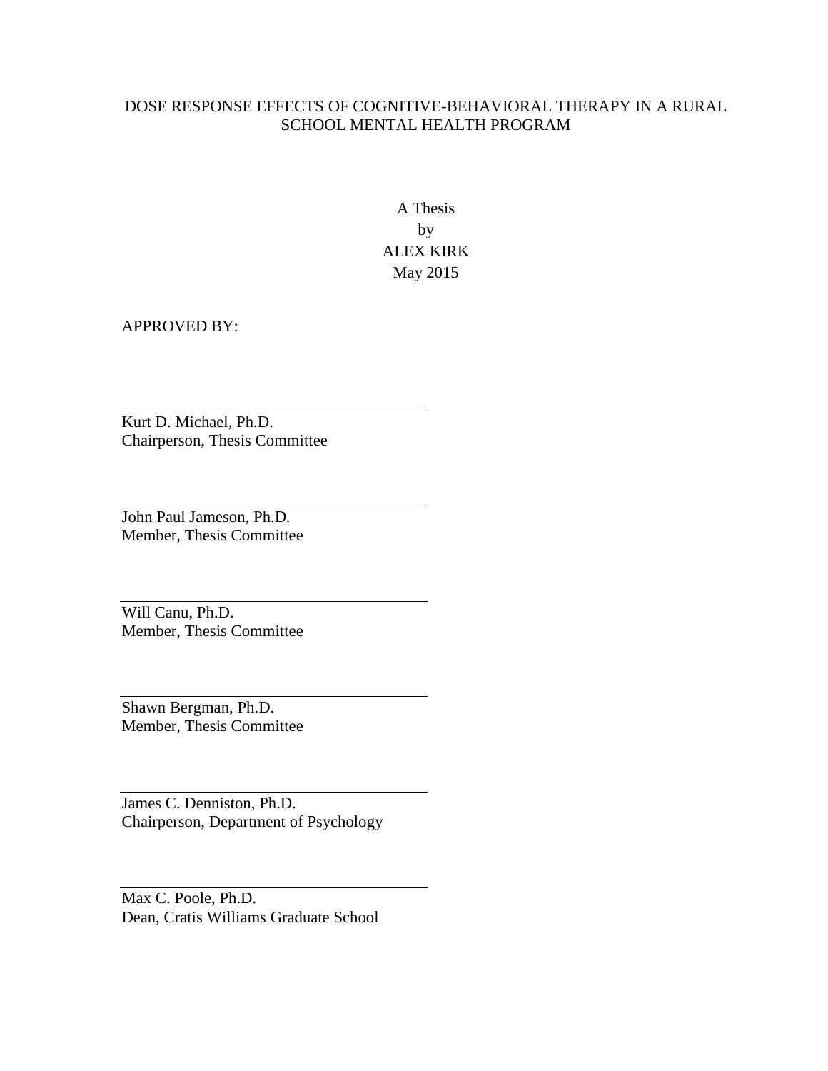DOSE RESPONSE EFFECTS OF COGNITIVE-BEHAVIORAL THERAPY IN A RURAL SCHOOL MENTAL HEALTH PROGRAM

A Thesis
by
ALEX KIRK
May 2015

APPROVED BY:

Kurt D. Michael, Ph.D.
Chairperson, Thesis Committee

John Paul Jameson, Ph.D.
Member, Thesis Committee

Will Canu, Ph.D.
Member, Thesis Committee

Shawn Bergman, Ph.D.
Member, Thesis Committee

James C. Denniston, Ph.D.
Chairperson, Department of Psychology

Max C. Poole, Ph.D.
Dean, Cratis Williams Graduate School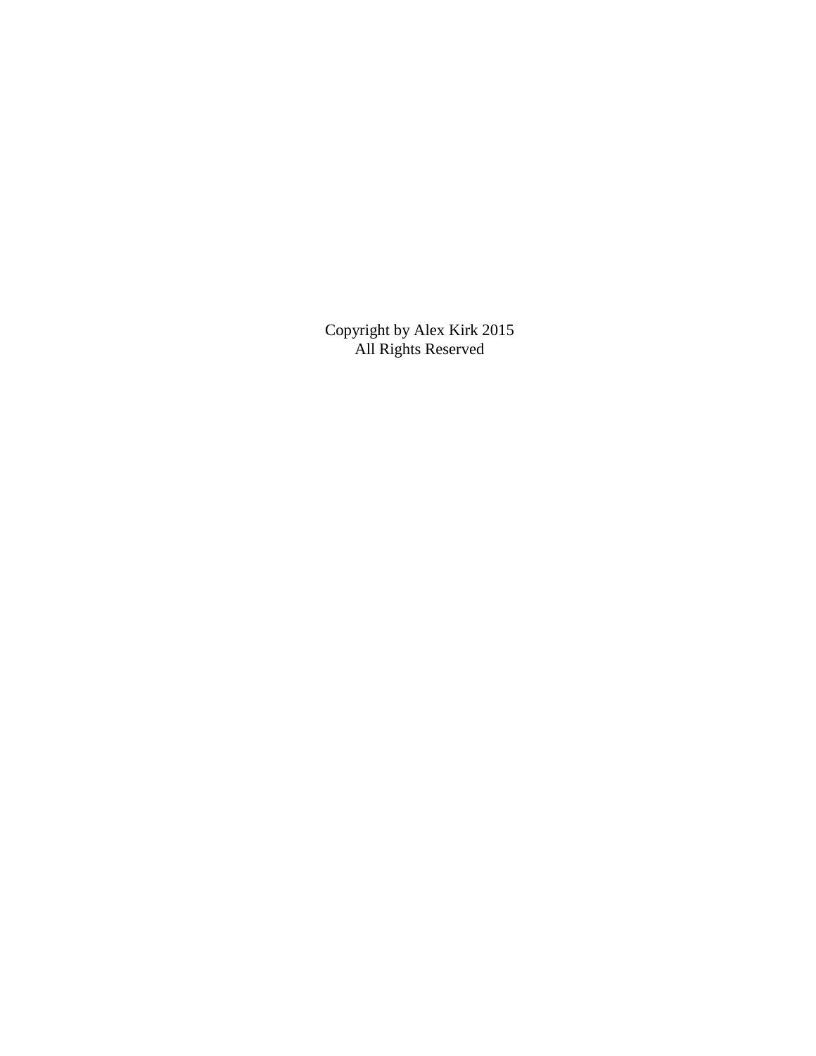Copyright by Alex Kirk 2015
All Rights Reserved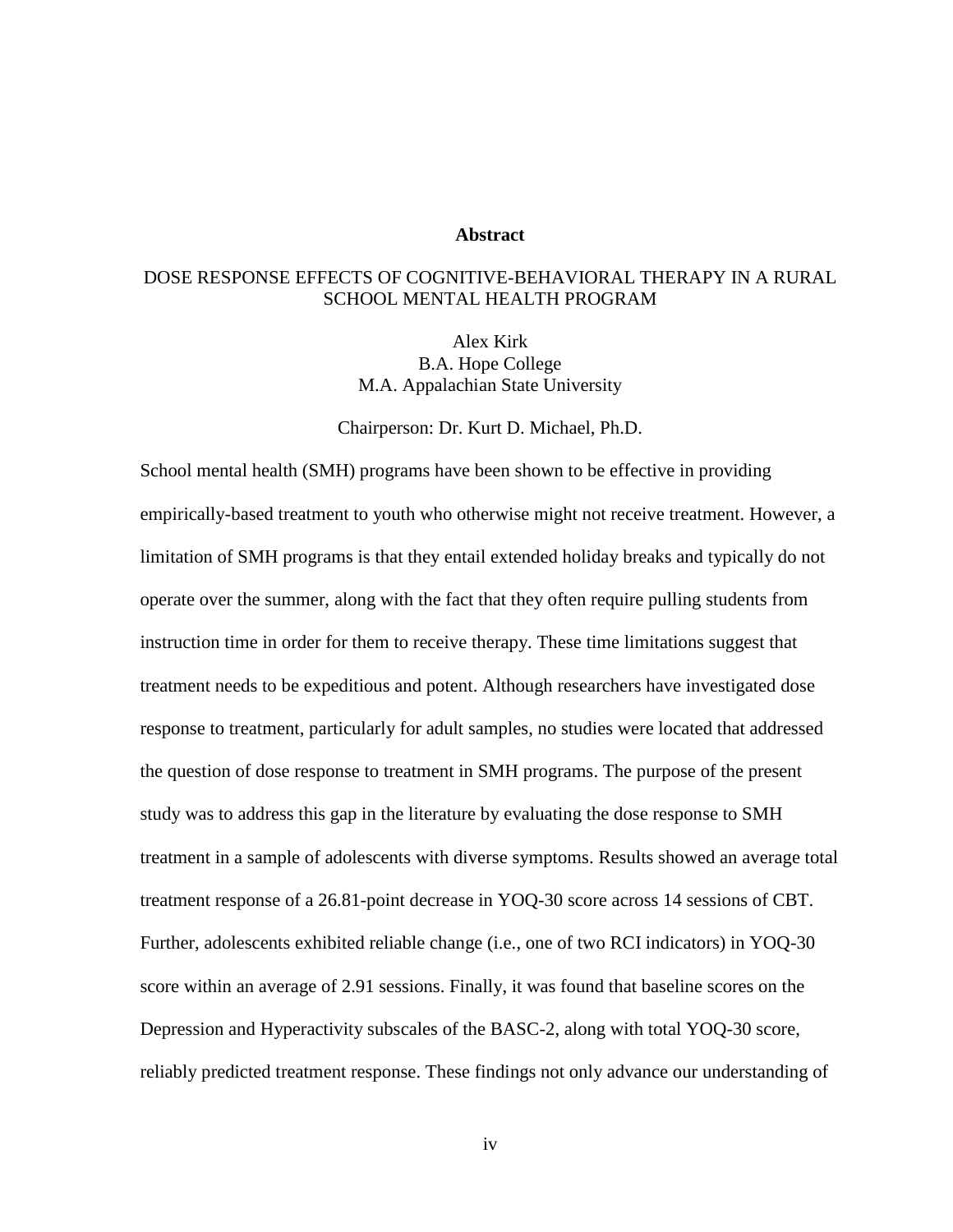## Abstract

DOSE RESPONSE EFFECTS OF COGNITIVE-BEHAVIORAL THERAPY IN A RURAL SCHOOL MENTAL HEALTH PROGRAM

Alex Kirk
B.A. Hope College
M.A. Appalachian State University

Chairperson: Dr. Kurt D. Michael, Ph.D.

School mental health (SMH) programs have been shown to be effective in providing empirically-based treatment to youth who otherwise might not receive treatment. However, a limitation of SMH programs is that they entail extended holiday breaks and typically do not operate over the summer, along with the fact that they often require pulling students from instruction time in order for them to receive therapy. These time limitations suggest that treatment needs to be expeditious and potent. Although researchers have investigated dose response to treatment, particularly for adult samples, no studies were located that addressed the question of dose response to treatment in SMH programs. The purpose of the present study was to address this gap in the literature by evaluating the dose response to SMH treatment in a sample of adolescents with diverse symptoms. Results showed an average total treatment response of a 26.81-point decrease in YOQ-30 score across 14 sessions of CBT. Further, adolescents exhibited reliable change (i.e., one of two RCI indicators) in YOQ-30 score within an average of 2.91 sessions. Finally, it was found that baseline scores on the Depression and Hyperactivity subscales of the BASC-2, along with total YOQ-30 score, reliably predicted treatment response. These findings not only advance our understanding of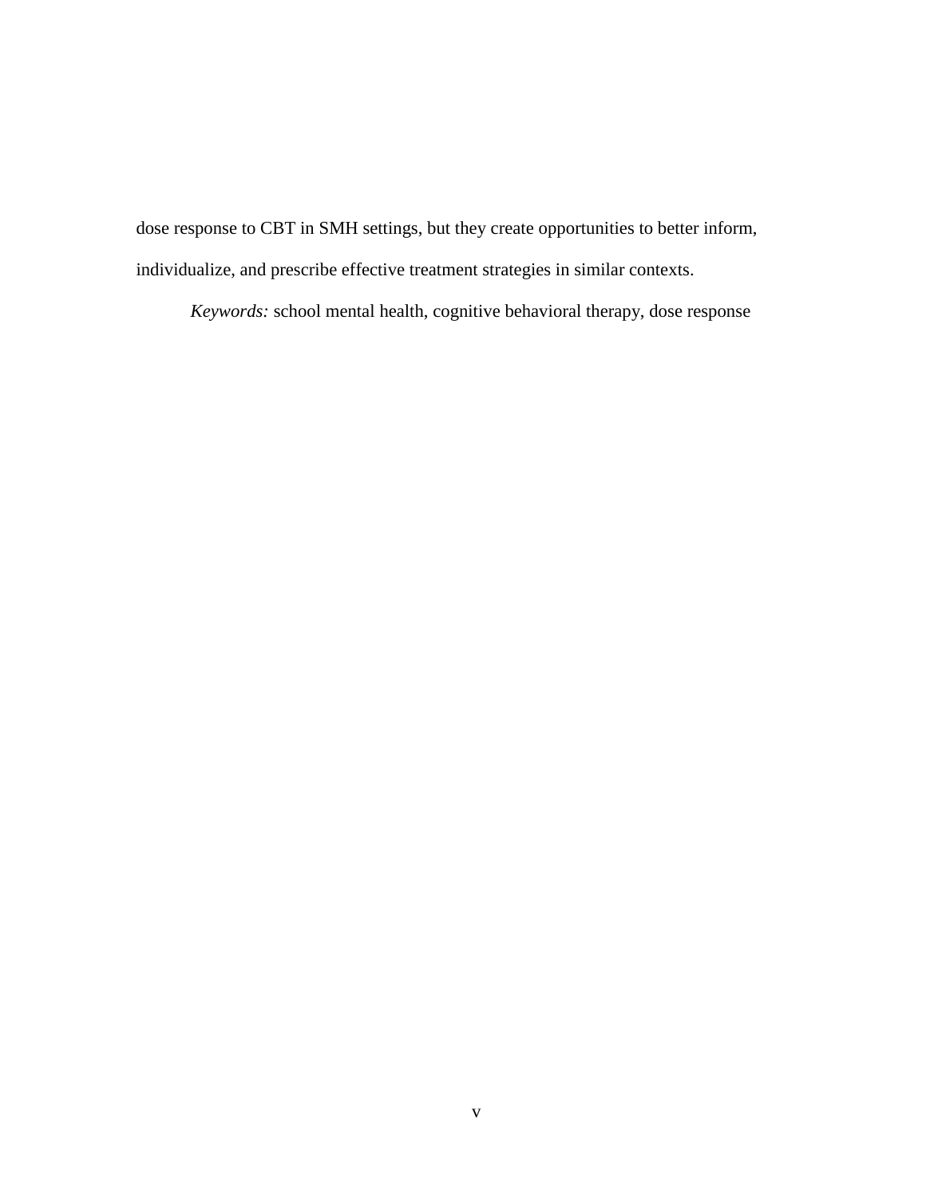dose response to CBT in SMH settings, but they create opportunities to better inform, individualize, and prescribe effective treatment strategies in similar contexts.

*Keywords:* school mental health, cognitive behavioral therapy, dose response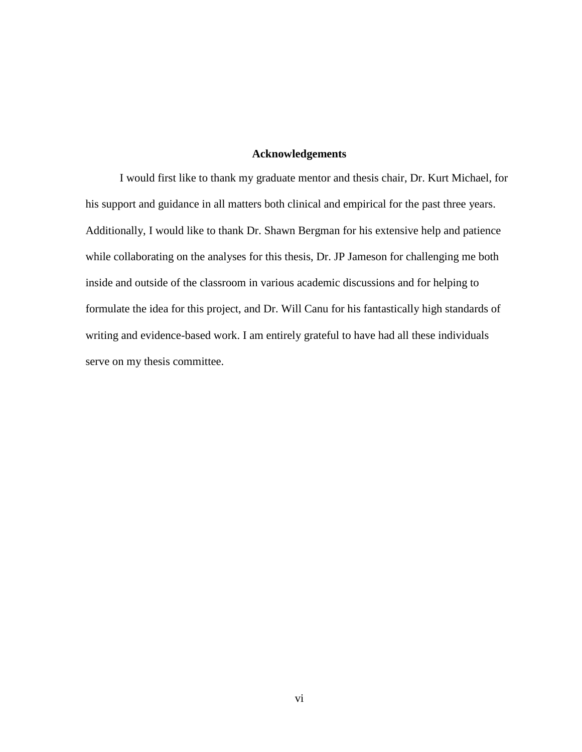# Acknowledgements

I would first like to thank my graduate mentor and thesis chair, Dr. Kurt Michael, for his support and guidance in all matters both clinical and empirical for the past three years. Additionally, I would like to thank Dr. Shawn Bergman for his extensive help and patience while collaborating on the analyses for this thesis, Dr. JP Jameson for challenging me both inside and outside of the classroom in various academic discussions and for helping to formulate the idea for this project, and Dr. Will Canu for his fantastically high standards of writing and evidence-based work. I am entirely grateful to have had all these individuals serve on my thesis committee.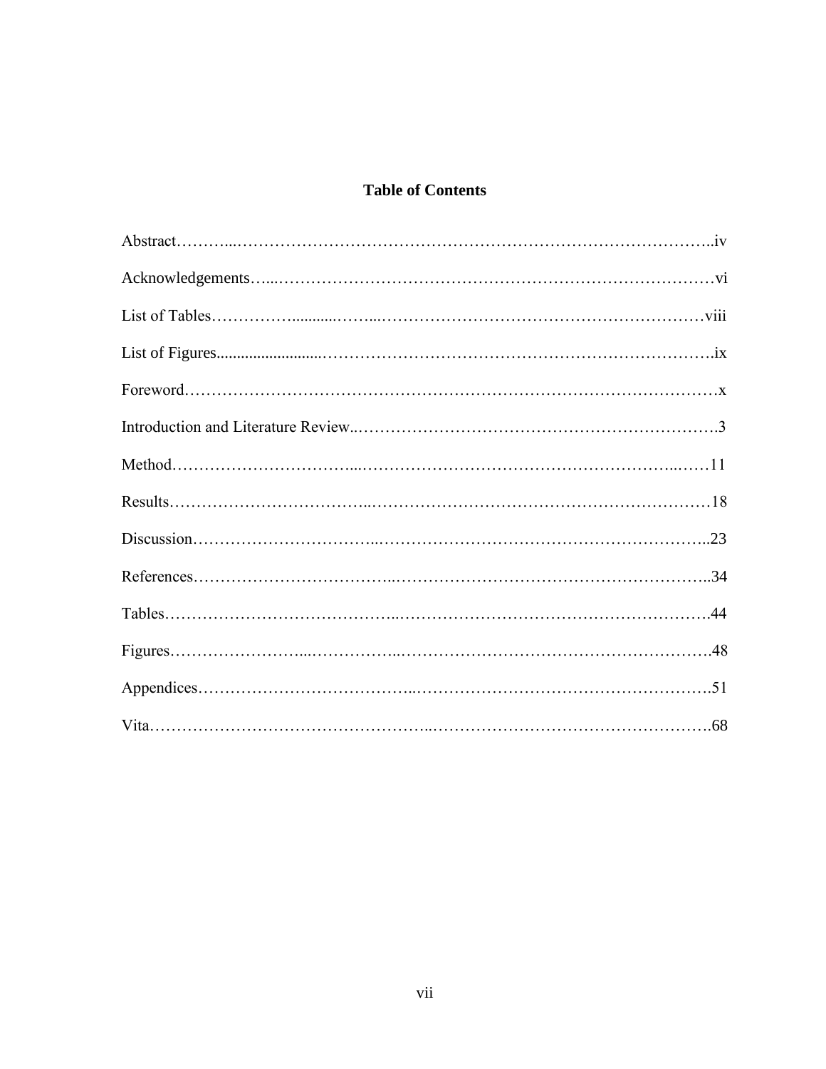# Table of Contents

Abstract………………………………………………………………………………………..iv

Acknowledgements……………………………………………………………………………vi

List of Tables…………………………………………………………………………………viii

List of Figures…………………………………………………………………………………..ix

Foreword………………………………………………………………………………………x

Introduction and Literature Review……………………………………………………………3

Method…………………………………………………………………………………………11

Results…………………………………………………………………………………………18

Discussion……………………………………………………………………………………..23

References……………………………………………………………………………………..34

Tables…………………………………………………………………………………………44

Figures…………………………………………………………………………………………48

Appendices……………………………………………………………………………………51

Vita……………………………………………………………………………………………68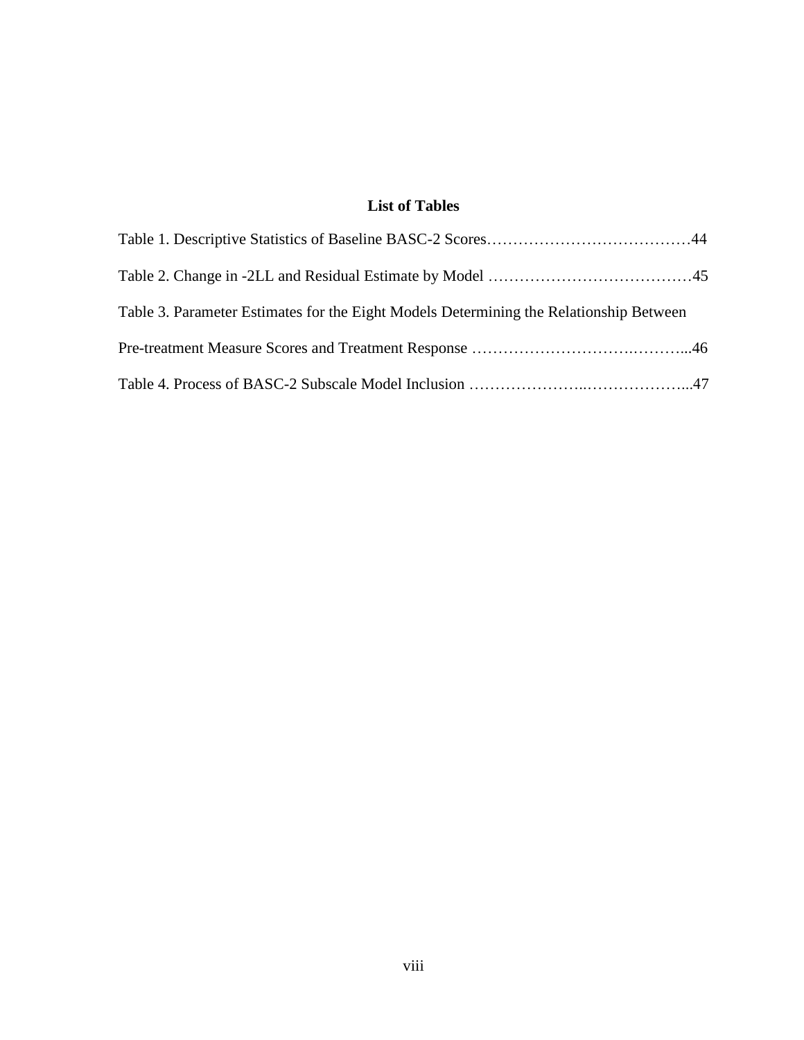# List of Tables

Table 1. Descriptive Statistics of Baseline BASC-2 Scores…………………………………44

Table 2. Change in -2LL and Residual Estimate by Model …………………………………45

Table 3. Parameter Estimates for the Eight Models Determining the Relationship Between Pre-treatment Measure Scores and Treatment Response ………………………….………...46

Table 4. Process of BASC-2 Subscale Model Inclusion …………………..………………...47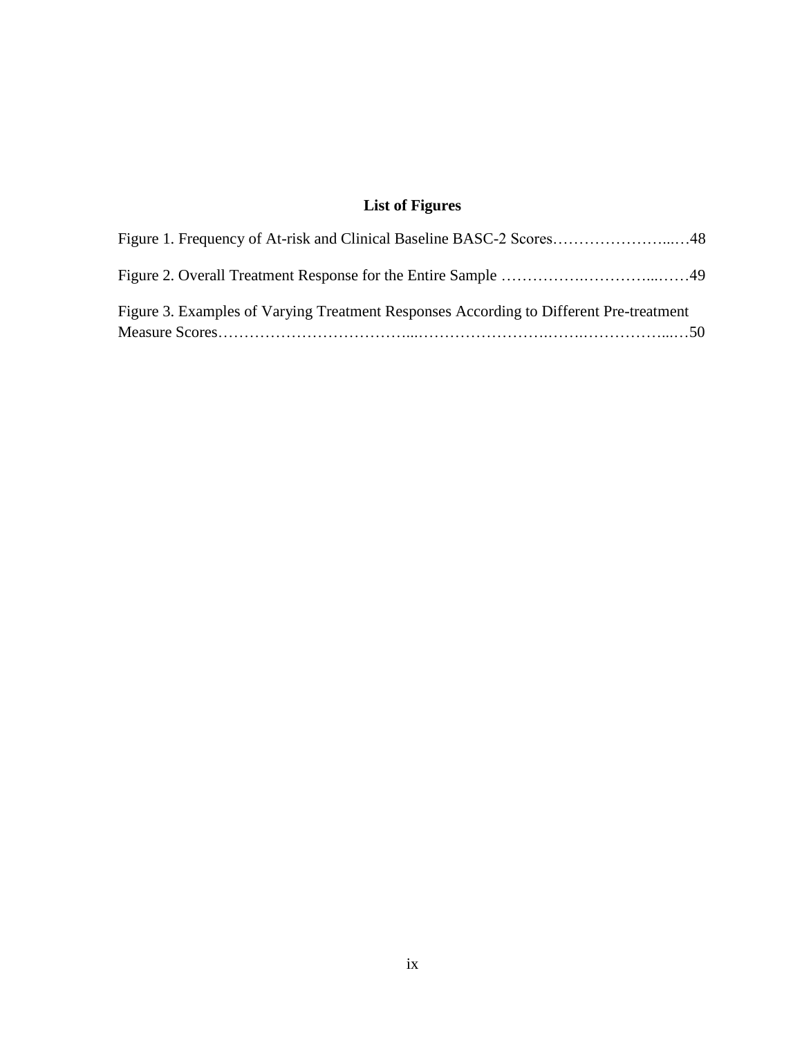## List of Figures

Figure 1. Frequency of At-risk and Clinical Baseline BASC-2 Scores……………………...…48

Figure 2. Overall Treatment Response for the Entire Sample …………….…………...……49

Figure 3. Examples of Varying Treatment Responses According to Different Pre-treatment Measure Scores………………………………...…………………….…….……………...…50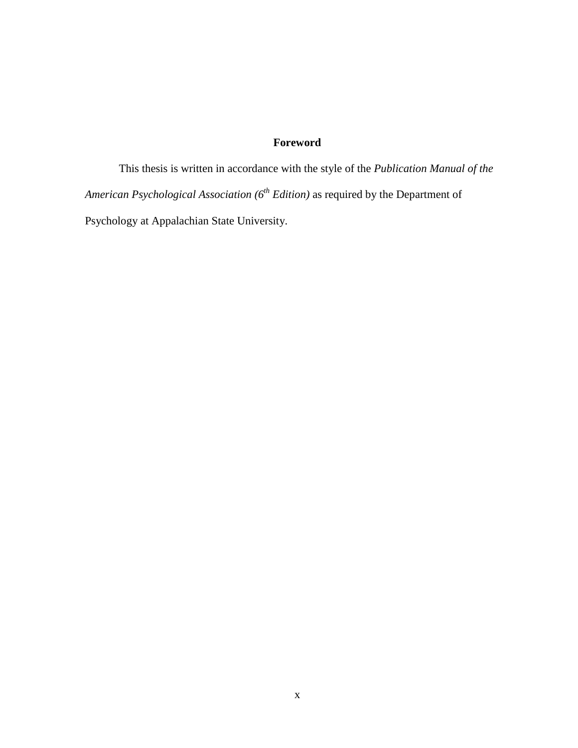# Foreword

This thesis is written in accordance with the style of the *Publication Manual of the American Psychological Association (6th Edition)* as required by the Department of Psychology at Appalachian State University.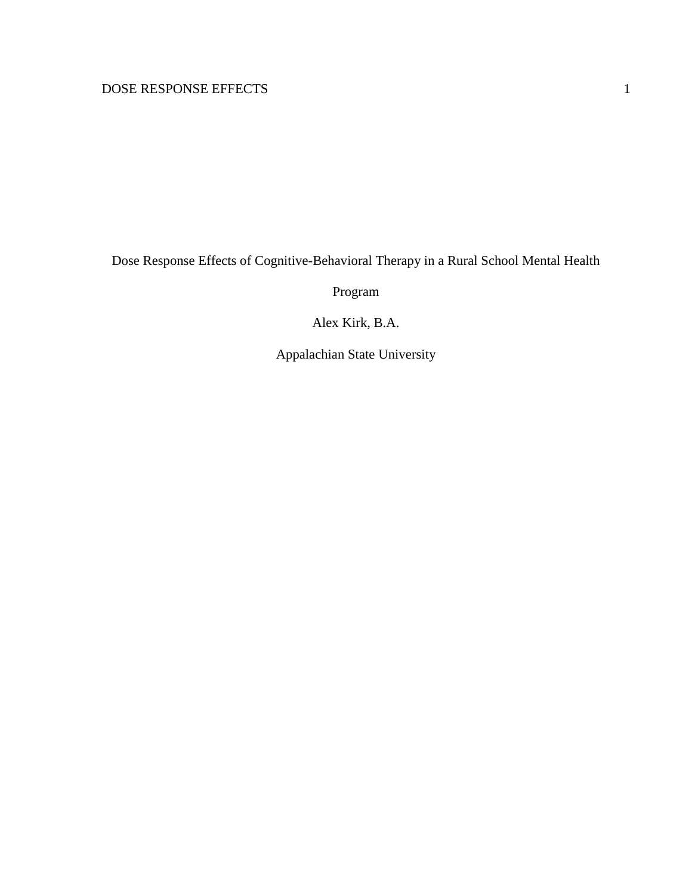Dose Response Effects of Cognitive-Behavioral Therapy in a Rural School Mental Health Program

Alex Kirk, B.A.

Appalachian State University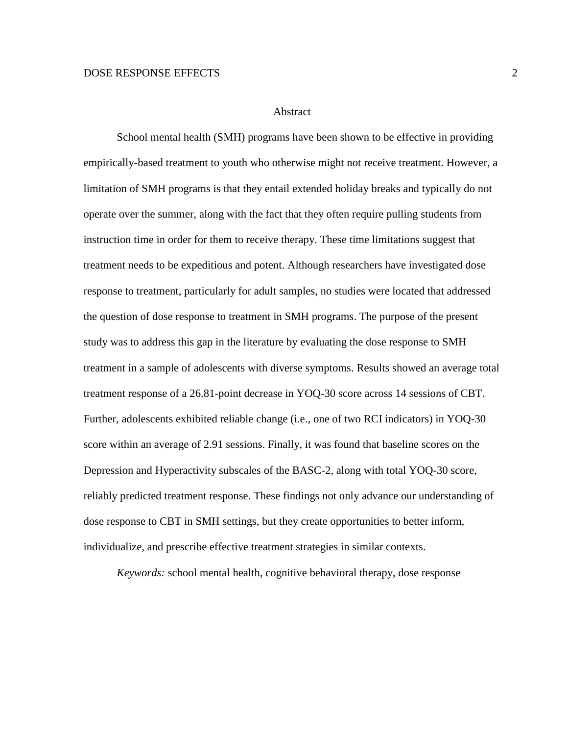# Abstract

School mental health (SMH) programs have been shown to be effective in providing empirically-based treatment to youth who otherwise might not receive treatment. However, a limitation of SMH programs is that they entail extended holiday breaks and typically do not operate over the summer, along with the fact that they often require pulling students from instruction time in order for them to receive therapy. These time limitations suggest that treatment needs to be expeditious and potent. Although researchers have investigated dose response to treatment, particularly for adult samples, no studies were located that addressed the question of dose response to treatment in SMH programs. The purpose of the present study was to address this gap in the literature by evaluating the dose response to SMH treatment in a sample of adolescents with diverse symptoms. Results showed an average total treatment response of a 26.81-point decrease in YOQ-30 score across 14 sessions of CBT. Further, adolescents exhibited reliable change (i.e., one of two RCI indicators) in YOQ-30 score within an average of 2.91 sessions. Finally, it was found that baseline scores on the Depression and Hyperactivity subscales of the BASC-2, along with total YOQ-30 score, reliably predicted treatment response. These findings not only advance our understanding of dose response to CBT in SMH settings, but they create opportunities to better inform, individualize, and prescribe effective treatment strategies in similar contexts.

*Keywords:* school mental health, cognitive behavioral therapy, dose response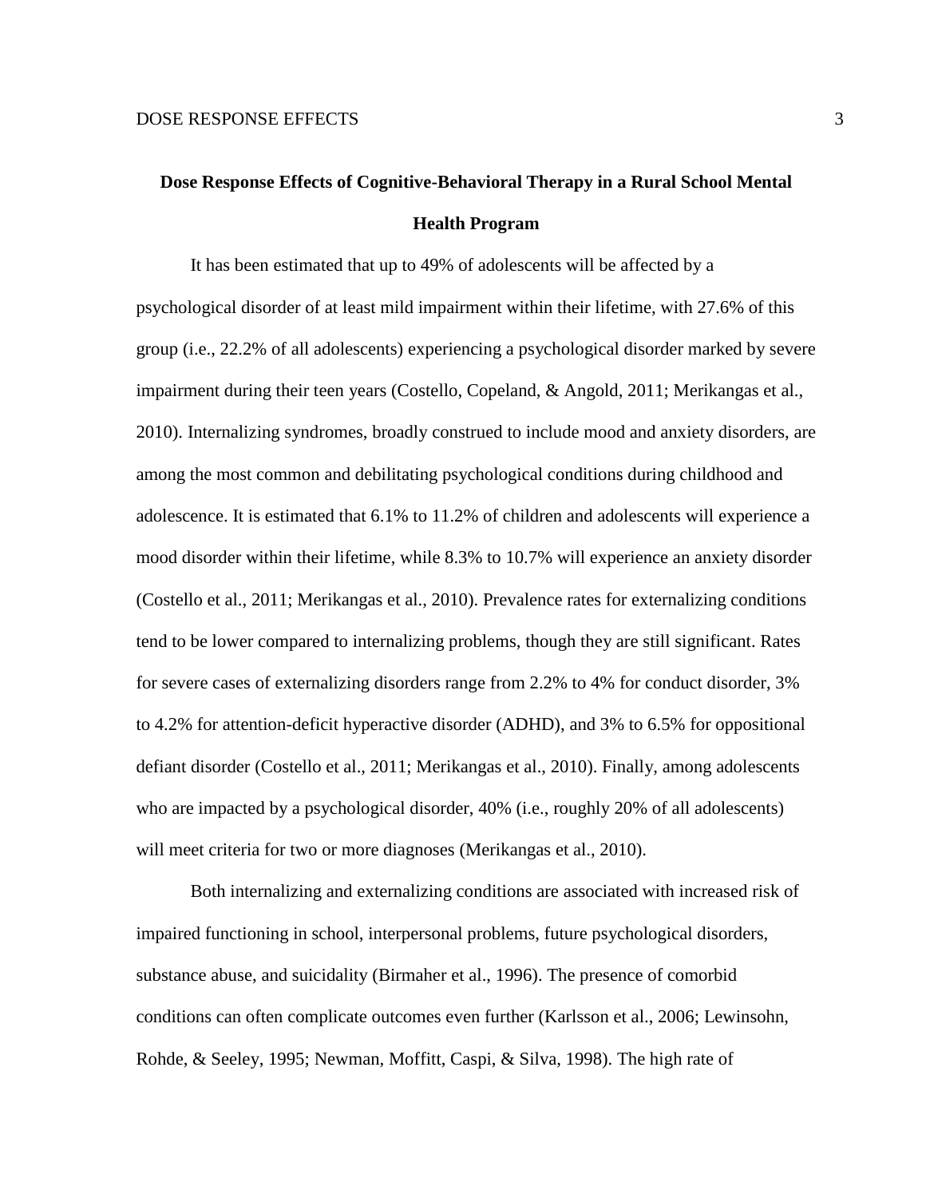# Dose Response Effects of Cognitive-Behavioral Therapy in a Rural School Mental Health Program

It has been estimated that up to 49% of adolescents will be affected by a psychological disorder of at least mild impairment within their lifetime, with 27.6% of this group (i.e., 22.2% of all adolescents) experiencing a psychological disorder marked by severe impairment during their teen years (Costello, Copeland, & Angold, 2011; Merikangas et al., 2010). Internalizing syndromes, broadly construed to include mood and anxiety disorders, are among the most common and debilitating psychological conditions during childhood and adolescence. It is estimated that 6.1% to 11.2% of children and adolescents will experience a mood disorder within their lifetime, while 8.3% to 10.7% will experience an anxiety disorder (Costello et al., 2011; Merikangas et al., 2010). Prevalence rates for externalizing conditions tend to be lower compared to internalizing problems, though they are still significant. Rates for severe cases of externalizing disorders range from 2.2% to 4% for conduct disorder, 3% to 4.2% for attention-deficit hyperactive disorder (ADHD), and 3% to 6.5% for oppositional defiant disorder (Costello et al., 2011; Merikangas et al., 2010). Finally, among adolescents who are impacted by a psychological disorder, 40% (i.e., roughly 20% of all adolescents) will meet criteria for two or more diagnoses (Merikangas et al., 2010).

Both internalizing and externalizing conditions are associated with increased risk of impaired functioning in school, interpersonal problems, future psychological disorders, substance abuse, and suicidality (Birmaher et al., 1996). The presence of comorbid conditions can often complicate outcomes even further (Karlsson et al., 2006; Lewinsohn, Rohde, & Seeley, 1995; Newman, Moffitt, Caspi, & Silva, 1998). The high rate of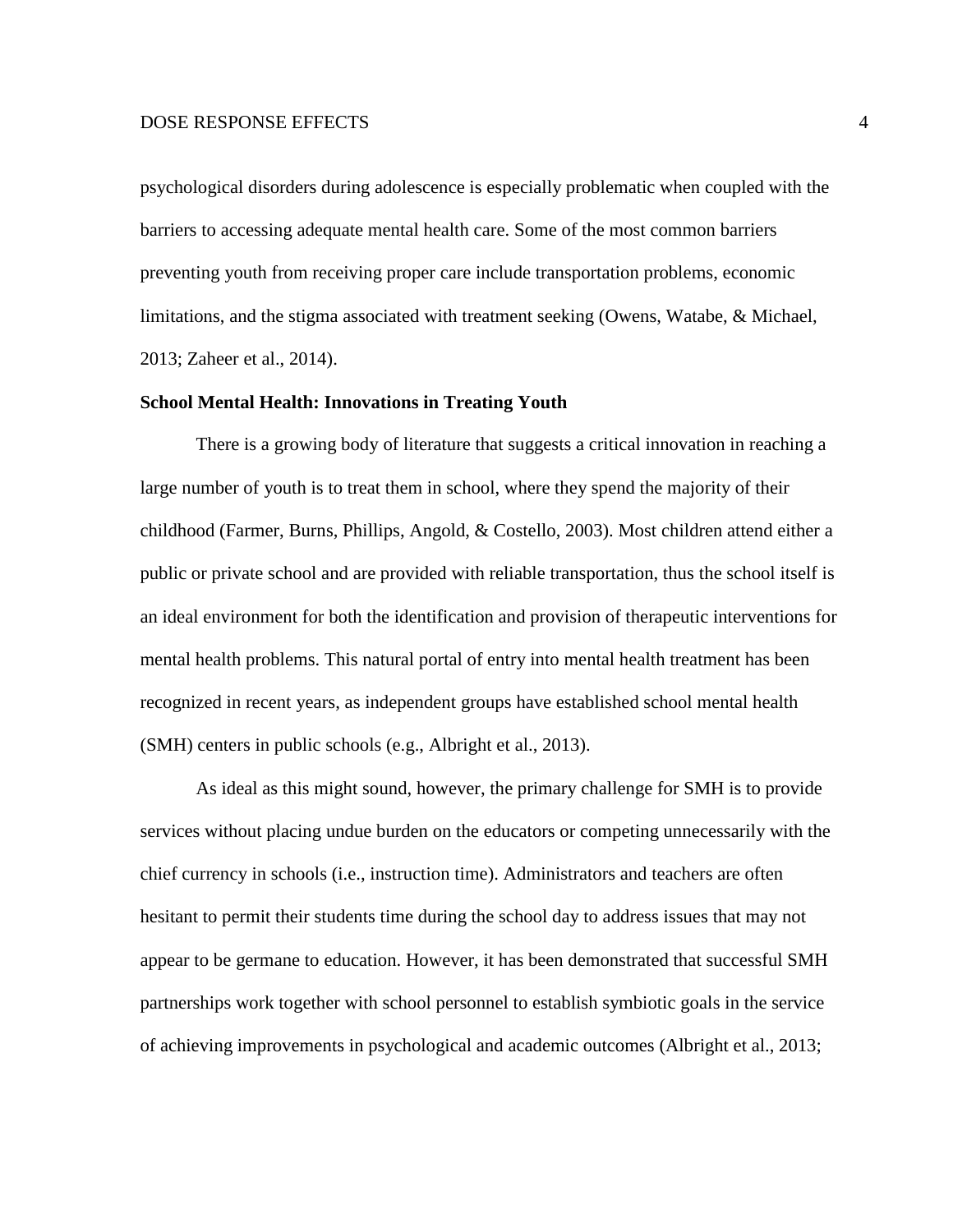psychological disorders during adolescence is especially problematic when coupled with the barriers to accessing adequate mental health care. Some of the most common barriers preventing youth from receiving proper care include transportation problems, economic limitations, and the stigma associated with treatment seeking (Owens, Watabe, & Michael, 2013; Zaheer et al., 2014).

**School Mental Health: Innovations in Treating Youth**

There is a growing body of literature that suggests a critical innovation in reaching a large number of youth is to treat them in school, where they spend the majority of their childhood (Farmer, Burns, Phillips, Angold, & Costello, 2003). Most children attend either a public or private school and are provided with reliable transportation, thus the school itself is an ideal environment for both the identification and provision of therapeutic interventions for mental health problems. This natural portal of entry into mental health treatment has been recognized in recent years, as independent groups have established school mental health (SMH) centers in public schools (e.g., Albright et al., 2013).

As ideal as this might sound, however, the primary challenge for SMH is to provide services without placing undue burden on the educators or competing unnecessarily with the chief currency in schools (i.e., instruction time). Administrators and teachers are often hesitant to permit their students time during the school day to address issues that may not appear to be germane to education. However, it has been demonstrated that successful SMH partnerships work together with school personnel to establish symbiotic goals in the service of achieving improvements in psychological and academic outcomes (Albright et al., 2013;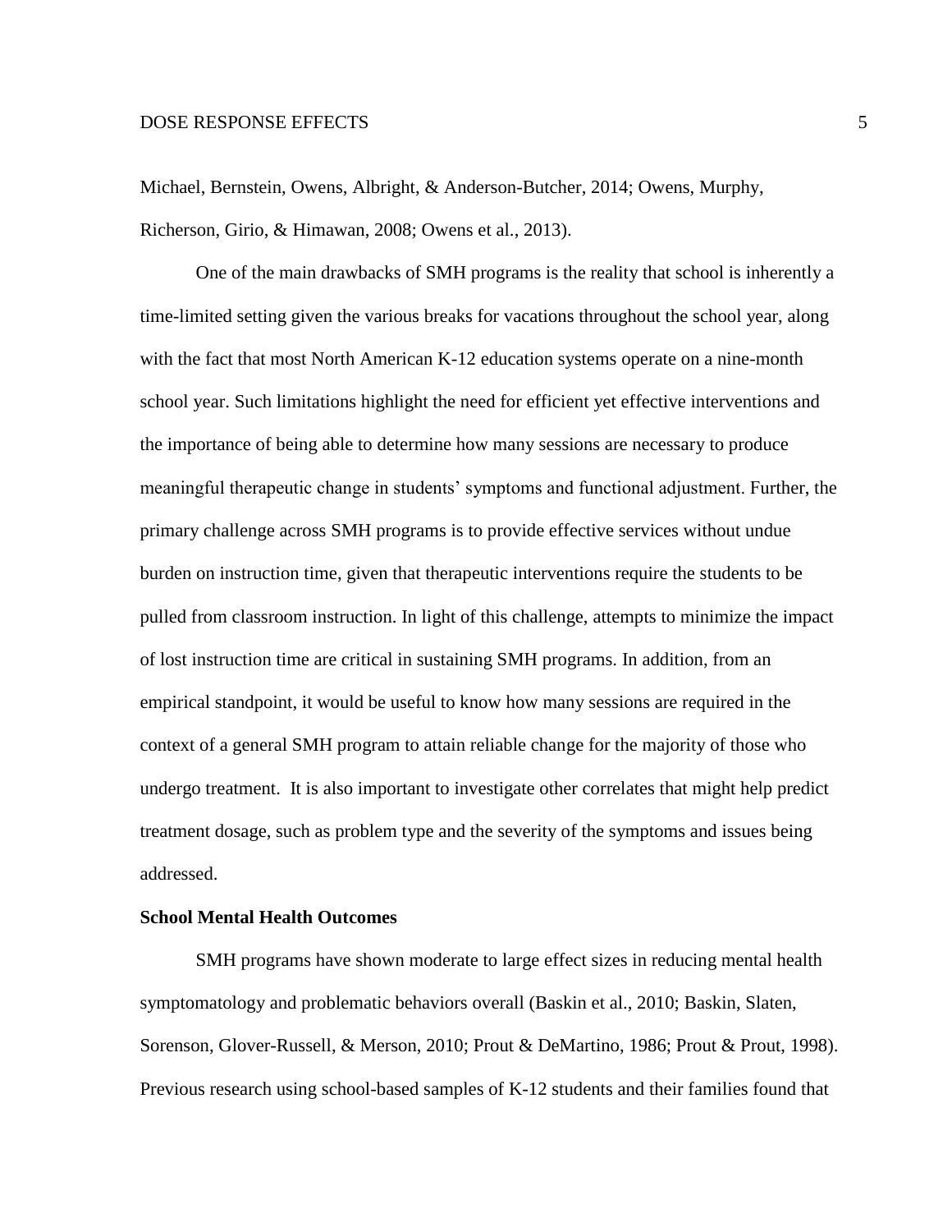Michael, Bernstein, Owens, Albright, & Anderson-Butcher, 2014; Owens, Murphy, Richerson, Girio, & Himawan, 2008; Owens et al., 2013).

One of the main drawbacks of SMH programs is the reality that school is inherently a time-limited setting given the various breaks for vacations throughout the school year, along with the fact that most North American K-12 education systems operate on a nine-month school year. Such limitations highlight the need for efficient yet effective interventions and the importance of being able to determine how many sessions are necessary to produce meaningful therapeutic change in students' symptoms and functional adjustment. Further, the primary challenge across SMH programs is to provide effective services without undue burden on instruction time, given that therapeutic interventions require the students to be pulled from classroom instruction. In light of this challenge, attempts to minimize the impact of lost instruction time are critical in sustaining SMH programs. In addition, from an empirical standpoint, it would be useful to know how many sessions are required in the context of a general SMH program to attain reliable change for the majority of those who undergo treatment. It is also important to investigate other correlates that might help predict treatment dosage, such as problem type and the severity of the symptoms and issues being addressed.

**School Mental Health Outcomes**

SMH programs have shown moderate to large effect sizes in reducing mental health symptomatology and problematic behaviors overall (Baskin et al., 2010; Baskin, Slaten, Sorenson, Glover-Russell, & Merson, 2010; Prout & DeMartino, 1986; Prout & Prout, 1998). Previous research using school-based samples of K-12 students and their families found that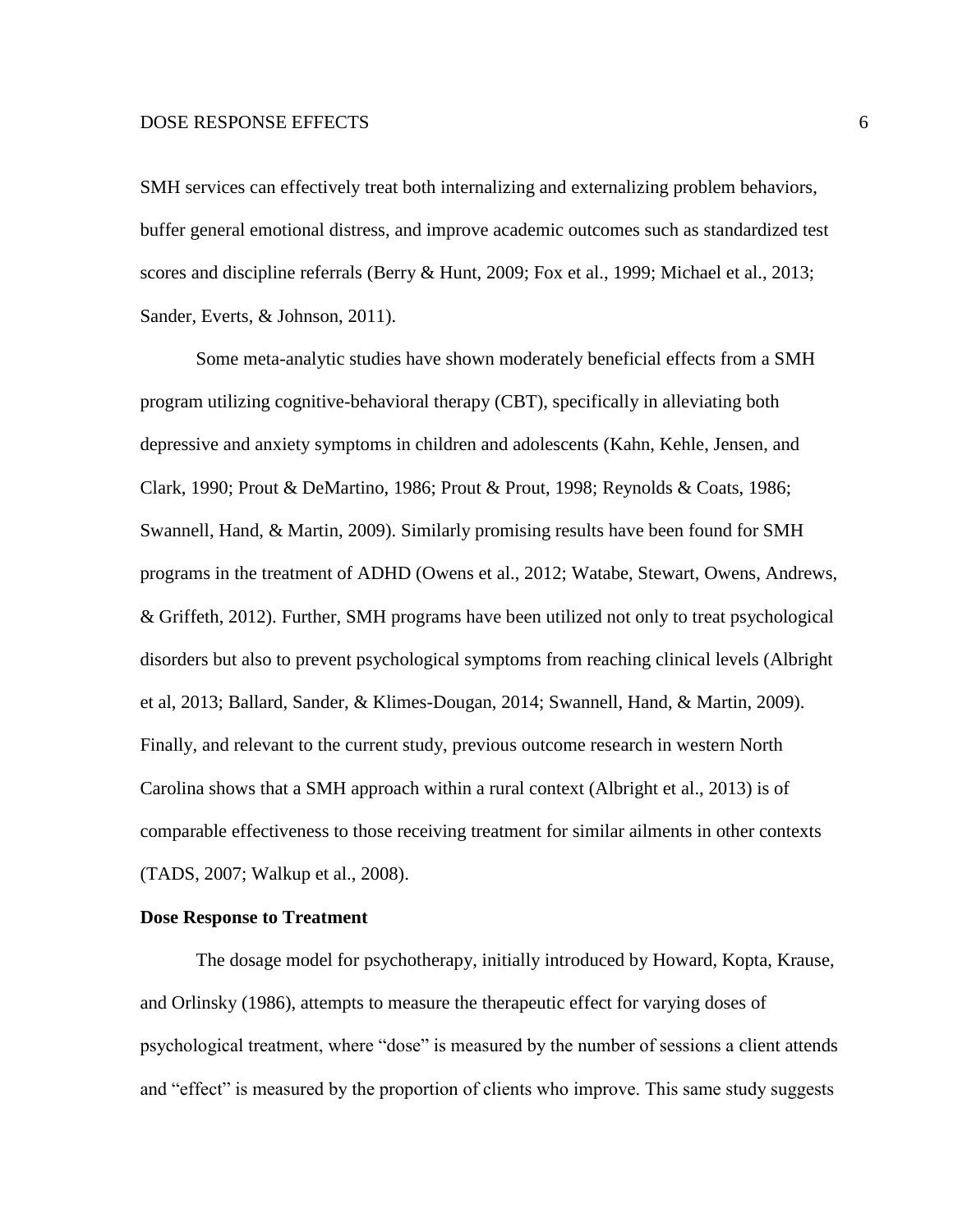SMH services can effectively treat both internalizing and externalizing problem behaviors, buffer general emotional distress, and improve academic outcomes such as standardized test scores and discipline referrals (Berry & Hunt, 2009; Fox et al., 1999; Michael et al., 2013; Sander, Everts, & Johnson, 2011).

Some meta-analytic studies have shown moderately beneficial effects from a SMH program utilizing cognitive-behavioral therapy (CBT), specifically in alleviating both depressive and anxiety symptoms in children and adolescents (Kahn, Kehle, Jensen, and Clark, 1990; Prout & DeMartino, 1986; Prout & Prout, 1998; Reynolds & Coats, 1986; Swannell, Hand, & Martin, 2009). Similarly promising results have been found for SMH programs in the treatment of ADHD (Owens et al., 2012; Watabe, Stewart, Owens, Andrews, & Griffeth, 2012). Further, SMH programs have been utilized not only to treat psychological disorders but also to prevent psychological symptoms from reaching clinical levels (Albright et al, 2013; Ballard, Sander, & Klimes-Dougan, 2014; Swannell, Hand, & Martin, 2009). Finally, and relevant to the current study, previous outcome research in western North Carolina shows that a SMH approach within a rural context (Albright et al., 2013) is of comparable effectiveness to those receiving treatment for similar ailments in other contexts (TADS, 2007; Walkup et al., 2008).

**Dose Response to Treatment**

The dosage model for psychotherapy, initially introduced by Howard, Kopta, Krause, and Orlinsky (1986), attempts to measure the therapeutic effect for varying doses of psychological treatment, where "dose" is measured by the number of sessions a client attends and "effect" is measured by the proportion of clients who improve. This same study suggests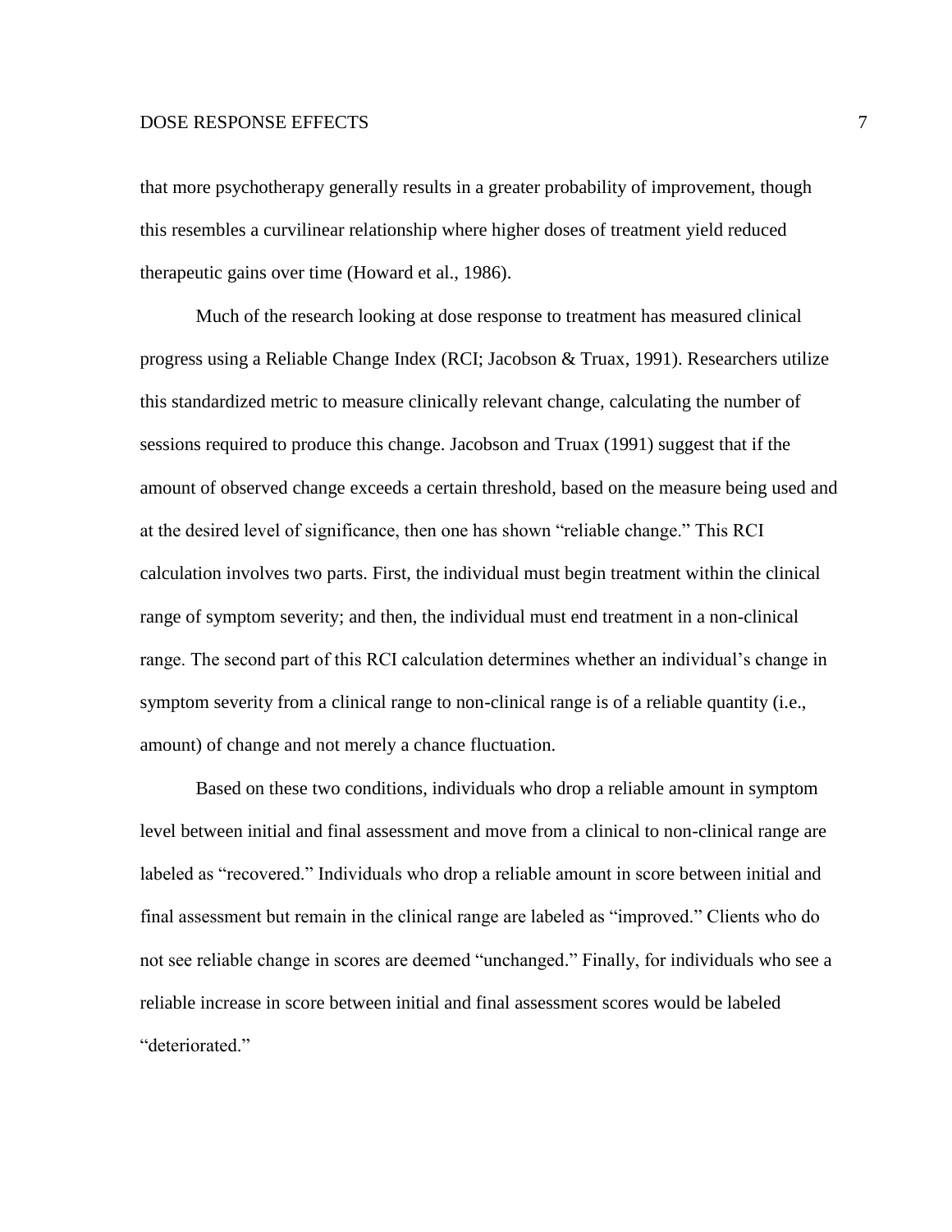that more psychotherapy generally results in a greater probability of improvement, though this resembles a curvilinear relationship where higher doses of treatment yield reduced therapeutic gains over time (Howard et al., 1986).

Much of the research looking at dose response to treatment has measured clinical progress using a Reliable Change Index (RCI; Jacobson & Truax, 1991). Researchers utilize this standardized metric to measure clinically relevant change, calculating the number of sessions required to produce this change. Jacobson and Truax (1991) suggest that if the amount of observed change exceeds a certain threshold, based on the measure being used and at the desired level of significance, then one has shown "reliable change." This RCI calculation involves two parts. First, the individual must begin treatment within the clinical range of symptom severity; and then, the individual must end treatment in a non-clinical range. The second part of this RCI calculation determines whether an individual's change in symptom severity from a clinical range to non-clinical range is of a reliable quantity (i.e., amount) of change and not merely a chance fluctuation.

Based on these two conditions, individuals who drop a reliable amount in symptom level between initial and final assessment and move from a clinical to non-clinical range are labeled as "recovered." Individuals who drop a reliable amount in score between initial and final assessment but remain in the clinical range are labeled as "improved." Clients who do not see reliable change in scores are deemed "unchanged." Finally, for individuals who see a reliable increase in score between initial and final assessment scores would be labeled "deteriorated."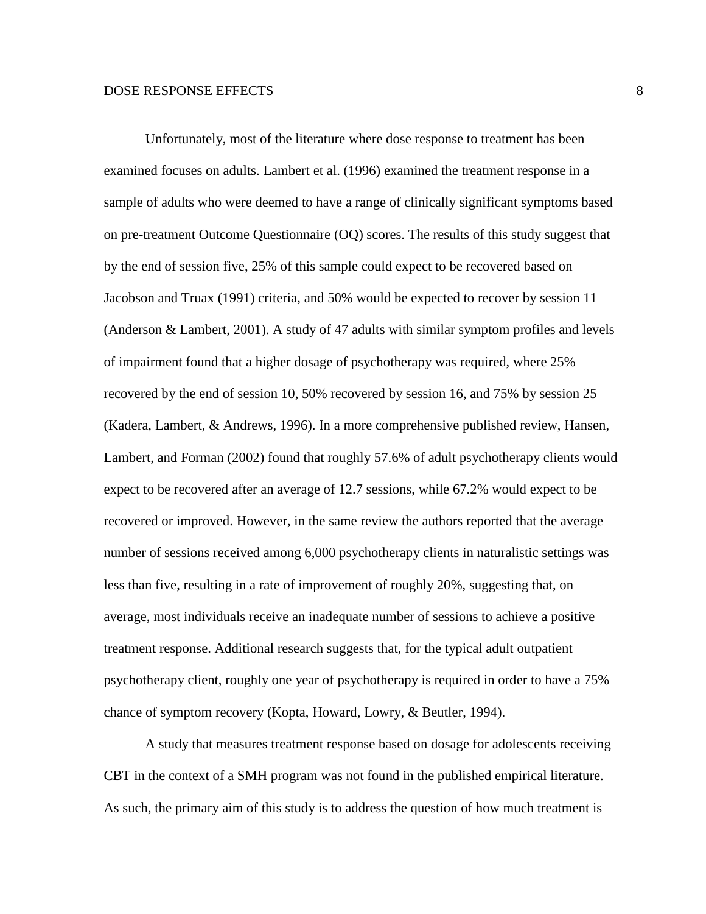Unfortunately, most of the literature where dose response to treatment has been examined focuses on adults. Lambert et al. (1996) examined the treatment response in a sample of adults who were deemed to have a range of clinically significant symptoms based on pre-treatment Outcome Questionnaire (OQ) scores. The results of this study suggest that by the end of session five, 25% of this sample could expect to be recovered based on Jacobson and Truax (1991) criteria, and 50% would be expected to recover by session 11 (Anderson & Lambert, 2001). A study of 47 adults with similar symptom profiles and levels of impairment found that a higher dosage of psychotherapy was required, where 25% recovered by the end of session 10, 50% recovered by session 16, and 75% by session 25 (Kadera, Lambert, & Andrews, 1996). In a more comprehensive published review, Hansen, Lambert, and Forman (2002) found that roughly 57.6% of adult psychotherapy clients would expect to be recovered after an average of 12.7 sessions, while 67.2% would expect to be recovered or improved. However, in the same review the authors reported that the average number of sessions received among 6,000 psychotherapy clients in naturalistic settings was less than five, resulting in a rate of improvement of roughly 20%, suggesting that, on average, most individuals receive an inadequate number of sessions to achieve a positive treatment response. Additional research suggests that, for the typical adult outpatient psychotherapy client, roughly one year of psychotherapy is required in order to have a 75% chance of symptom recovery (Kopta, Howard, Lowry, & Beutler, 1994).

A study that measures treatment response based on dosage for adolescents receiving CBT in the context of a SMH program was not found in the published empirical literature. As such, the primary aim of this study is to address the question of how much treatment is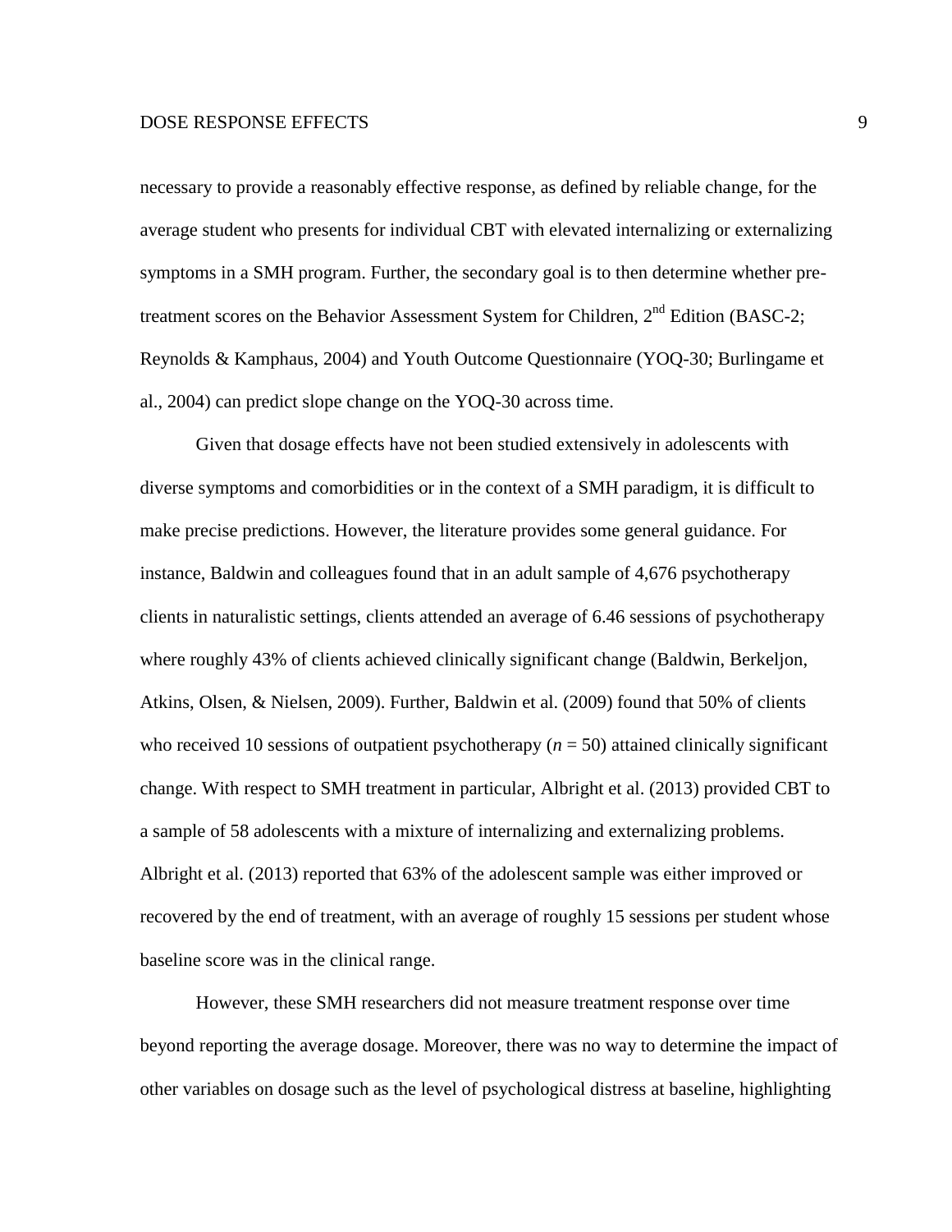necessary to provide a reasonably effective response, as defined by reliable change, for the average student who presents for individual CBT with elevated internalizing or externalizing symptoms in a SMH program. Further, the secondary goal is to then determine whether pre-treatment scores on the Behavior Assessment System for Children, 2nd Edition (BASC-2; Reynolds & Kamphaus, 2004) and Youth Outcome Questionnaire (YOQ-30; Burlingame et al., 2004) can predict slope change on the YOQ-30 across time.

Given that dosage effects have not been studied extensively in adolescents with diverse symptoms and comorbidities or in the context of a SMH paradigm, it is difficult to make precise predictions. However, the literature provides some general guidance. For instance, Baldwin and colleagues found that in an adult sample of 4,676 psychotherapy clients in naturalistic settings, clients attended an average of 6.46 sessions of psychotherapy where roughly 43% of clients achieved clinically significant change (Baldwin, Berkeljon, Atkins, Olsen, & Nielsen, 2009). Further, Baldwin et al. (2009) found that 50% of clients who received 10 sessions of outpatient psychotherapy ($n$ = 50) attained clinically significant change. With respect to SMH treatment in particular, Albright et al. (2013) provided CBT to a sample of 58 adolescents with a mixture of internalizing and externalizing problems. Albright et al. (2013) reported that 63% of the adolescent sample was either improved or recovered by the end of treatment, with an average of roughly 15 sessions per student whose baseline score was in the clinical range.

However, these SMH researchers did not measure treatment response over time beyond reporting the average dosage. Moreover, there was no way to determine the impact of other variables on dosage such as the level of psychological distress at baseline, highlighting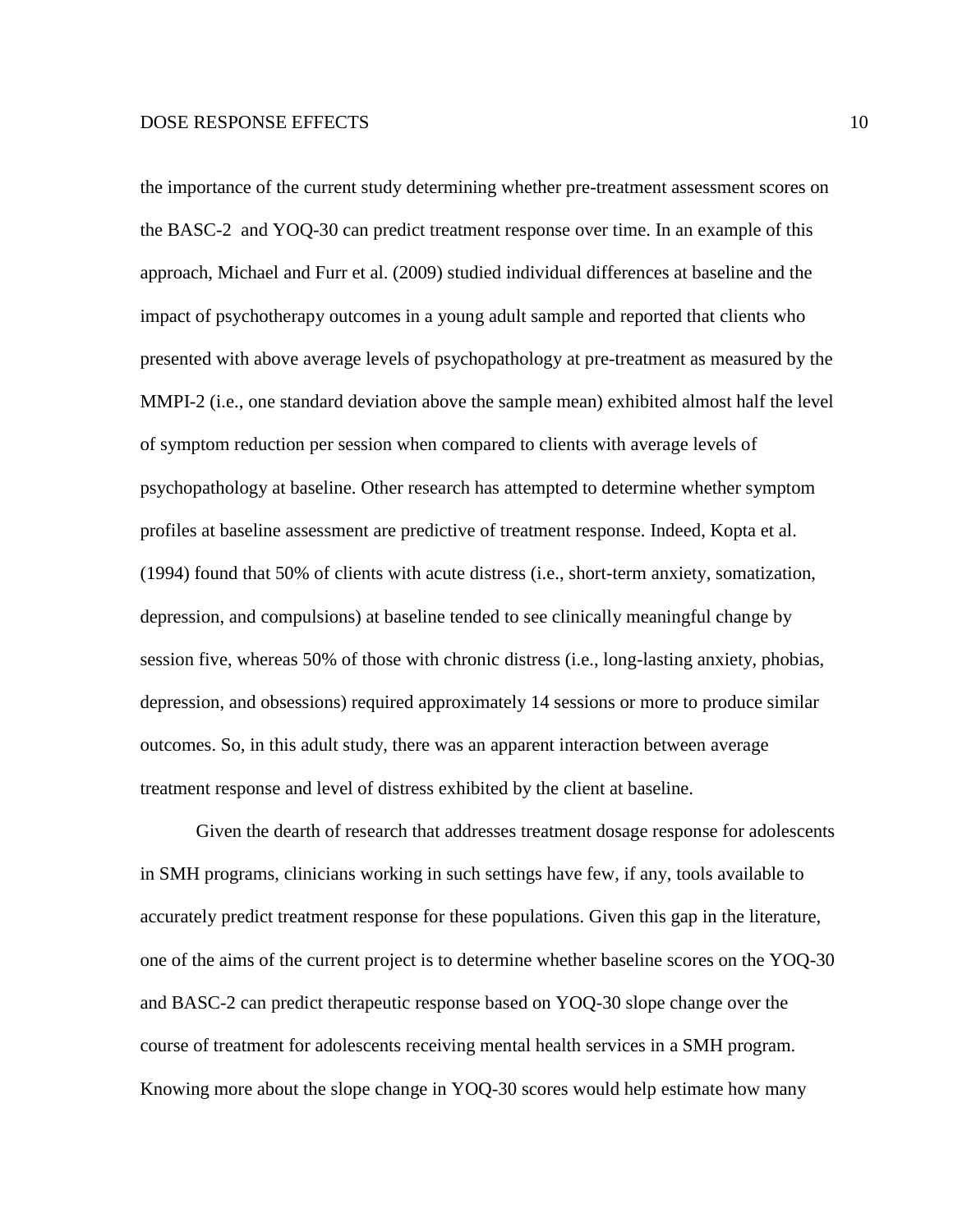the importance of the current study determining whether pre-treatment assessment scores on the BASC-2 and YOQ-30 can predict treatment response over time. In an example of this approach, Michael and Furr et al. (2009) studied individual differences at baseline and the impact of psychotherapy outcomes in a young adult sample and reported that clients who presented with above average levels of psychopathology at pre-treatment as measured by the MMPI-2 (i.e., one standard deviation above the sample mean) exhibited almost half the level of symptom reduction per session when compared to clients with average levels of psychopathology at baseline. Other research has attempted to determine whether symptom profiles at baseline assessment are predictive of treatment response. Indeed, Kopta et al. (1994) found that 50% of clients with acute distress (i.e., short-term anxiety, somatization, depression, and compulsions) at baseline tended to see clinically meaningful change by session five, whereas 50% of those with chronic distress (i.e., long-lasting anxiety, phobias, depression, and obsessions) required approximately 14 sessions or more to produce similar outcomes. So, in this adult study, there was an apparent interaction between average treatment response and level of distress exhibited by the client at baseline.

Given the dearth of research that addresses treatment dosage response for adolescents in SMH programs, clinicians working in such settings have few, if any, tools available to accurately predict treatment response for these populations. Given this gap in the literature, one of the aims of the current project is to determine whether baseline scores on the YOQ-30 and BASC-2 can predict therapeutic response based on YOQ-30 slope change over the course of treatment for adolescents receiving mental health services in a SMH program. Knowing more about the slope change in YOQ-30 scores would help estimate how many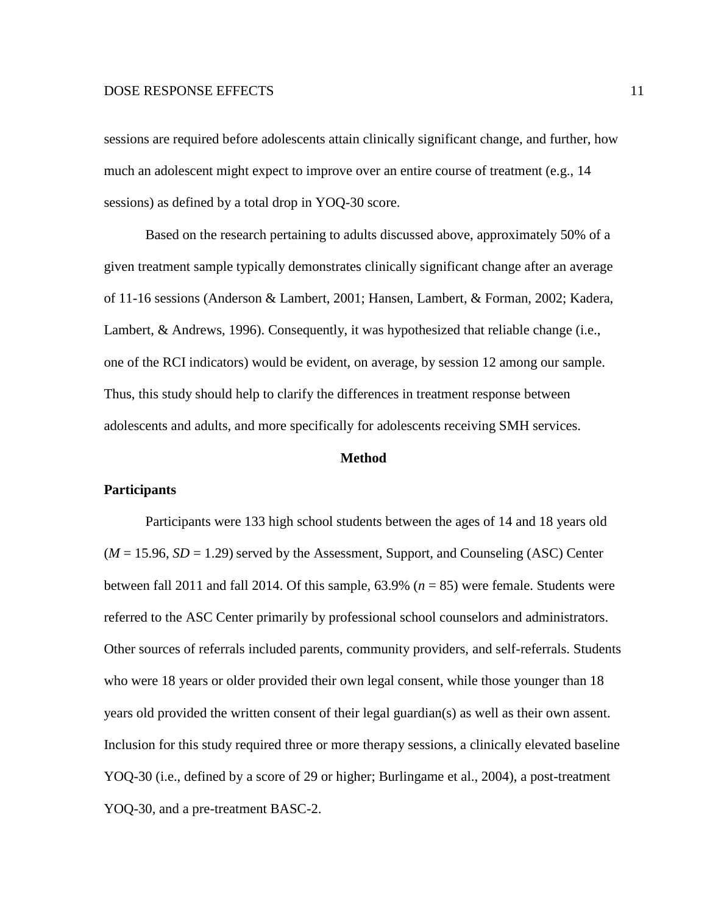sessions are required before adolescents attain clinically significant change, and further, how much an adolescent might expect to improve over an entire course of treatment (e.g., 14 sessions) as defined by a total drop in YOQ-30 score.

Based on the research pertaining to adults discussed above, approximately 50% of a given treatment sample typically demonstrates clinically significant change after an average of 11-16 sessions (Anderson & Lambert, 2001; Hansen, Lambert, & Forman, 2002; Kadera, Lambert, & Andrews, 1996). Consequently, it was hypothesized that reliable change (i.e., one of the RCI indicators) would be evident, on average, by session 12 among our sample. Thus, this study should help to clarify the differences in treatment response between adolescents and adults, and more specifically for adolescents receiving SMH services.

## Method

### Participants

Participants were 133 high school students between the ages of 14 and 18 years old (*M* = 15.96, *SD* = 1.29) served by the Assessment, Support, and Counseling (ASC) Center between fall 2011 and fall 2014. Of this sample, 63.9% (*n* = 85) were female. Students were referred to the ASC Center primarily by professional school counselors and administrators. Other sources of referrals included parents, community providers, and self-referrals. Students who were 18 years or older provided their own legal consent, while those younger than 18 years old provided the written consent of their legal guardian(s) as well as their own assent. Inclusion for this study required three or more therapy sessions, a clinically elevated baseline YOQ-30 (i.e., defined by a score of 29 or higher; Burlingame et al., 2004), a post-treatment YOQ-30, and a pre-treatment BASC-2.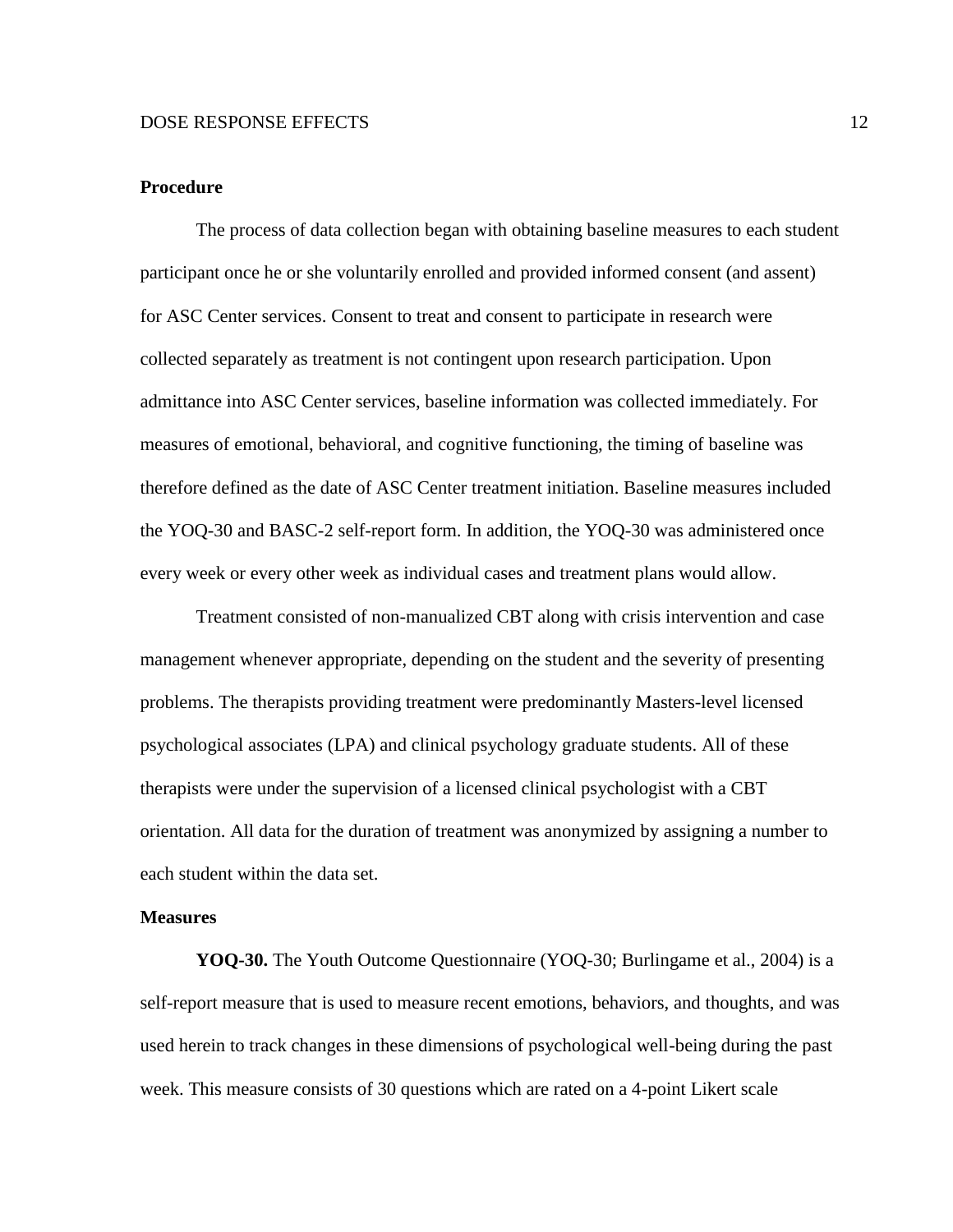## Procedure

The process of data collection began with obtaining baseline measures to each student participant once he or she voluntarily enrolled and provided informed consent (and assent) for ASC Center services. Consent to treat and consent to participate in research were collected separately as treatment is not contingent upon research participation. Upon admittance into ASC Center services, baseline information was collected immediately. For measures of emotional, behavioral, and cognitive functioning, the timing of baseline was therefore defined as the date of ASC Center treatment initiation. Baseline measures included the YOQ-30 and BASC-2 self-report form. In addition, the YOQ-30 was administered once every week or every other week as individual cases and treatment plans would allow.

Treatment consisted of non-manualized CBT along with crisis intervention and case management whenever appropriate, depending on the student and the severity of presenting problems. The therapists providing treatment were predominantly Masters-level licensed psychological associates (LPA) and clinical psychology graduate students. All of these therapists were under the supervision of a licensed clinical psychologist with a CBT orientation. All data for the duration of treatment was anonymized by assigning a number to each student within the data set.

## Measures

**YOQ-30.** The Youth Outcome Questionnaire (YOQ-30; Burlingame et al., 2004) is a self-report measure that is used to measure recent emotions, behaviors, and thoughts, and was used herein to track changes in these dimensions of psychological well-being during the past week. This measure consists of 30 questions which are rated on a 4-point Likert scale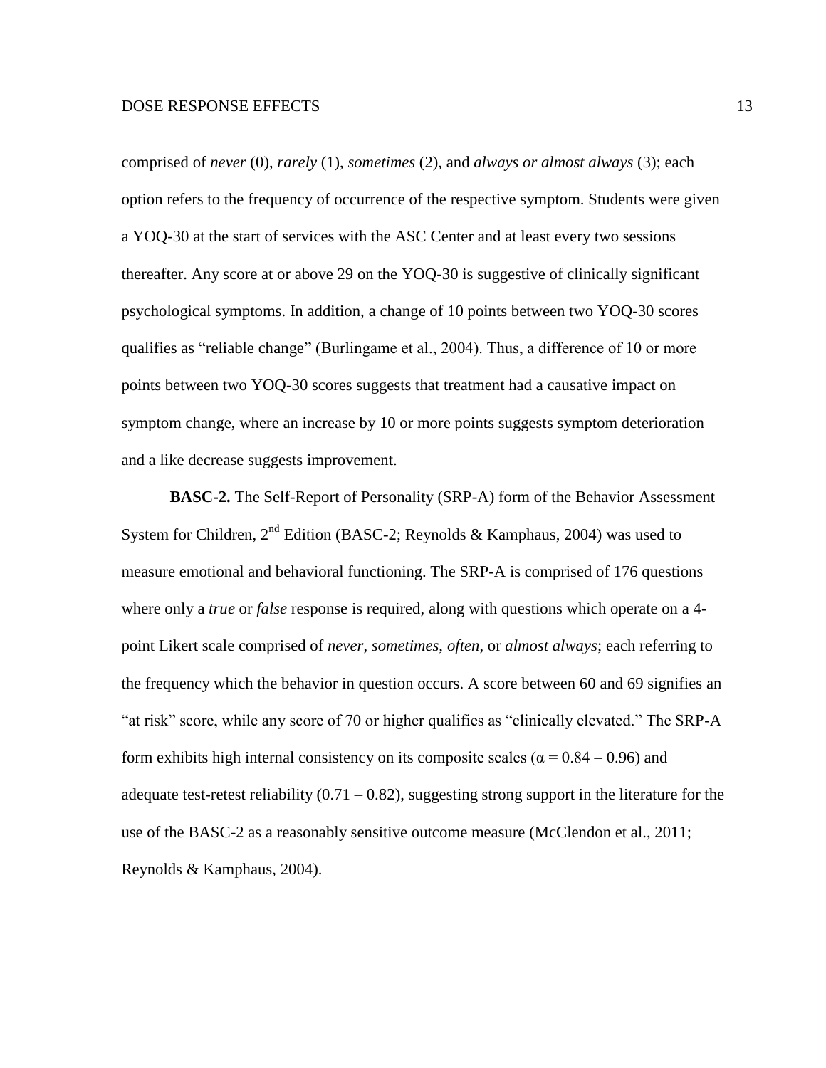comprised of *never* (0), *rarely* (1), *sometimes* (2), and *always or almost always* (3); each option refers to the frequency of occurrence of the respective symptom. Students were given a YOQ-30 at the start of services with the ASC Center and at least every two sessions thereafter. Any score at or above 29 on the YOQ-30 is suggestive of clinically significant psychological symptoms. In addition, a change of 10 points between two YOQ-30 scores qualifies as "reliable change" (Burlingame et al., 2004). Thus, a difference of 10 or more points between two YOQ-30 scores suggests that treatment had a causative impact on symptom change, where an increase by 10 or more points suggests symptom deterioration and a like decrease suggests improvement.

**BASC-2.** The Self-Report of Personality (SRP-A) form of the Behavior Assessment System for Children, 2nd Edition (BASC-2; Reynolds & Kamphaus, 2004) was used to measure emotional and behavioral functioning. The SRP-A is comprised of 176 questions where only a *true* or *false* response is required, along with questions which operate on a 4-point Likert scale comprised of *never*, *sometimes*, *often*, or *almost always*; each referring to the frequency which the behavior in question occurs. A score between 60 and 69 signifies an "at risk" score, while any score of 70 or higher qualifies as "clinically elevated." The SRP-A form exhibits high internal consistency on its composite scales ($\alpha = 0.84 - 0.96$) and adequate test-retest reliability ($0.71 - 0.82$), suggesting strong support in the literature for the use of the BASC-2 as a reasonably sensitive outcome measure (McClendon et al., 2011; Reynolds & Kamphaus, 2004).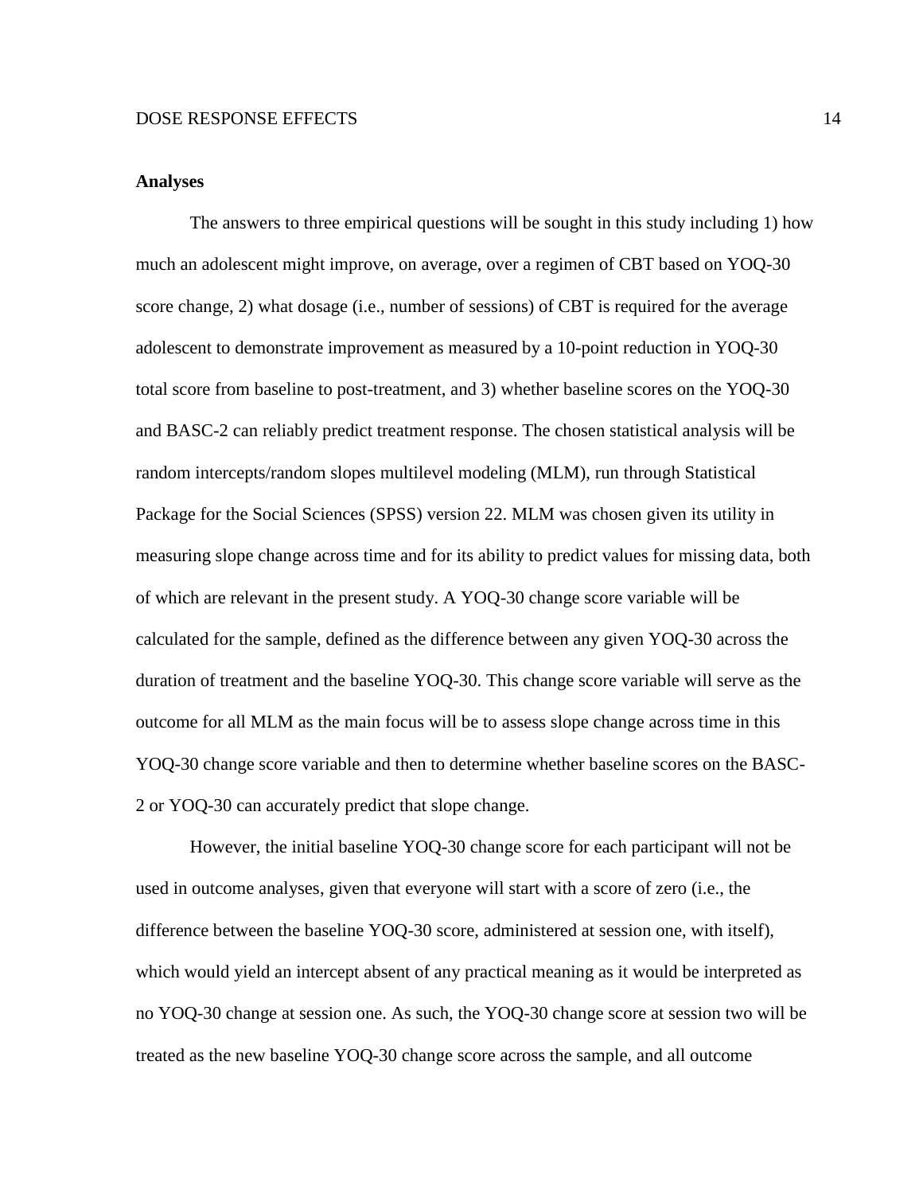**Analyses**

The answers to three empirical questions will be sought in this study including 1) how much an adolescent might improve, on average, over a regimen of CBT based on YOQ-30 score change, 2) what dosage (i.e., number of sessions) of CBT is required for the average adolescent to demonstrate improvement as measured by a 10-point reduction in YOQ-30 total score from baseline to post-treatment, and 3) whether baseline scores on the YOQ-30 and BASC-2 can reliably predict treatment response. The chosen statistical analysis will be random intercepts/random slopes multilevel modeling (MLM), run through Statistical Package for the Social Sciences (SPSS) version 22. MLM was chosen given its utility in measuring slope change across time and for its ability to predict values for missing data, both of which are relevant in the present study. A YOQ-30 change score variable will be calculated for the sample, defined as the difference between any given YOQ-30 across the duration of treatment and the baseline YOQ-30. This change score variable will serve as the outcome for all MLM as the main focus will be to assess slope change across time in this YOQ-30 change score variable and then to determine whether baseline scores on the BASC-2 or YOQ-30 can accurately predict that slope change.

However, the initial baseline YOQ-30 change score for each participant will not be used in outcome analyses, given that everyone will start with a score of zero (i.e., the difference between the baseline YOQ-30 score, administered at session one, with itself), which would yield an intercept absent of any practical meaning as it would be interpreted as no YOQ-30 change at session one. As such, the YOQ-30 change score at session two will be treated as the new baseline YOQ-30 change score across the sample, and all outcome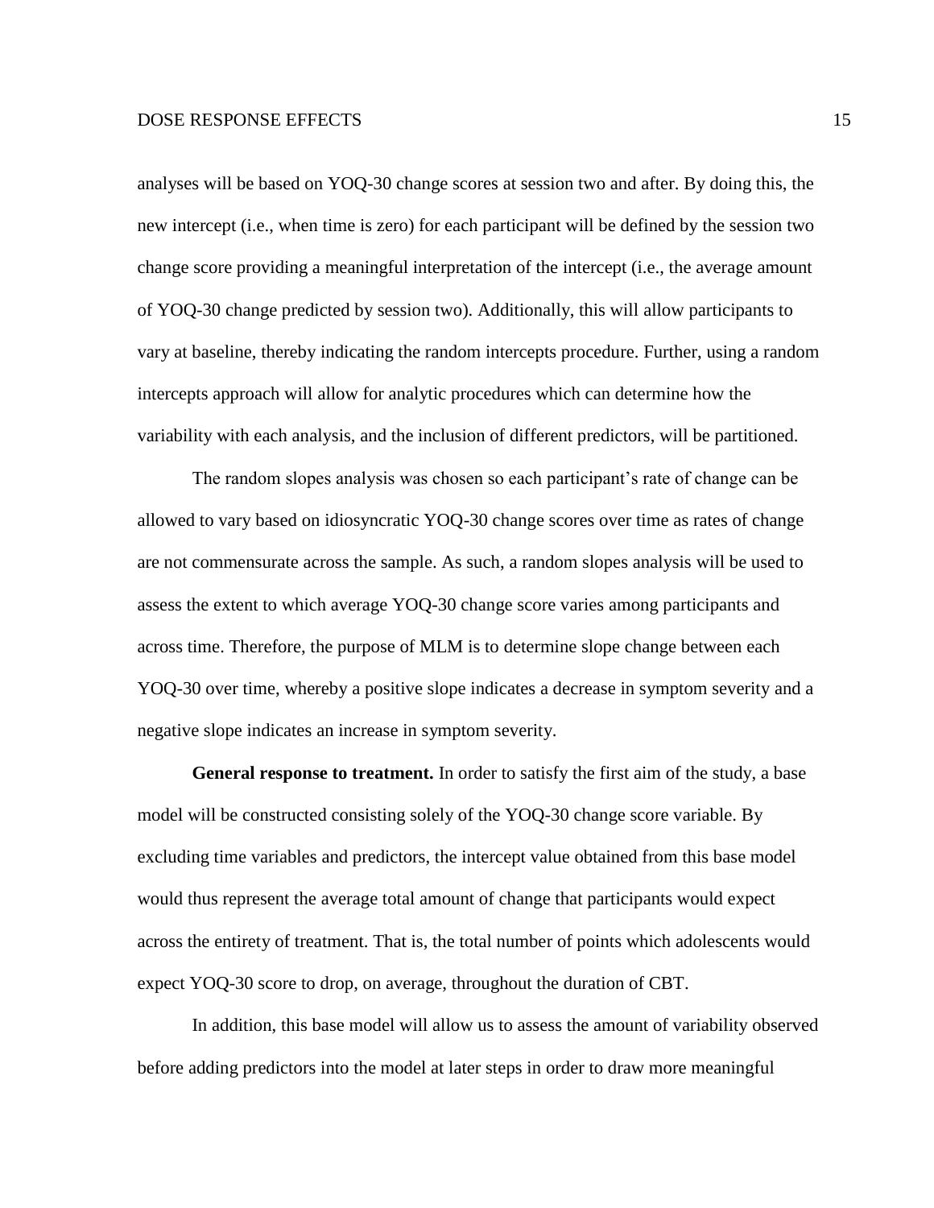analyses will be based on YOQ-30 change scores at session two and after. By doing this, the new intercept (i.e., when time is zero) for each participant will be defined by the session two change score providing a meaningful interpretation of the intercept (i.e., the average amount of YOQ-30 change predicted by session two). Additionally, this will allow participants to vary at baseline, thereby indicating the random intercepts procedure. Further, using a random intercepts approach will allow for analytic procedures which can determine how the variability with each analysis, and the inclusion of different predictors, will be partitioned.

The random slopes analysis was chosen so each participant's rate of change can be allowed to vary based on idiosyncratic YOQ-30 change scores over time as rates of change are not commensurate across the sample. As such, a random slopes analysis will be used to assess the extent to which average YOQ-30 change score varies among participants and across time. Therefore, the purpose of MLM is to determine slope change between each YOQ-30 over time, whereby a positive slope indicates a decrease in symptom severity and a negative slope indicates an increase in symptom severity.

**General response to treatment.** In order to satisfy the first aim of the study, a base model will be constructed consisting solely of the YOQ-30 change score variable. By excluding time variables and predictors, the intercept value obtained from this base model would thus represent the average total amount of change that participants would expect across the entirety of treatment. That is, the total number of points which adolescents would expect YOQ-30 score to drop, on average, throughout the duration of CBT.

In addition, this base model will allow us to assess the amount of variability observed before adding predictors into the model at later steps in order to draw more meaningful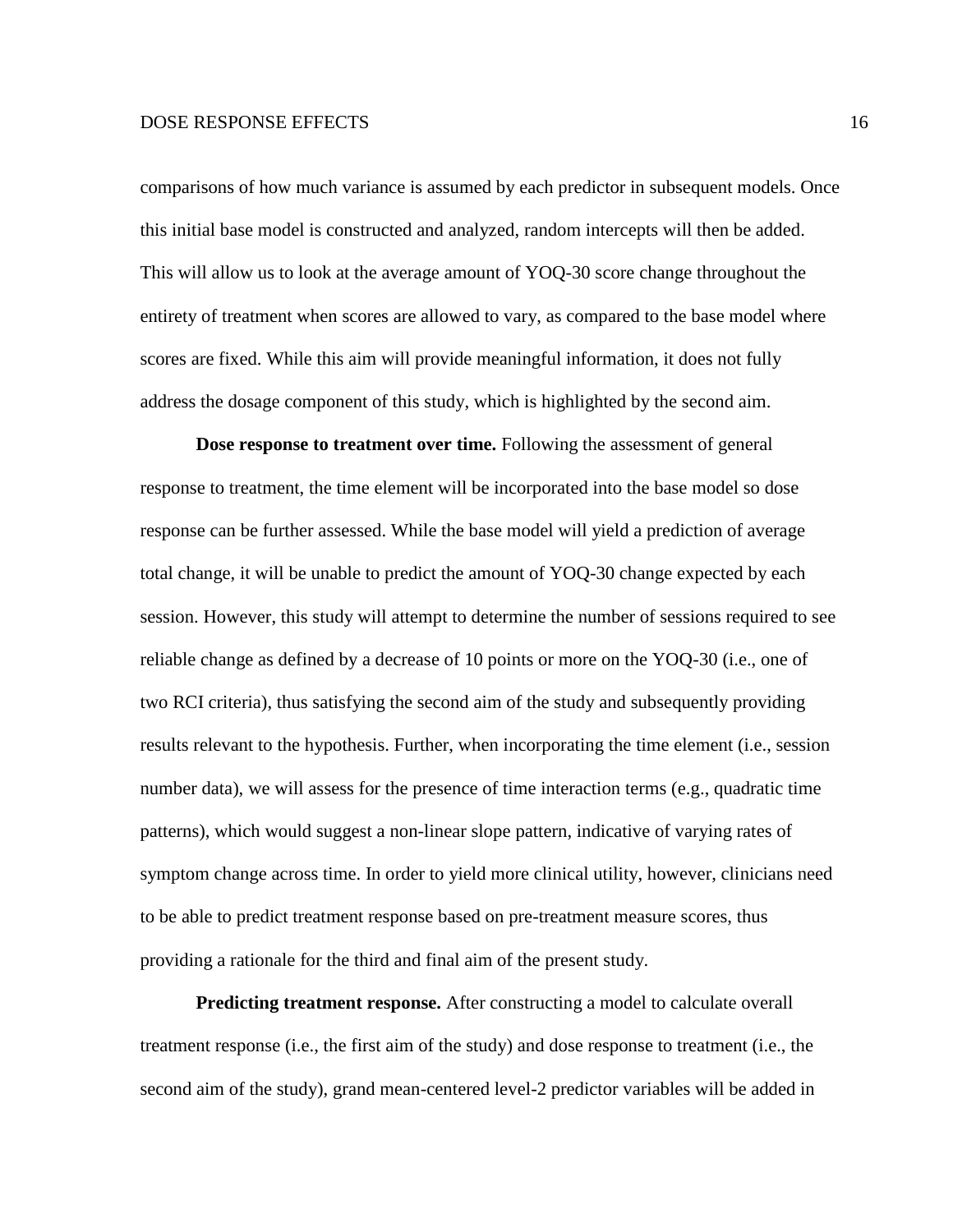comparisons of how much variance is assumed by each predictor in subsequent models. Once this initial base model is constructed and analyzed, random intercepts will then be added. This will allow us to look at the average amount of YOQ-30 score change throughout the entirety of treatment when scores are allowed to vary, as compared to the base model where scores are fixed. While this aim will provide meaningful information, it does not fully address the dosage component of this study, which is highlighted by the second aim.

**Dose response to treatment over time.** Following the assessment of general response to treatment, the time element will be incorporated into the base model so dose response can be further assessed. While the base model will yield a prediction of average total change, it will be unable to predict the amount of YOQ-30 change expected by each session. However, this study will attempt to determine the number of sessions required to see reliable change as defined by a decrease of 10 points or more on the YOQ-30 (i.e., one of two RCI criteria), thus satisfying the second aim of the study and subsequently providing results relevant to the hypothesis. Further, when incorporating the time element (i.e., session number data), we will assess for the presence of time interaction terms (e.g., quadratic time patterns), which would suggest a non-linear slope pattern, indicative of varying rates of symptom change across time. In order to yield more clinical utility, however, clinicians need to be able to predict treatment response based on pre-treatment measure scores, thus providing a rationale for the third and final aim of the present study.

**Predicting treatment response.** After constructing a model to calculate overall treatment response (i.e., the first aim of the study) and dose response to treatment (i.e., the second aim of the study), grand mean-centered level-2 predictor variables will be added in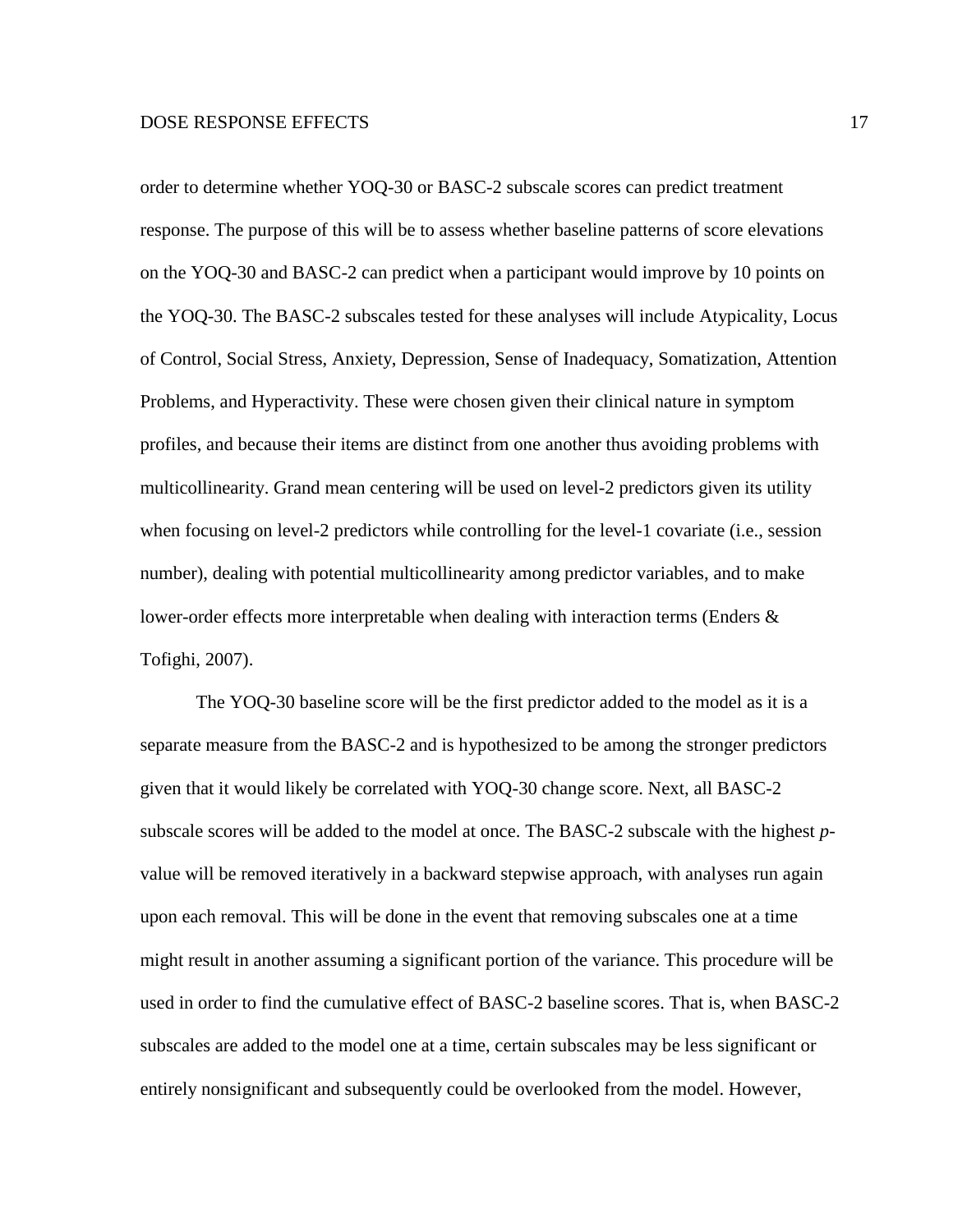order to determine whether YOQ-30 or BASC-2 subscale scores can predict treatment response. The purpose of this will be to assess whether baseline patterns of score elevations on the YOQ-30 and BASC-2 can predict when a participant would improve by 10 points on the YOQ-30. The BASC-2 subscales tested for these analyses will include Atypicality, Locus of Control, Social Stress, Anxiety, Depression, Sense of Inadequacy, Somatization, Attention Problems, and Hyperactivity. These were chosen given their clinical nature in symptom profiles, and because their items are distinct from one another thus avoiding problems with multicollinearity. Grand mean centering will be used on level-2 predictors given its utility when focusing on level-2 predictors while controlling for the level-1 covariate (i.e., session number), dealing with potential multicollinearity among predictor variables, and to make lower-order effects more interpretable when dealing with interaction terms (Enders & Tofighi, 2007).

The YOQ-30 baseline score will be the first predictor added to the model as it is a separate measure from the BASC-2 and is hypothesized to be among the stronger predictors given that it would likely be correlated with YOQ-30 change score. Next, all BASC-2 subscale scores will be added to the model at once. The BASC-2 subscale with the highest *p*-value will be removed iteratively in a backward stepwise approach, with analyses run again upon each removal. This will be done in the event that removing subscales one at a time might result in another assuming a significant portion of the variance. This procedure will be used in order to find the cumulative effect of BASC-2 baseline scores. That is, when BASC-2 subscales are added to the model one at a time, certain subscales may be less significant or entirely nonsignificant and subsequently could be overlooked from the model. However,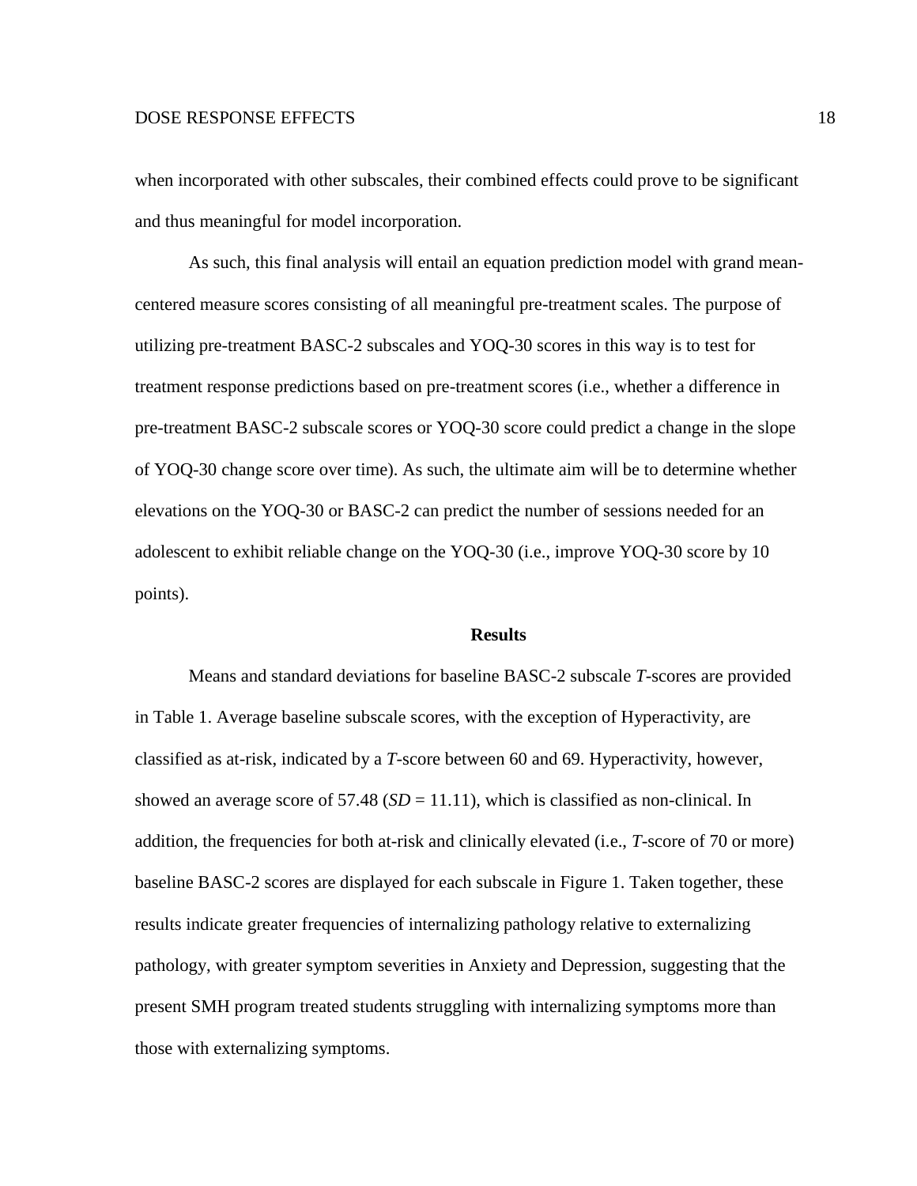when incorporated with other subscales, their combined effects could prove to be significant and thus meaningful for model incorporation.

As such, this final analysis will entail an equation prediction model with grand mean-centered measure scores consisting of all meaningful pre-treatment scales. The purpose of utilizing pre-treatment BASC-2 subscales and YOQ-30 scores in this way is to test for treatment response predictions based on pre-treatment scores (i.e., whether a difference in pre-treatment BASC-2 subscale scores or YOQ-30 score could predict a change in the slope of YOQ-30 change score over time). As such, the ultimate aim will be to determine whether elevations on the YOQ-30 or BASC-2 can predict the number of sessions needed for an adolescent to exhibit reliable change on the YOQ-30 (i.e., improve YOQ-30 score by 10 points).

## Results

Means and standard deviations for baseline BASC-2 subscale *T*-scores are provided in Table 1. Average baseline subscale scores, with the exception of Hyperactivity, are classified as at-risk, indicated by a *T*-score between 60 and 69. Hyperactivity, however, showed an average score of 57.48 ($SD = 11.11$), which is classified as non-clinical. In addition, the frequencies for both at-risk and clinically elevated (i.e., *T*-score of 70 or more) baseline BASC-2 scores are displayed for each subscale in Figure 1. Taken together, these results indicate greater frequencies of internalizing pathology relative to externalizing pathology, with greater symptom severities in Anxiety and Depression, suggesting that the present SMH program treated students struggling with internalizing symptoms more than those with externalizing symptoms.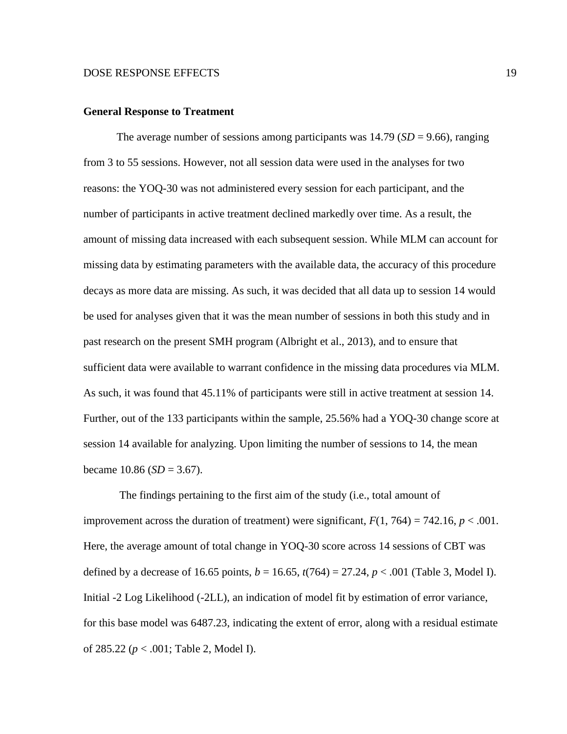**General Response to Treatment**

The average number of sessions among participants was 14.79 (*SD* = 9.66), ranging from 3 to 55 sessions. However, not all session data were used in the analyses for two reasons: the YOQ-30 was not administered every session for each participant, and the number of participants in active treatment declined markedly over time. As a result, the amount of missing data increased with each subsequent session. While MLM can account for missing data by estimating parameters with the available data, the accuracy of this procedure decays as more data are missing. As such, it was decided that all data up to session 14 would be used for analyses given that it was the mean number of sessions in both this study and in past research on the present SMH program (Albright et al., 2013), and to ensure that sufficient data were available to warrant confidence in the missing data procedures via MLM. As such, it was found that 45.11% of participants were still in active treatment at session 14. Further, out of the 133 participants within the sample, 25.56% had a YOQ-30 change score at session 14 available for analyzing. Upon limiting the number of sessions to 14, the mean became 10.86 (*SD* = 3.67).

The findings pertaining to the first aim of the study (i.e., total amount of improvement across the duration of treatment) were significant, $F(1, 764) = 742.16$, $p < .001$. Here, the average amount of total change in YOQ-30 score across 14 sessions of CBT was defined by a decrease of 16.65 points, $b = 16.65$, $t(764) = 27.24$, $p < .001$ (Table 3, Model I). Initial -2 Log Likelihood (-2LL), an indication of model fit by estimation of error variance, for this base model was 6487.23, indicating the extent of error, along with a residual estimate of 285.22 ($p < .001$; Table 2, Model I).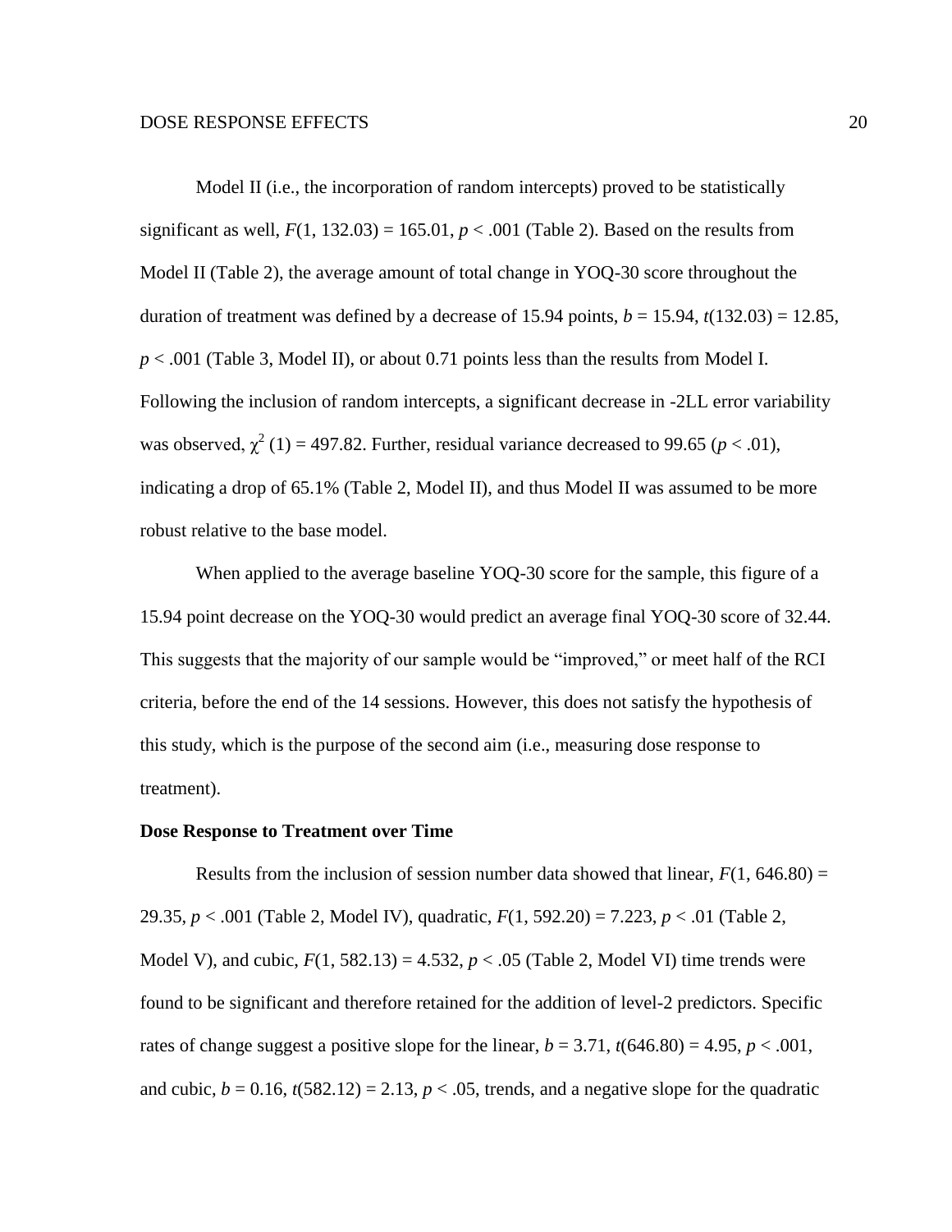Model II (i.e., the incorporation of random intercepts) proved to be statistically significant as well, $F(1, 132.03) = 165.01$, $p < .001$ (Table 2). Based on the results from Model II (Table 2), the average amount of total change in YOQ-30 score throughout the duration of treatment was defined by a decrease of 15.94 points, $b = 15.94$, $t(132.03) = 12.85$, $p < .001$ (Table 3, Model II), or about 0.71 points less than the results from Model I. Following the inclusion of random intercepts, a significant decrease in -2LL error variability was observed, $\chi^2$ (1) = 497.82. Further, residual variance decreased to 99.65 ($p < .01$), indicating a drop of 65.1% (Table 2, Model II), and thus Model II was assumed to be more robust relative to the base model.

When applied to the average baseline YOQ-30 score for the sample, this figure of a 15.94 point decrease on the YOQ-30 would predict an average final YOQ-30 score of 32.44. This suggests that the majority of our sample would be "improved," or meet half of the RCI criteria, before the end of the 14 sessions. However, this does not satisfy the hypothesis of this study, which is the purpose of the second aim (i.e., measuring dose response to treatment).

**Dose Response to Treatment over Time**

Results from the inclusion of session number data showed that linear, $F(1, 646.80) = 29.35$, $p < .001$ (Table 2, Model IV), quadratic, $F(1, 592.20) = 7.223$, $p < .01$ (Table 2, Model V), and cubic, $F(1, 582.13) = 4.532$, $p < .05$ (Table 2, Model VI) time trends were found to be significant and therefore retained for the addition of level-2 predictors. Specific rates of change suggest a positive slope for the linear, $b = 3.71$, $t(646.80) = 4.95$, $p < .001$, and cubic, $b = 0.16$, $t(582.12) = 2.13$, $p < .05$, trends, and a negative slope for the quadratic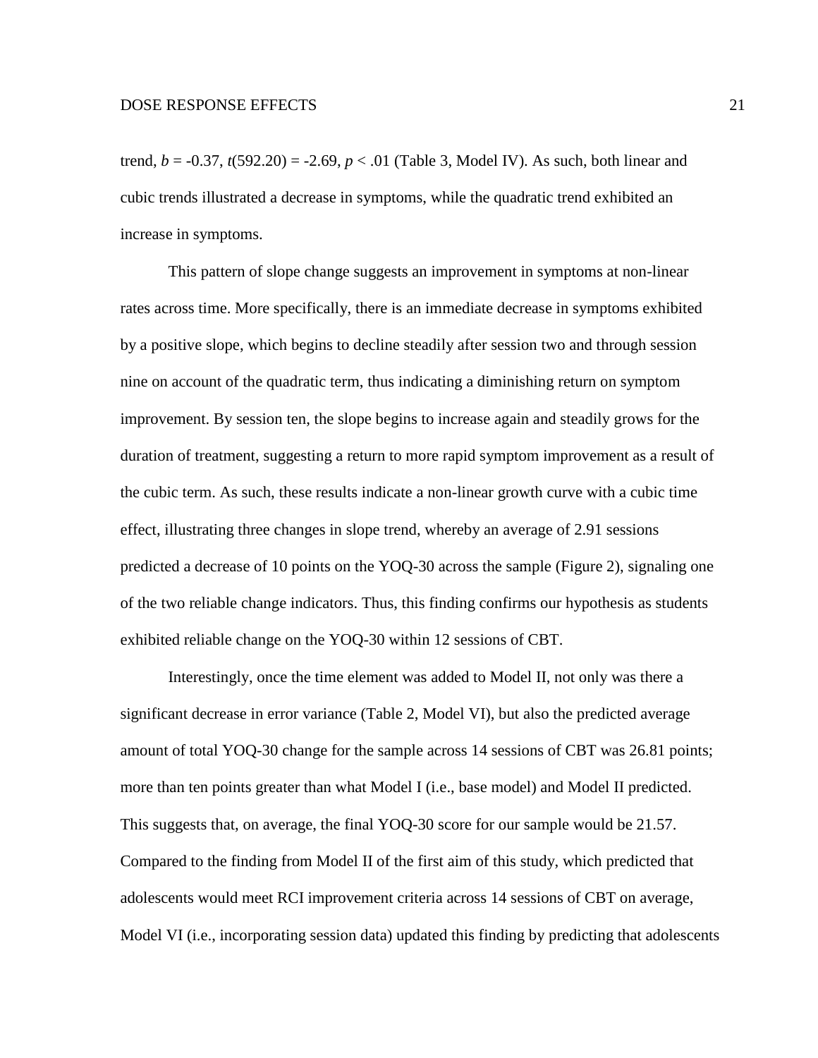trend, $b = -0.37$, $t(592.20) = -2.69$, $p < .01$ (Table 3, Model IV). As such, both linear and cubic trends illustrated a decrease in symptoms, while the quadratic trend exhibited an increase in symptoms.

This pattern of slope change suggests an improvement in symptoms at non-linear rates across time. More specifically, there is an immediate decrease in symptoms exhibited by a positive slope, which begins to decline steadily after session two and through session nine on account of the quadratic term, thus indicating a diminishing return on symptom improvement. By session ten, the slope begins to increase again and steadily grows for the duration of treatment, suggesting a return to more rapid symptom improvement as a result of the cubic term. As such, these results indicate a non-linear growth curve with a cubic time effect, illustrating three changes in slope trend, whereby an average of 2.91 sessions predicted a decrease of 10 points on the YOQ-30 across the sample (Figure 2), signaling one of the two reliable change indicators. Thus, this finding confirms our hypothesis as students exhibited reliable change on the YOQ-30 within 12 sessions of CBT.

Interestingly, once the time element was added to Model II, not only was there a significant decrease in error variance (Table 2, Model VI), but also the predicted average amount of total YOQ-30 change for the sample across 14 sessions of CBT was 26.81 points; more than ten points greater than what Model I (i.e., base model) and Model II predicted. This suggests that, on average, the final YOQ-30 score for our sample would be 21.57. Compared to the finding from Model II of the first aim of this study, which predicted that adolescents would meet RCI improvement criteria across 14 sessions of CBT on average, Model VI (i.e., incorporating session data) updated this finding by predicting that adolescents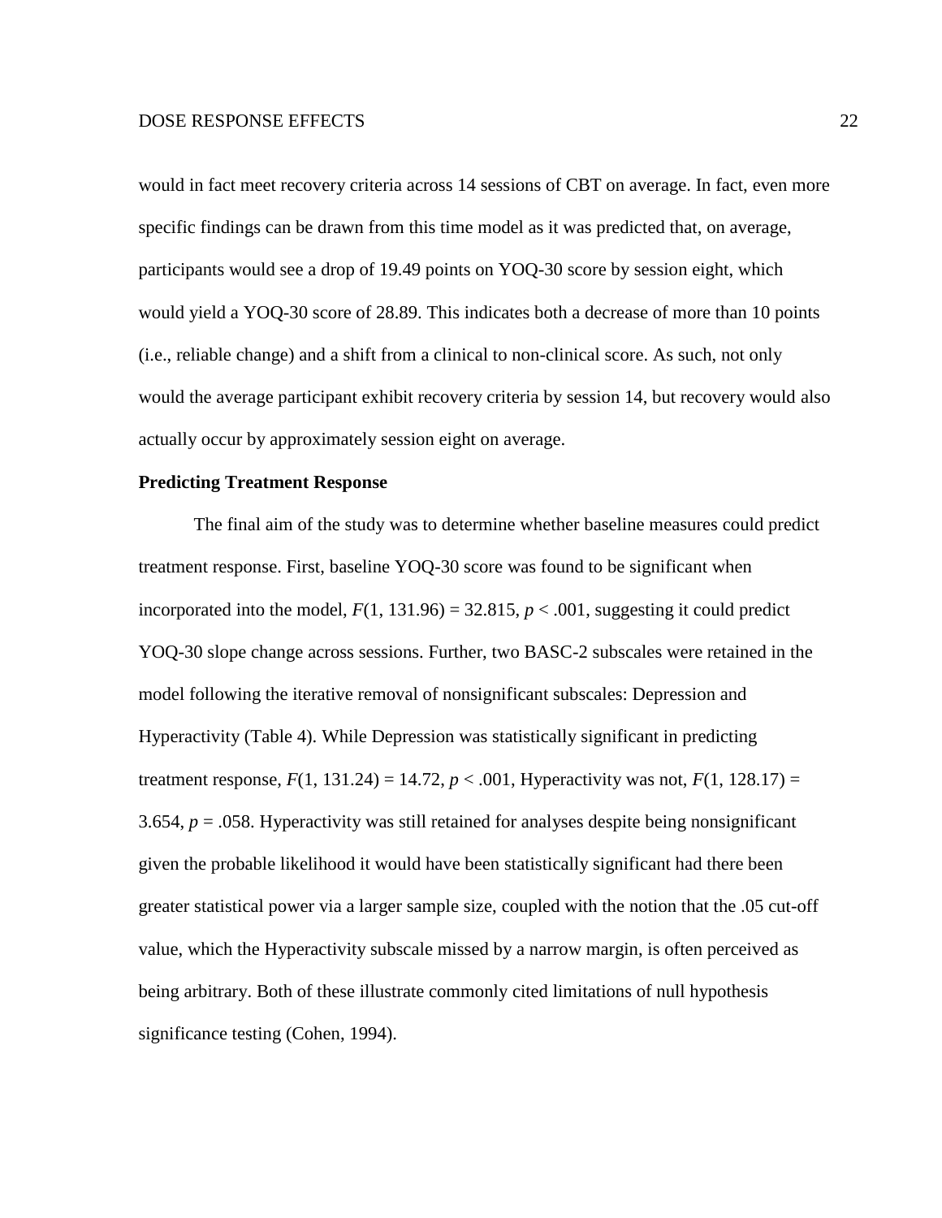would in fact meet recovery criteria across 14 sessions of CBT on average. In fact, even more specific findings can be drawn from this time model as it was predicted that, on average, participants would see a drop of 19.49 points on YOQ-30 score by session eight, which would yield a YOQ-30 score of 28.89. This indicates both a decrease of more than 10 points (i.e., reliable change) and a shift from a clinical to non-clinical score. As such, not only would the average participant exhibit recovery criteria by session 14, but recovery would also actually occur by approximately session eight on average.

**Predicting Treatment Response**

The final aim of the study was to determine whether baseline measures could predict treatment response. First, baseline YOQ-30 score was found to be significant when incorporated into the model, $F(1, 131.96) = 32.815$, $p < .001$, suggesting it could predict YOQ-30 slope change across sessions. Further, two BASC-2 subscales were retained in the model following the iterative removal of nonsignificant subscales: Depression and Hyperactivity (Table 4). While Depression was statistically significant in predicting treatment response, $F(1, 131.24) = 14.72$, $p < .001$, Hyperactivity was not, $F(1, 128.17) = 3.654$, $p = .058$. Hyperactivity was still retained for analyses despite being nonsignificant given the probable likelihood it would have been statistically significant had there been greater statistical power via a larger sample size, coupled with the notion that the .05 cut-off value, which the Hyperactivity subscale missed by a narrow margin, is often perceived as being arbitrary. Both of these illustrate commonly cited limitations of null hypothesis significance testing (Cohen, 1994).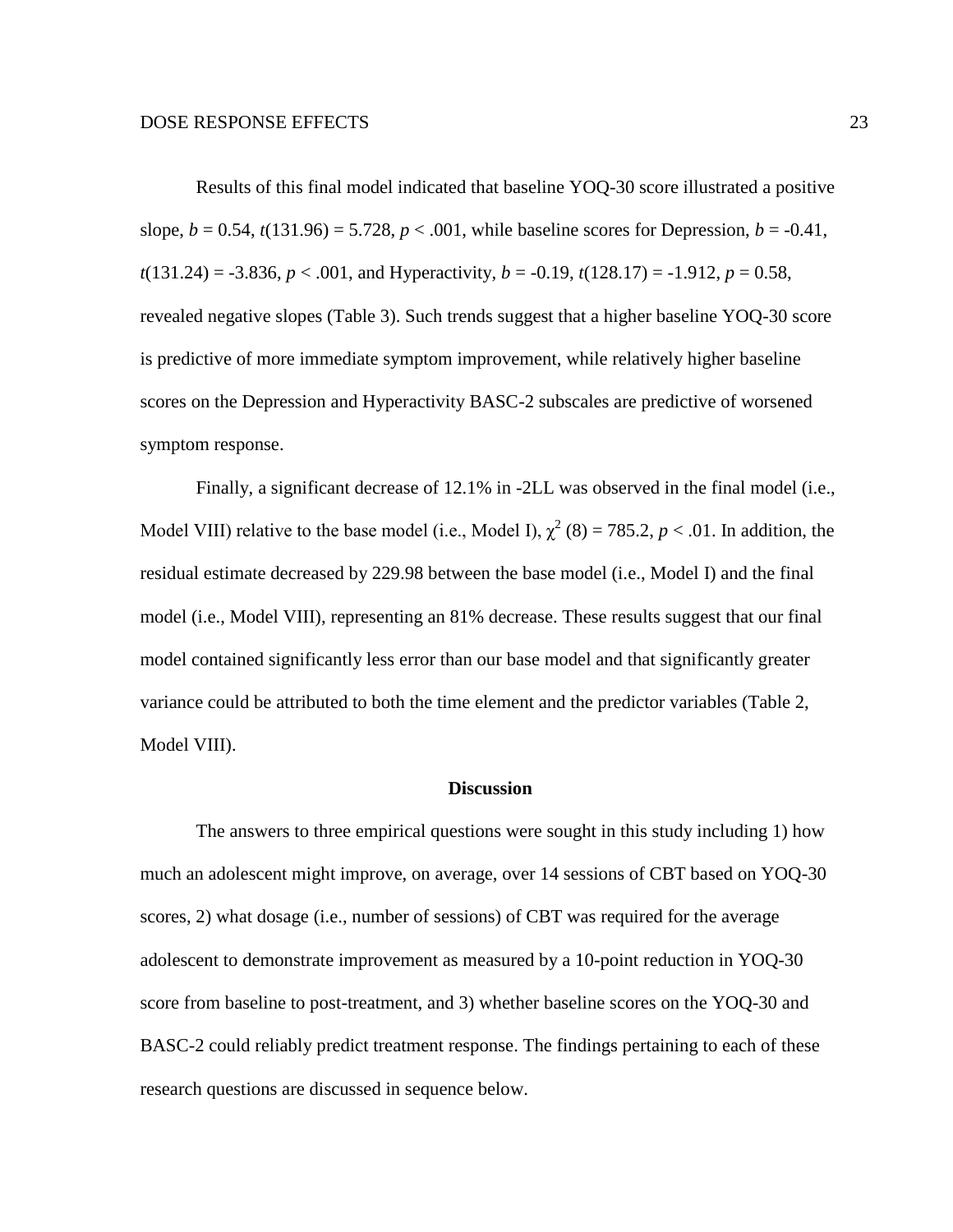Results of this final model indicated that baseline YOQ-30 score illustrated a positive slope, $b = 0.54$, $t(131.96) = 5.728$, $p < .001$, while baseline scores for Depression, $b = -0.41$, $t(131.24) = -3.836$, $p < .001$, and Hyperactivity, $b = -0.19$, $t(128.17) = -1.912$, $p = 0.58$, revealed negative slopes (Table 3). Such trends suggest that a higher baseline YOQ-30 score is predictive of more immediate symptom improvement, while relatively higher baseline scores on the Depression and Hyperactivity BASC-2 subscales are predictive of worsened symptom response.

Finally, a significant decrease of 12.1% in -2LL was observed in the final model (i.e., Model VIII) relative to the base model (i.e., Model I), $\chi^2$ (8) = 785.2, $p < .01$. In addition, the residual estimate decreased by 229.98 between the base model (i.e., Model I) and the final model (i.e., Model VIII), representing an 81% decrease. These results suggest that our final model contained significantly less error than our base model and that significantly greater variance could be attributed to both the time element and the predictor variables (Table 2, Model VIII).

## Discussion

The answers to three empirical questions were sought in this study including 1) how much an adolescent might improve, on average, over 14 sessions of CBT based on YOQ-30 scores, 2) what dosage (i.e., number of sessions) of CBT was required for the average adolescent to demonstrate improvement as measured by a 10-point reduction in YOQ-30 score from baseline to post-treatment, and 3) whether baseline scores on the YOQ-30 and BASC-2 could reliably predict treatment response. The findings pertaining to each of these research questions are discussed in sequence below.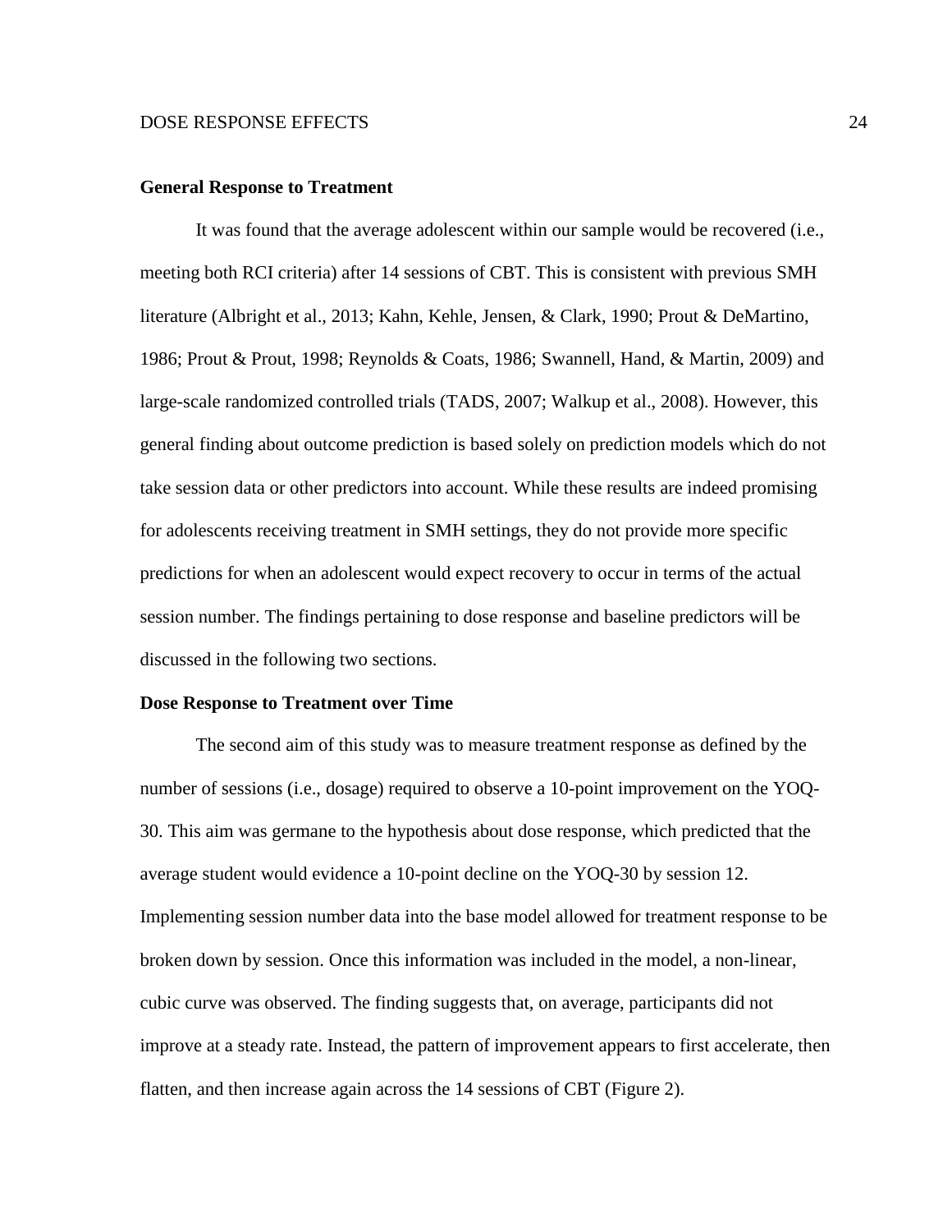**General Response to Treatment**

It was found that the average adolescent within our sample would be recovered (i.e., meeting both RCI criteria) after 14 sessions of CBT. This is consistent with previous SMH literature (Albright et al., 2013; Kahn, Kehle, Jensen, & Clark, 1990; Prout & DeMartino, 1986; Prout & Prout, 1998; Reynolds & Coats, 1986; Swannell, Hand, & Martin, 2009) and large-scale randomized controlled trials (TADS, 2007; Walkup et al., 2008). However, this general finding about outcome prediction is based solely on prediction models which do not take session data or other predictors into account. While these results are indeed promising for adolescents receiving treatment in SMH settings, they do not provide more specific predictions for when an adolescent would expect recovery to occur in terms of the actual session number. The findings pertaining to dose response and baseline predictors will be discussed in the following two sections.

**Dose Response to Treatment over Time**

The second aim of this study was to measure treatment response as defined by the number of sessions (i.e., dosage) required to observe a 10-point improvement on the YOQ-30. This aim was germane to the hypothesis about dose response, which predicted that the average student would evidence a 10-point decline on the YOQ-30 by session 12. Implementing session number data into the base model allowed for treatment response to be broken down by session. Once this information was included in the model, a non-linear, cubic curve was observed. The finding suggests that, on average, participants did not improve at a steady rate. Instead, the pattern of improvement appears to first accelerate, then flatten, and then increase again across the 14 sessions of CBT (Figure 2).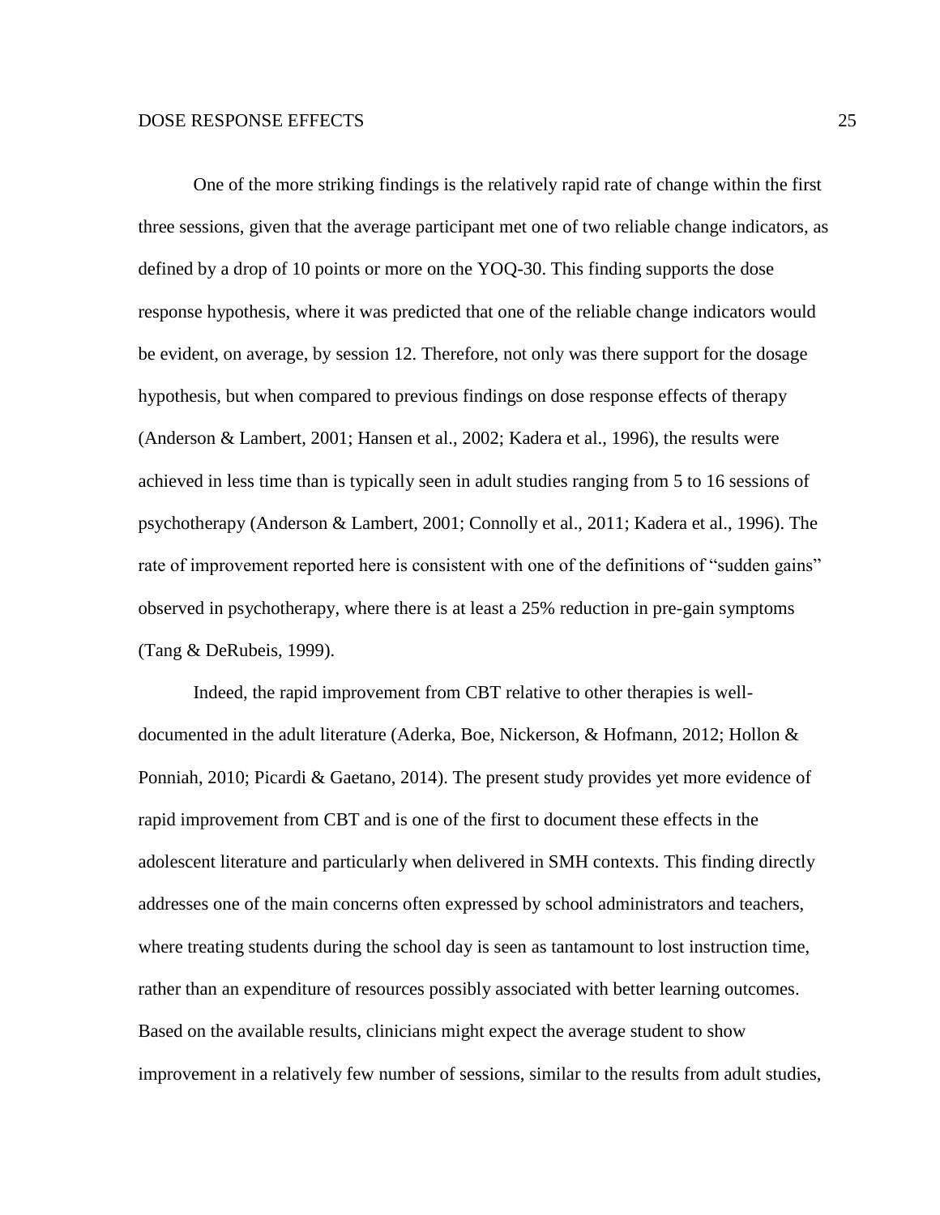One of the more striking findings is the relatively rapid rate of change within the first three sessions, given that the average participant met one of two reliable change indicators, as defined by a drop of 10 points or more on the YOQ-30. This finding supports the dose response hypothesis, where it was predicted that one of the reliable change indicators would be evident, on average, by session 12. Therefore, not only was there support for the dosage hypothesis, but when compared to previous findings on dose response effects of therapy (Anderson & Lambert, 2001; Hansen et al., 2002; Kadera et al., 1996), the results were achieved in less time than is typically seen in adult studies ranging from 5 to 16 sessions of psychotherapy (Anderson & Lambert, 2001; Connolly et al., 2011; Kadera et al., 1996). The rate of improvement reported here is consistent with one of the definitions of "sudden gains" observed in psychotherapy, where there is at least a 25% reduction in pre-gain symptoms (Tang & DeRubeis, 1999).

Indeed, the rapid improvement from CBT relative to other therapies is well-documented in the adult literature (Aderka, Boe, Nickerson, & Hofmann, 2012; Hollon & Ponniah, 2010; Picardi & Gaetano, 2014). The present study provides yet more evidence of rapid improvement from CBT and is one of the first to document these effects in the adolescent literature and particularly when delivered in SMH contexts. This finding directly addresses one of the main concerns often expressed by school administrators and teachers, where treating students during the school day is seen as tantamount to lost instruction time, rather than an expenditure of resources possibly associated with better learning outcomes. Based on the available results, clinicians might expect the average student to show improvement in a relatively few number of sessions, similar to the results from adult studies,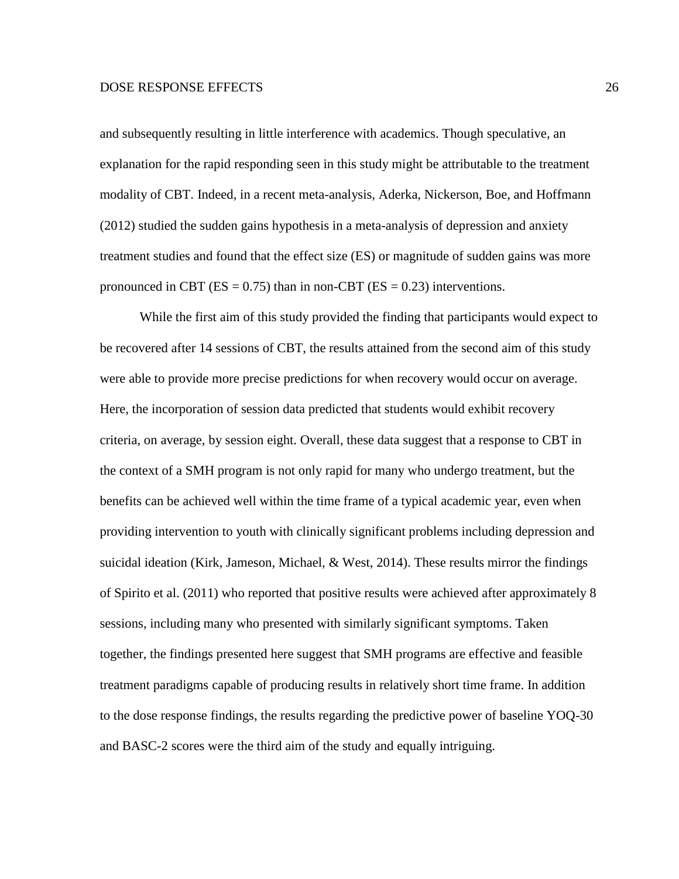and subsequently resulting in little interference with academics. Though speculative, an explanation for the rapid responding seen in this study might be attributable to the treatment modality of CBT. Indeed, in a recent meta-analysis, Aderka, Nickerson, Boe, and Hoffmann (2012) studied the sudden gains hypothesis in a meta-analysis of depression and anxiety treatment studies and found that the effect size (ES) or magnitude of sudden gains was more pronounced in CBT (ES = 0.75) than in non-CBT (ES = 0.23) interventions.

While the first aim of this study provided the finding that participants would expect to be recovered after 14 sessions of CBT, the results attained from the second aim of this study were able to provide more precise predictions for when recovery would occur on average. Here, the incorporation of session data predicted that students would exhibit recovery criteria, on average, by session eight. Overall, these data suggest that a response to CBT in the context of a SMH program is not only rapid for many who undergo treatment, but the benefits can be achieved well within the time frame of a typical academic year, even when providing intervention to youth with clinically significant problems including depression and suicidal ideation (Kirk, Jameson, Michael, & West, 2014). These results mirror the findings of Spirito et al. (2011) who reported that positive results were achieved after approximately 8 sessions, including many who presented with similarly significant symptoms. Taken together, the findings presented here suggest that SMH programs are effective and feasible treatment paradigms capable of producing results in relatively short time frame. In addition to the dose response findings, the results regarding the predictive power of baseline YOQ-30 and BASC-2 scores were the third aim of the study and equally intriguing.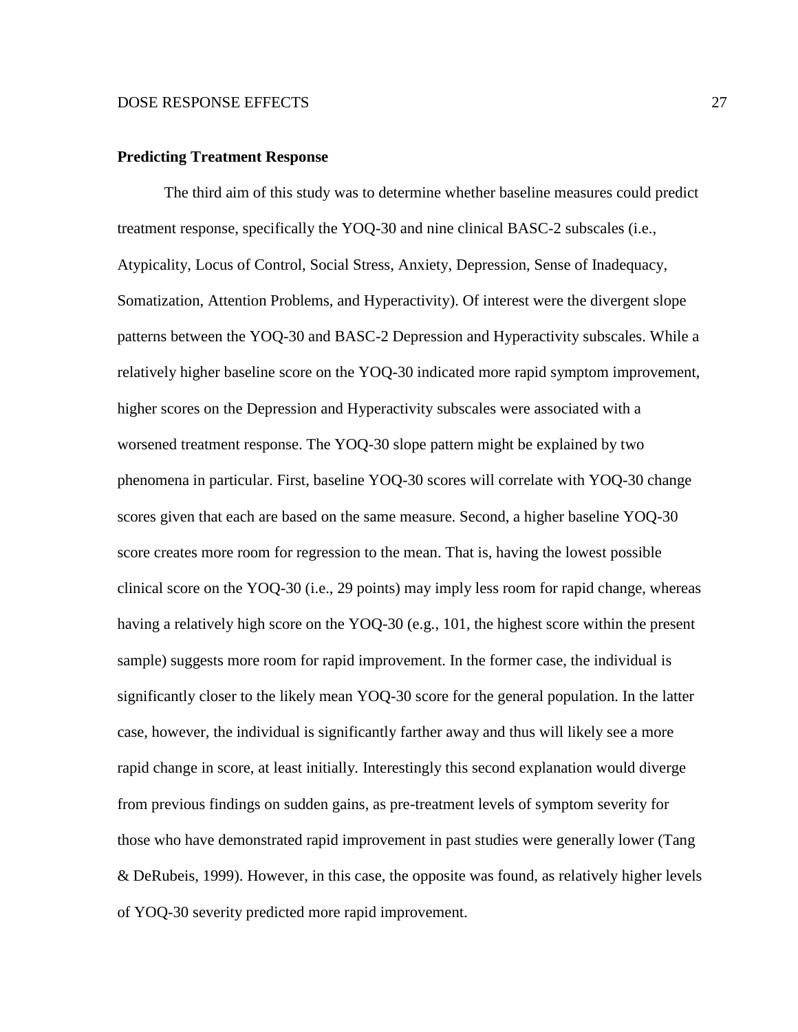### Predicting Treatment Response

The third aim of this study was to determine whether baseline measures could predict treatment response, specifically the YOQ-30 and nine clinical BASC-2 subscales (i.e., Atypicality, Locus of Control, Social Stress, Anxiety, Depression, Sense of Inadequacy, Somatization, Attention Problems, and Hyperactivity). Of interest were the divergent slope patterns between the YOQ-30 and BASC-2 Depression and Hyperactivity subscales. While a relatively higher baseline score on the YOQ-30 indicated more rapid symptom improvement, higher scores on the Depression and Hyperactivity subscales were associated with a worsened treatment response. The YOQ-30 slope pattern might be explained by two phenomena in particular. First, baseline YOQ-30 scores will correlate with YOQ-30 change scores given that each are based on the same measure. Second, a higher baseline YOQ-30 score creates more room for regression to the mean. That is, having the lowest possible clinical score on the YOQ-30 (i.e., 29 points) may imply less room for rapid change, whereas having a relatively high score on the YOQ-30 (e.g., 101, the highest score within the present sample) suggests more room for rapid improvement. In the former case, the individual is significantly closer to the likely mean YOQ-30 score for the general population. In the latter case, however, the individual is significantly farther away and thus will likely see a more rapid change in score, at least initially. Interestingly this second explanation would diverge from previous findings on sudden gains, as pre-treatment levels of symptom severity for those who have demonstrated rapid improvement in past studies were generally lower (Tang & DeRubeis, 1999). However, in this case, the opposite was found, as relatively higher levels of YOQ-30 severity predicted more rapid improvement.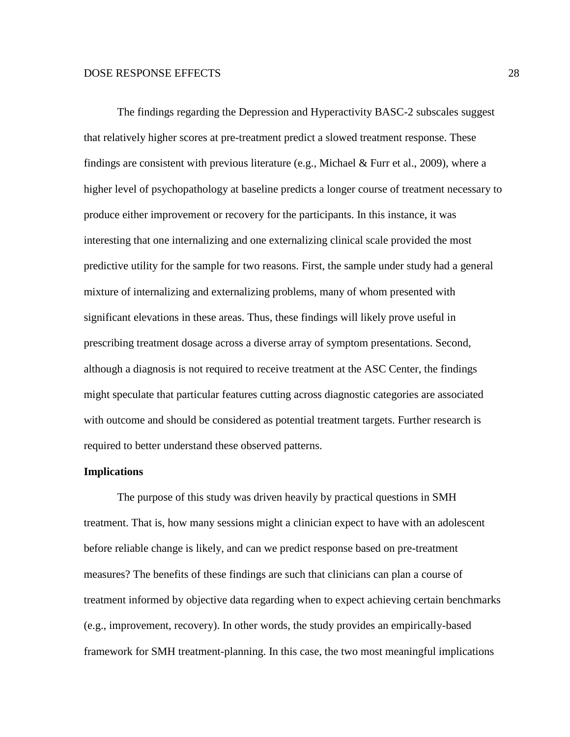The findings regarding the Depression and Hyperactivity BASC-2 subscales suggest that relatively higher scores at pre-treatment predict a slowed treatment response. These findings are consistent with previous literature (e.g., Michael & Furr et al., 2009), where a higher level of psychopathology at baseline predicts a longer course of treatment necessary to produce either improvement or recovery for the participants. In this instance, it was interesting that one internalizing and one externalizing clinical scale provided the most predictive utility for the sample for two reasons. First, the sample under study had a general mixture of internalizing and externalizing problems, many of whom presented with significant elevations in these areas. Thus, these findings will likely prove useful in prescribing treatment dosage across a diverse array of symptom presentations. Second, although a diagnosis is not required to receive treatment at the ASC Center, the findings might speculate that particular features cutting across diagnostic categories are associated with outcome and should be considered as potential treatment targets. Further research is required to better understand these observed patterns.

**Implications**

The purpose of this study was driven heavily by practical questions in SMH treatment. That is, how many sessions might a clinician expect to have with an adolescent before reliable change is likely, and can we predict response based on pre-treatment measures? The benefits of these findings are such that clinicians can plan a course of treatment informed by objective data regarding when to expect achieving certain benchmarks (e.g., improvement, recovery). In other words, the study provides an empirically-based framework for SMH treatment-planning. In this case, the two most meaningful implications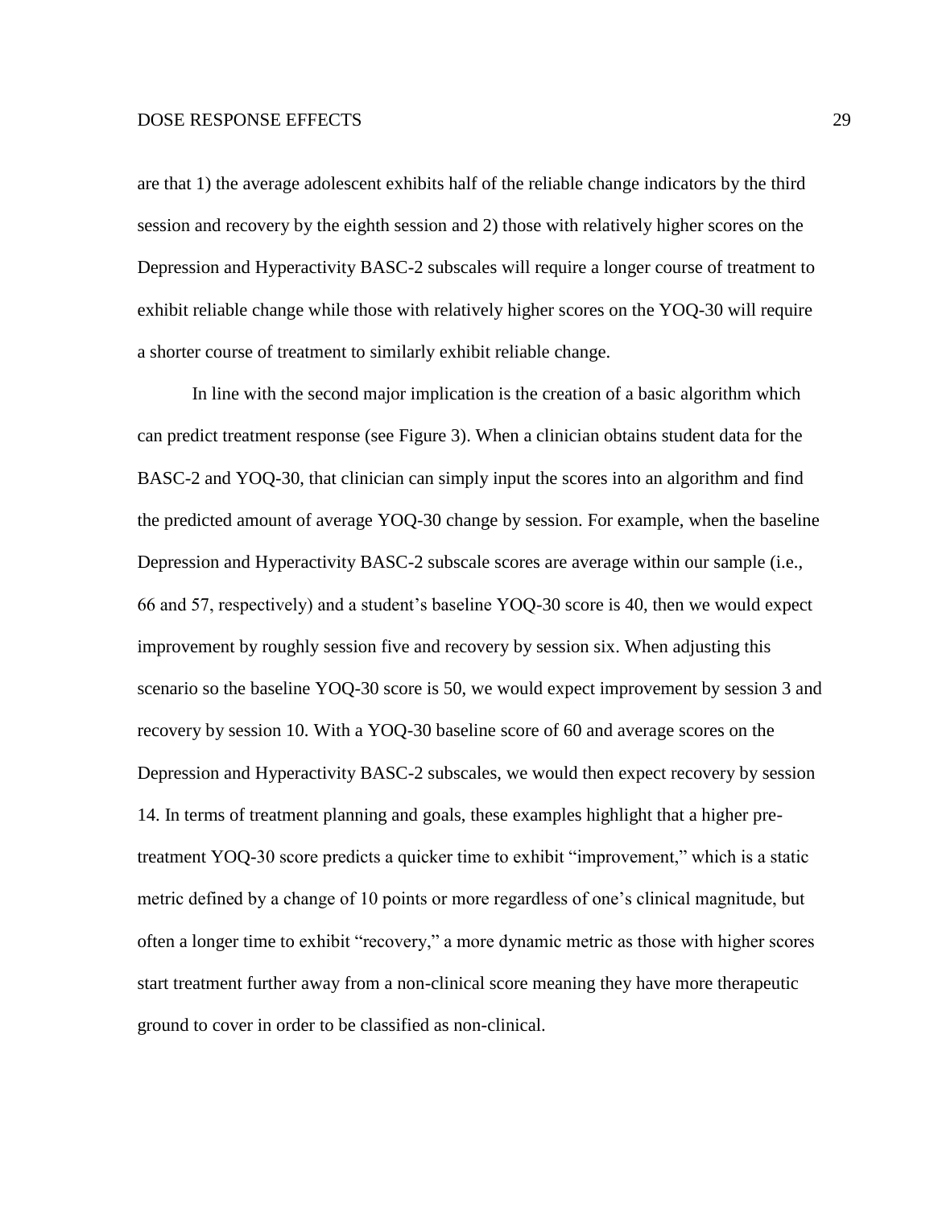are that 1) the average adolescent exhibits half of the reliable change indicators by the third session and recovery by the eighth session and 2) those with relatively higher scores on the Depression and Hyperactivity BASC-2 subscales will require a longer course of treatment to exhibit reliable change while those with relatively higher scores on the YOQ-30 will require a shorter course of treatment to similarly exhibit reliable change.

In line with the second major implication is the creation of a basic algorithm which can predict treatment response (see Figure 3). When a clinician obtains student data for the BASC-2 and YOQ-30, that clinician can simply input the scores into an algorithm and find the predicted amount of average YOQ-30 change by session. For example, when the baseline Depression and Hyperactivity BASC-2 subscale scores are average within our sample (i.e., 66 and 57, respectively) and a student's baseline YOQ-30 score is 40, then we would expect improvement by roughly session five and recovery by session six. When adjusting this scenario so the baseline YOQ-30 score is 50, we would expect improvement by session 3 and recovery by session 10. With a YOQ-30 baseline score of 60 and average scores on the Depression and Hyperactivity BASC-2 subscales, we would then expect recovery by session 14. In terms of treatment planning and goals, these examples highlight that a higher pre-treatment YOQ-30 score predicts a quicker time to exhibit "improvement," which is a static metric defined by a change of 10 points or more regardless of one's clinical magnitude, but often a longer time to exhibit "recovery," a more dynamic metric as those with higher scores start treatment further away from a non-clinical score meaning they have more therapeutic ground to cover in order to be classified as non-clinical.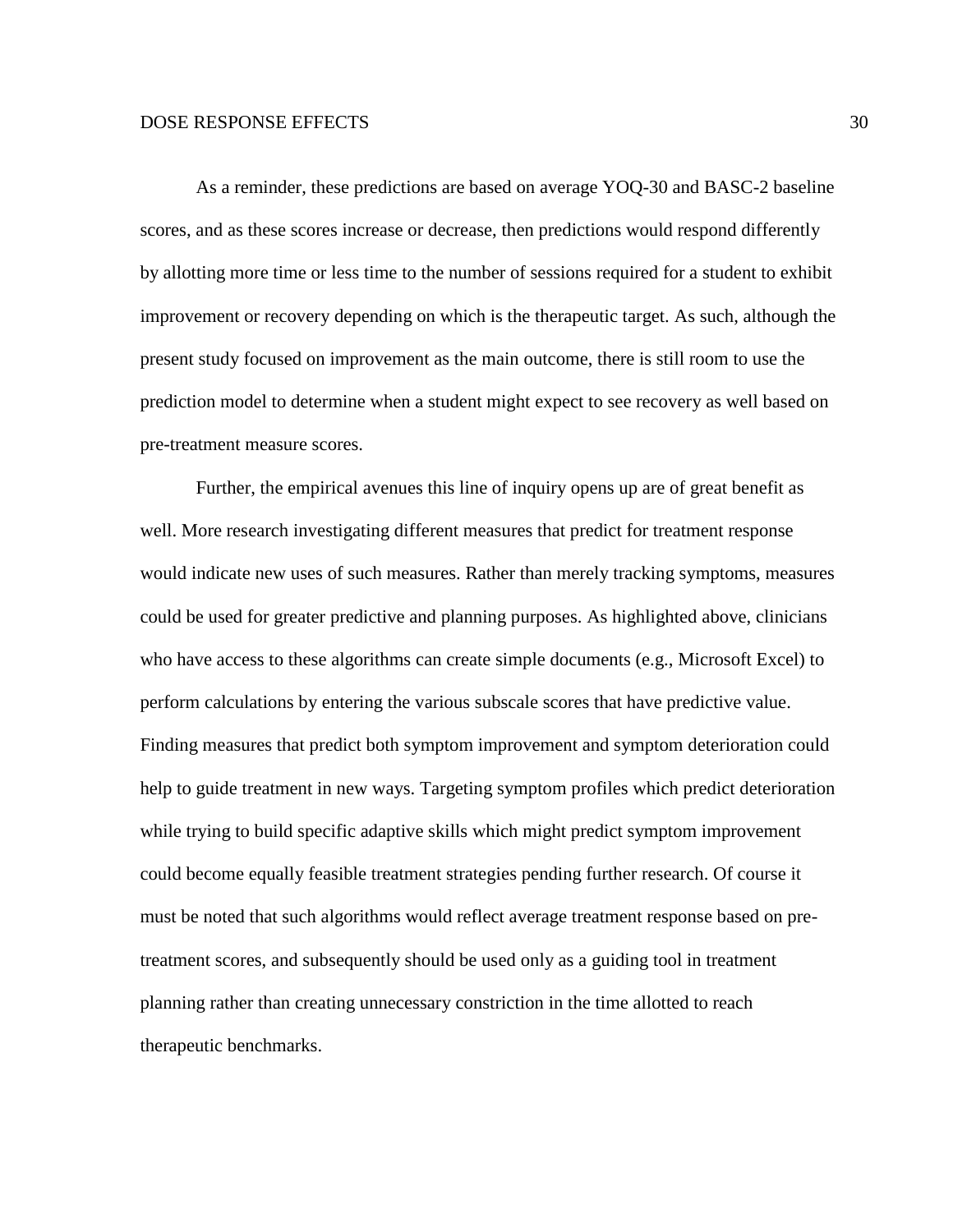As a reminder, these predictions are based on average YOQ-30 and BASC-2 baseline scores, and as these scores increase or decrease, then predictions would respond differently by allotting more time or less time to the number of sessions required for a student to exhibit improvement or recovery depending on which is the therapeutic target. As such, although the present study focused on improvement as the main outcome, there is still room to use the prediction model to determine when a student might expect to see recovery as well based on pre-treatment measure scores.

Further, the empirical avenues this line of inquiry opens up are of great benefit as well. More research investigating different measures that predict for treatment response would indicate new uses of such measures. Rather than merely tracking symptoms, measures could be used for greater predictive and planning purposes. As highlighted above, clinicians who have access to these algorithms can create simple documents (e.g., Microsoft Excel) to perform calculations by entering the various subscale scores that have predictive value. Finding measures that predict both symptom improvement and symptom deterioration could help to guide treatment in new ways. Targeting symptom profiles which predict deterioration while trying to build specific adaptive skills which might predict symptom improvement could become equally feasible treatment strategies pending further research. Of course it must be noted that such algorithms would reflect average treatment response based on pre-treatment scores, and subsequently should be used only as a guiding tool in treatment planning rather than creating unnecessary constriction in the time allotted to reach therapeutic benchmarks.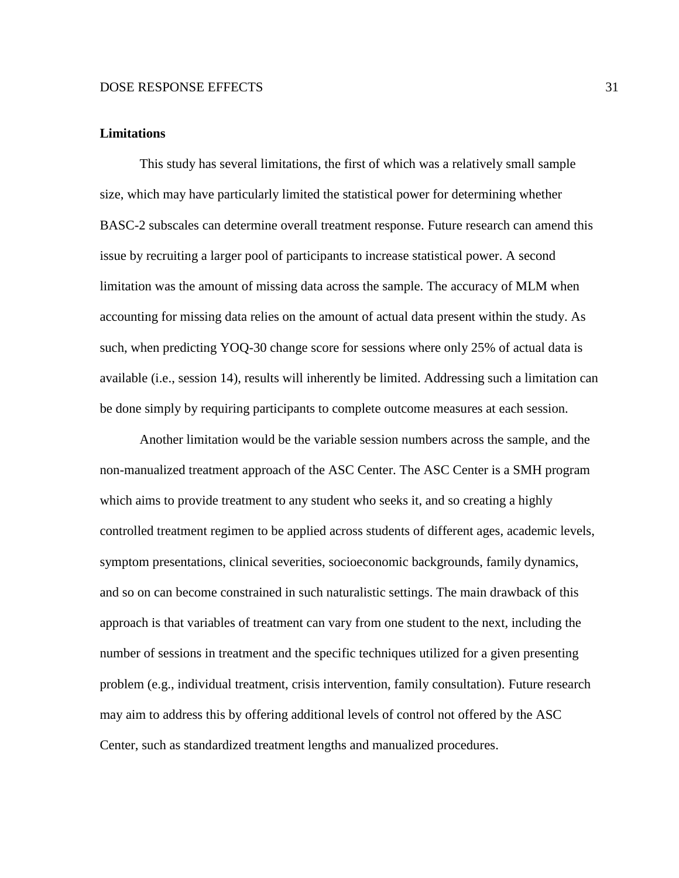**Limitations**

This study has several limitations, the first of which was a relatively small sample size, which may have particularly limited the statistical power for determining whether BASC-2 subscales can determine overall treatment response. Future research can amend this issue by recruiting a larger pool of participants to increase statistical power. A second limitation was the amount of missing data across the sample. The accuracy of MLM when accounting for missing data relies on the amount of actual data present within the study. As such, when predicting YOQ-30 change score for sessions where only 25% of actual data is available (i.e., session 14), results will inherently be limited. Addressing such a limitation can be done simply by requiring participants to complete outcome measures at each session.

Another limitation would be the variable session numbers across the sample, and the non-manualized treatment approach of the ASC Center. The ASC Center is a SMH program which aims to provide treatment to any student who seeks it, and so creating a highly controlled treatment regimen to be applied across students of different ages, academic levels, symptom presentations, clinical severities, socioeconomic backgrounds, family dynamics, and so on can become constrained in such naturalistic settings. The main drawback of this approach is that variables of treatment can vary from one student to the next, including the number of sessions in treatment and the specific techniques utilized for a given presenting problem (e.g., individual treatment, crisis intervention, family consultation). Future research may aim to address this by offering additional levels of control not offered by the ASC Center, such as standardized treatment lengths and manualized procedures.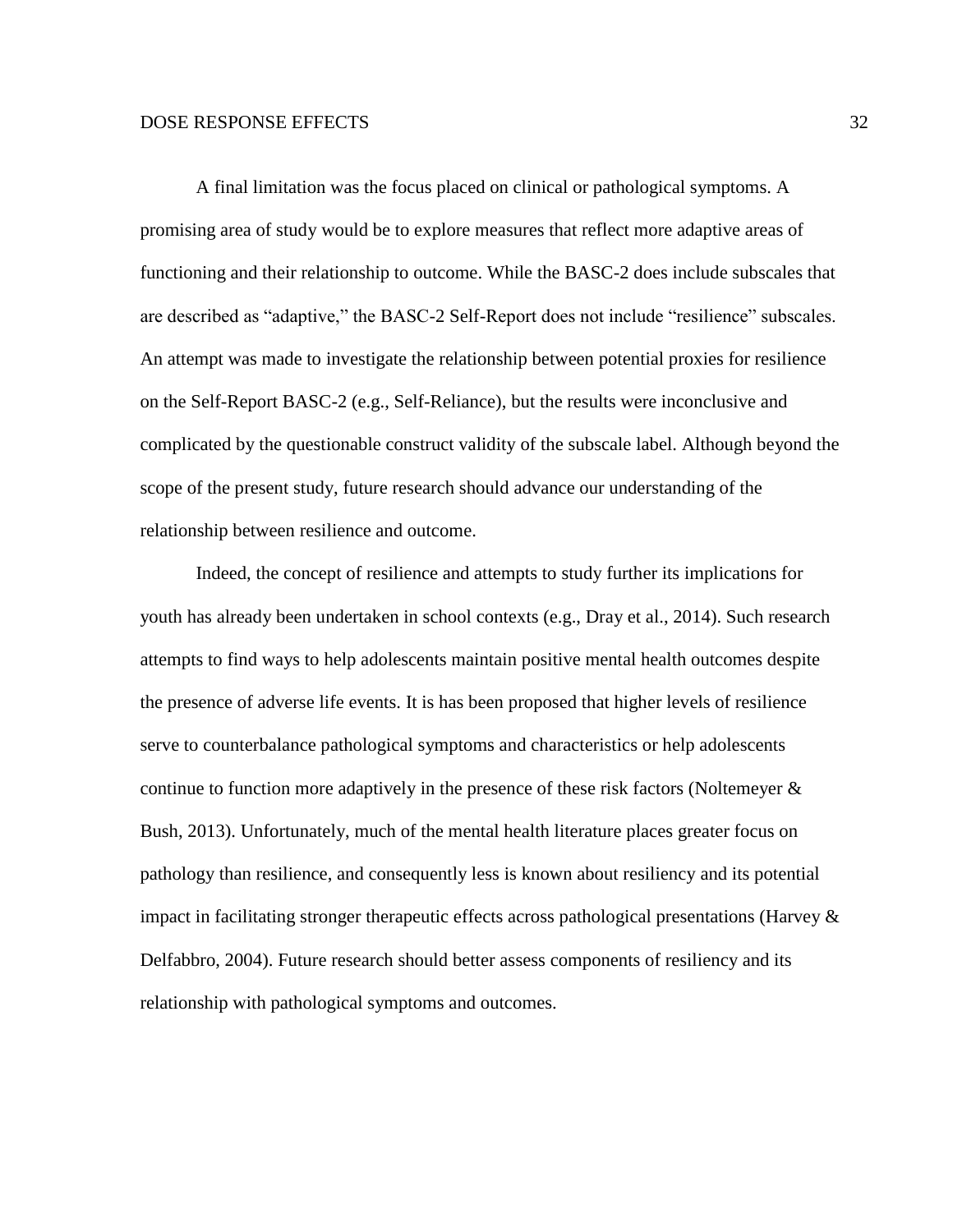A final limitation was the focus placed on clinical or pathological symptoms. A promising area of study would be to explore measures that reflect more adaptive areas of functioning and their relationship to outcome. While the BASC-2 does include subscales that are described as "adaptive," the BASC-2 Self-Report does not include "resilience" subscales. An attempt was made to investigate the relationship between potential proxies for resilience on the Self-Report BASC-2 (e.g., Self-Reliance), but the results were inconclusive and complicated by the questionable construct validity of the subscale label. Although beyond the scope of the present study, future research should advance our understanding of the relationship between resilience and outcome.

Indeed, the concept of resilience and attempts to study further its implications for youth has already been undertaken in school contexts (e.g., Dray et al., 2014). Such research attempts to find ways to help adolescents maintain positive mental health outcomes despite the presence of adverse life events. It is has been proposed that higher levels of resilience serve to counterbalance pathological symptoms and characteristics or help adolescents continue to function more adaptively in the presence of these risk factors (Noltemeyer & Bush, 2013). Unfortunately, much of the mental health literature places greater focus on pathology than resilience, and consequently less is known about resiliency and its potential impact in facilitating stronger therapeutic effects across pathological presentations (Harvey & Delfabbro, 2004). Future research should better assess components of resiliency and its relationship with pathological symptoms and outcomes.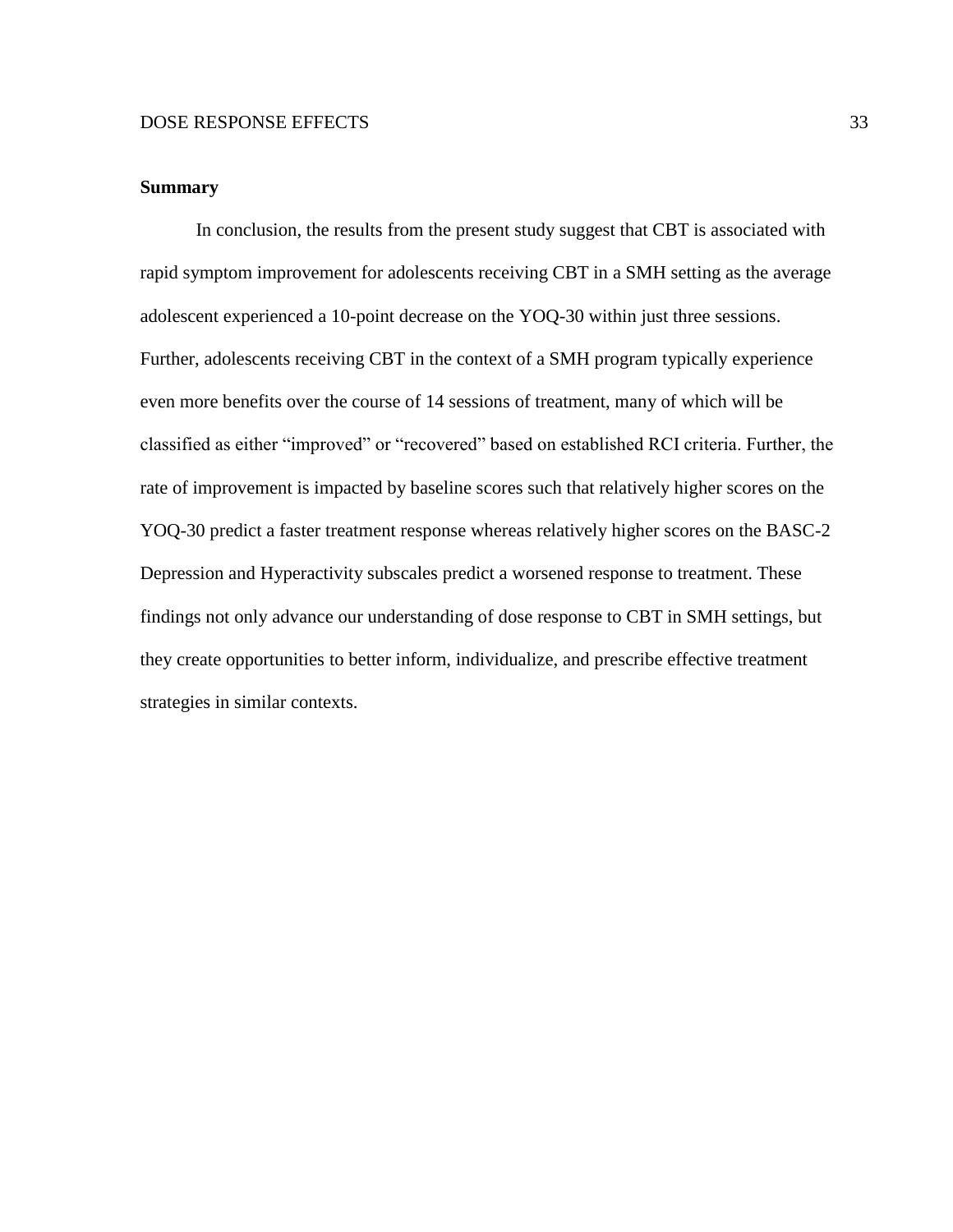**Summary**

In conclusion, the results from the present study suggest that CBT is associated with rapid symptom improvement for adolescents receiving CBT in a SMH setting as the average adolescent experienced a 10-point decrease on the YOQ-30 within just three sessions. Further, adolescents receiving CBT in the context of a SMH program typically experience even more benefits over the course of 14 sessions of treatment, many of which will be classified as either "improved" or "recovered" based on established RCI criteria. Further, the rate of improvement is impacted by baseline scores such that relatively higher scores on the YOQ-30 predict a faster treatment response whereas relatively higher scores on the BASC-2 Depression and Hyperactivity subscales predict a worsened response to treatment. These findings not only advance our understanding of dose response to CBT in SMH settings, but they create opportunities to better inform, individualize, and prescribe effective treatment strategies in similar contexts.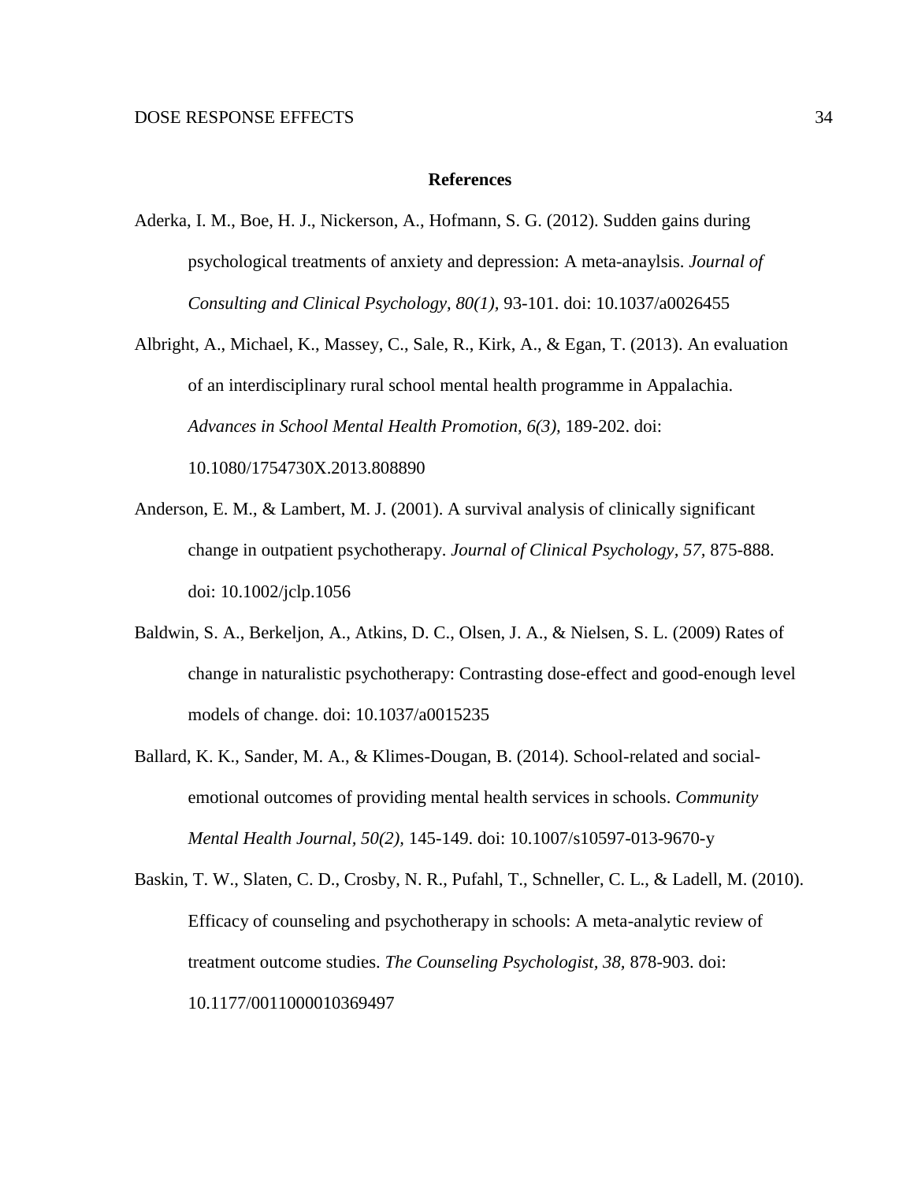## References

Aderka, I. M., Boe, H. J., Nickerson, A., Hofmann, S. G. (2012). Sudden gains during psychological treatments of anxiety and depression: A meta-anaylsis. *Journal of Consulting and Clinical Psychology, 80(1),* 93-101. doi: 10.1037/a0026455

Albright, A., Michael, K., Massey, C., Sale, R., Kirk, A., & Egan, T. (2013). An evaluation of an interdisciplinary rural school mental health programme in Appalachia. *Advances in School Mental Health Promotion, 6(3),* 189-202. doi: 10.1080/1754730X.2013.808890

Anderson, E. M., & Lambert, M. J. (2001). A survival analysis of clinically significant change in outpatient psychotherapy. *Journal of Clinical Psychology, 57,* 875-888. doi: 10.1002/jclp.1056

Baldwin, S. A., Berkeljon, A., Atkins, D. C., Olsen, J. A., & Nielsen, S. L. (2009) Rates of change in naturalistic psychotherapy: Contrasting dose-effect and good-enough level models of change. doi: 10.1037/a0015235

Ballard, K. K., Sander, M. A., & Klimes-Dougan, B. (2014). School-related and social-emotional outcomes of providing mental health services in schools. *Community Mental Health Journal, 50(2),* 145-149. doi: 10.1007/s10597-013-9670-y

Baskin, T. W., Slaten, C. D., Crosby, N. R., Pufahl, T., Schneller, C. L., & Ladell, M. (2010). Efficacy of counseling and psychotherapy in schools: A meta-analytic review of treatment outcome studies. *The Counseling Psychologist, 38,* 878-903. doi: 10.1177/0011000010369497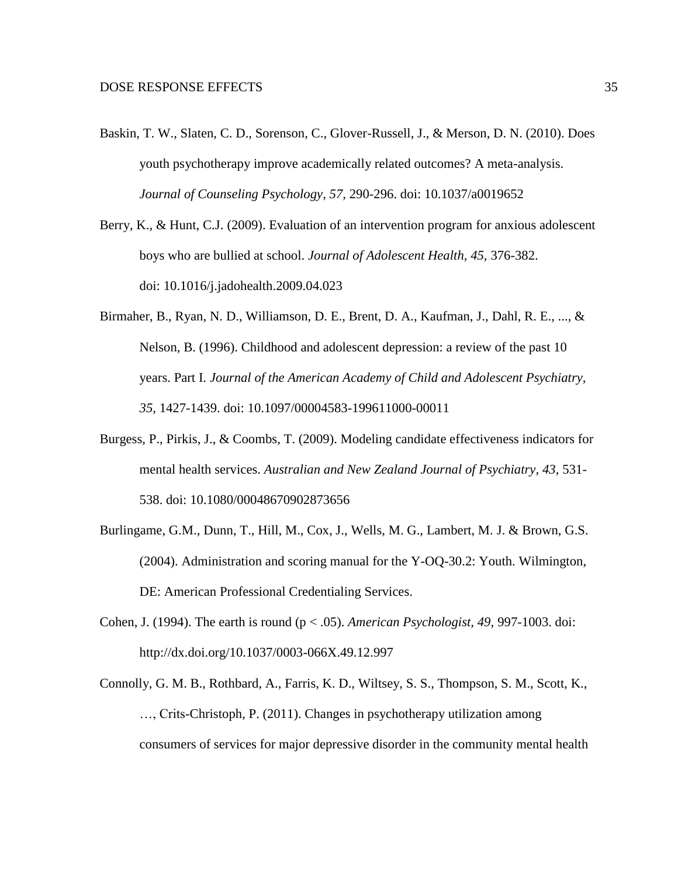Baskin, T. W., Slaten, C. D., Sorenson, C., Glover-Russell, J., & Merson, D. N. (2010). Does youth psychotherapy improve academically related outcomes? A meta-analysis. *Journal of Counseling Psychology, 57,* 290-296. doi: 10.1037/a0019652

Berry, K., & Hunt, C.J. (2009). Evaluation of an intervention program for anxious adolescent boys who are bullied at school. *Journal of Adolescent Health, 45,* 376-382. doi: 10.1016/j.jadohealth.2009.04.023

Birmaher, B., Ryan, N. D., Williamson, D. E., Brent, D. A., Kaufman, J., Dahl, R. E., ..., & Nelson, B. (1996). Childhood and adolescent depression: a review of the past 10 years. Part I. *Journal of the American Academy of Child and Adolescent Psychiatry, 35,* 1427-1439. doi: 10.1097/00004583-199611000-00011

Burgess, P., Pirkis, J., & Coombs, T. (2009). Modeling candidate effectiveness indicators for mental health services. *Australian and New Zealand Journal of Psychiatry, 43,* 531-538. doi: 10.1080/00048670902873656

Burlingame, G.M., Dunn, T., Hill, M., Cox, J., Wells, M. G., Lambert, M. J. & Brown, G.S. (2004). Administration and scoring manual for the Y-OQ-30.2: Youth. Wilmington, DE: American Professional Credentialing Services.

Cohen, J. (1994). The earth is round ($p < .05$). *American Psychologist, 49*, 997-1003. doi: http://dx.doi.org/10.1037/0003-066X.49.12.997

Connolly, G. M. B., Rothbard, A., Farris, K. D., Wiltsey, S. S., Thompson, S. M., Scott, K., …, Crits-Christoph, P. (2011). Changes in psychotherapy utilization among consumers of services for major depressive disorder in the community mental health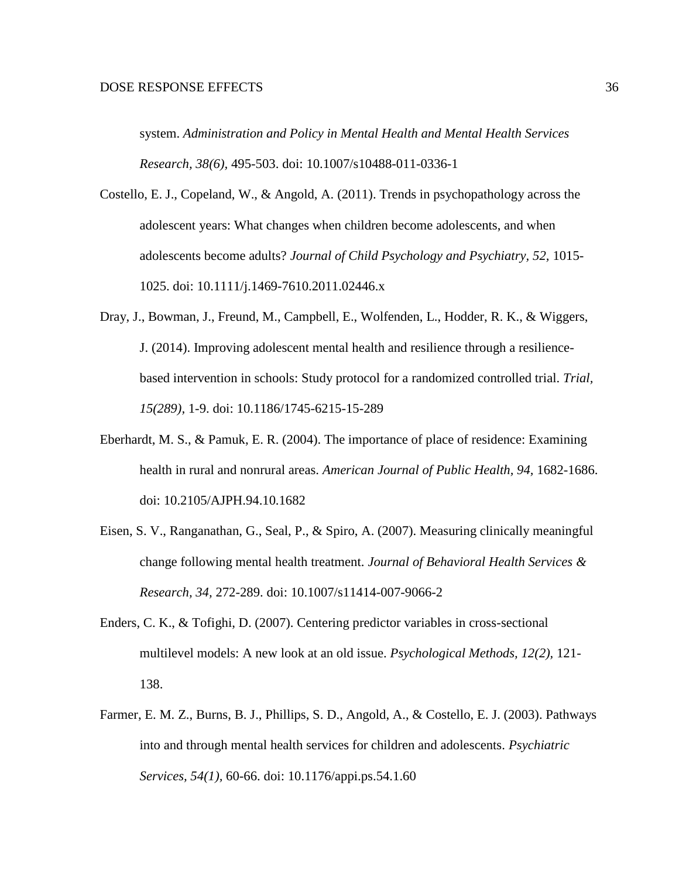system. *Administration and Policy in Mental Health and Mental Health Services Research, 38(6),* 495-503. doi: 10.1007/s10488-011-0336-1

Costello, E. J., Copeland, W., & Angold, A. (2011). Trends in psychopathology across the adolescent years: What changes when children become adolescents, and when adolescents become adults? *Journal of Child Psychology and Psychiatry, 52,* 1015-1025. doi: 10.1111/j.1469-7610.2011.02446.x

Dray, J., Bowman, J., Freund, M., Campbell, E., Wolfenden, L., Hodder, R. K., & Wiggers, J. (2014). Improving adolescent mental health and resilience through a resilience-based intervention in schools: Study protocol for a randomized controlled trial. *Trial, 15(289),* 1-9. doi: 10.1186/1745-6215-15-289

Eberhardt, M. S., & Pamuk, E. R. (2004). The importance of place of residence: Examining health in rural and nonrural areas. *American Journal of Public Health, 94,* 1682-1686. doi: 10.2105/AJPH.94.10.1682

Eisen, S. V., Ranganathan, G., Seal, P., & Spiro, A. (2007). Measuring clinically meaningful change following mental health treatment. *Journal of Behavioral Health Services & Research, 34,* 272-289. doi: 10.1007/s11414-007-9066-2

Enders, C. K., & Tofighi, D. (2007). Centering predictor variables in cross-sectional multilevel models: A new look at an old issue. *Psychological Methods, 12(2),* 121-138.

Farmer, E. M. Z., Burns, B. J., Phillips, S. D., Angold, A., & Costello, E. J. (2003). Pathways into and through mental health services for children and adolescents. *Psychiatric Services, 54(1),* 60-66. doi: 10.1176/appi.ps.54.1.60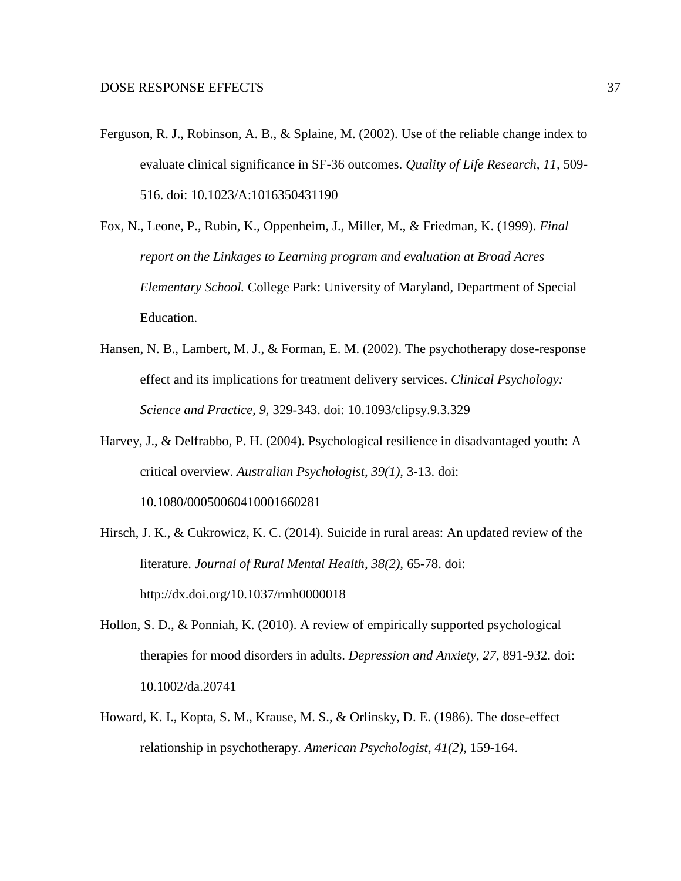Ferguson, R. J., Robinson, A. B., & Splaine, M. (2002). Use of the reliable change index to evaluate clinical significance in SF-36 outcomes. *Quality of Life Research, 11,* 509-516. doi: 10.1023/A:1016350431190

Fox, N., Leone, P., Rubin, K., Oppenheim, J., Miller, M., & Friedman, K. (1999). *Final report on the Linkages to Learning program and evaluation at Broad Acres Elementary School.* College Park: University of Maryland, Department of Special Education.

Hansen, N. B., Lambert, M. J., & Forman, E. M. (2002). The psychotherapy dose-response effect and its implications for treatment delivery services. *Clinical Psychology: Science and Practice, 9,* 329-343. doi: 10.1093/clipsy.9.3.329

Harvey, J., & Delfrabbo, P. H. (2004). Psychological resilience in disadvantaged youth: A critical overview. *Australian Psychologist, 39(1),* 3-13. doi: 10.1080/00050060410001660281

Hirsch, J. K., & Cukrowicz, K. C. (2014). Suicide in rural areas: An updated review of the literature. *Journal of Rural Mental Health, 38(2),* 65-78. doi: http://dx.doi.org/10.1037/rmh0000018

Hollon, S. D., & Ponniah, K. (2010). A review of empirically supported psychological therapies for mood disorders in adults. *Depression and Anxiety, 27,* 891-932. doi: 10.1002/da.20741

Howard, K. I., Kopta, S. M., Krause, M. S., & Orlinsky, D. E. (1986). The dose-effect relationship in psychotherapy. *American Psychologist, 41(2),* 159-164.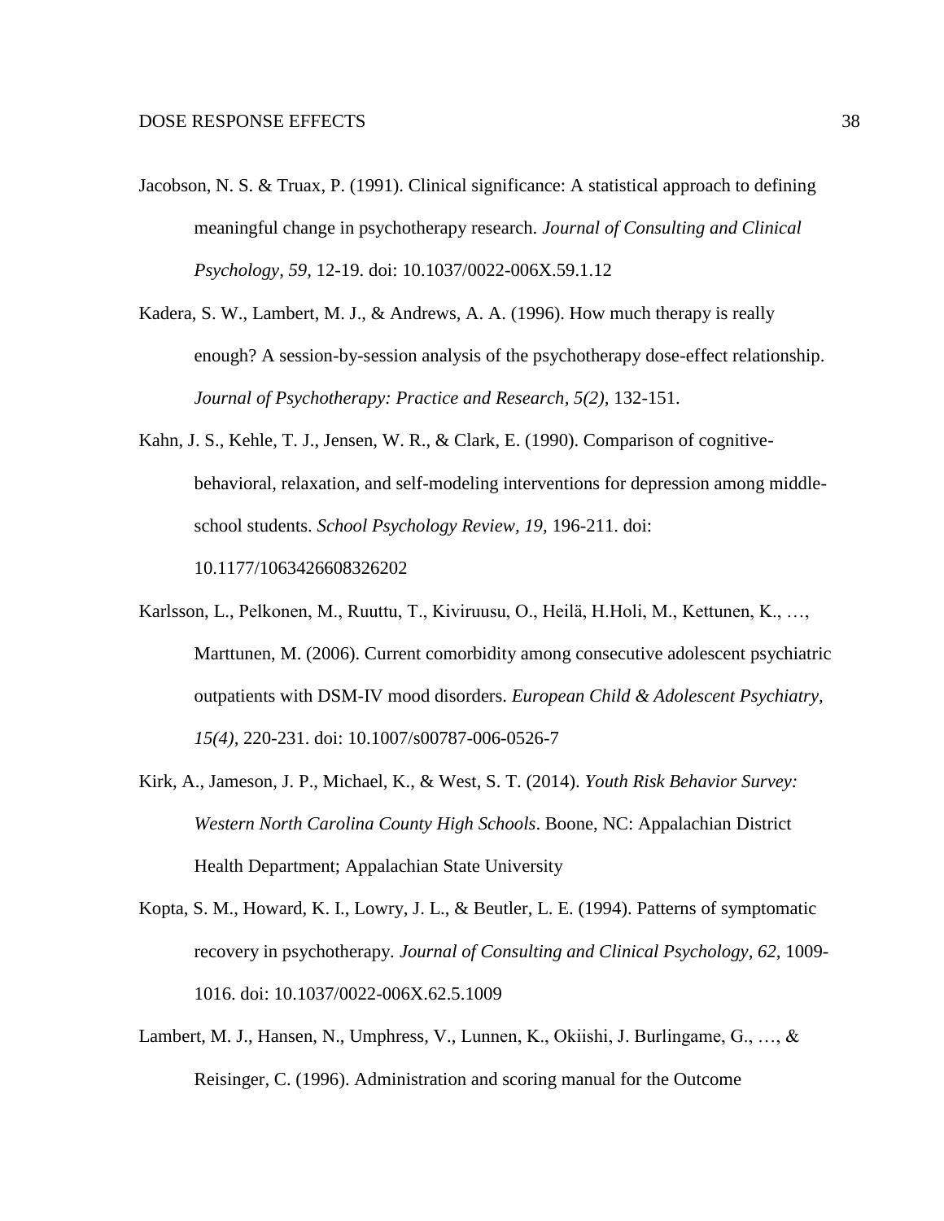Jacobson, N. S. & Truax, P. (1991). Clinical significance: A statistical approach to defining meaningful change in psychotherapy research. *Journal of Consulting and Clinical Psychology, 59,* 12-19. doi: 10.1037/0022-006X.59.1.12

Kadera, S. W., Lambert, M. J., & Andrews, A. A. (1996). How much therapy is really enough? A session-by-session analysis of the psychotherapy dose-effect relationship. *Journal of Psychotherapy: Practice and Research, 5(2),* 132-151.

Kahn, J. S., Kehle, T. J., Jensen, W. R., & Clark, E. (1990). Comparison of cognitive-behavioral, relaxation, and self-modeling interventions for depression among middle-school students. *School Psychology Review, 19,* 196-211. doi: 10.1177/1063426608326202

Karlsson, L., Pelkonen, M., Ruuttu, T., Kiviruusu, O., Heilä, H.Holi, M., Kettunen, K., …, Marttunen, M. (2006). Current comorbidity among consecutive adolescent psychiatric outpatients with DSM-IV mood disorders. *European Child & Adolescent Psychiatry, 15(4),* 220-231. doi: 10.1007/s00787-006-0526-7

Kirk, A., Jameson, J. P., Michael, K., & West, S. T. (2014). *Youth Risk Behavior Survey: Western North Carolina County High Schools*. Boone, NC: Appalachian District Health Department; Appalachian State University

Kopta, S. M., Howard, K. I., Lowry, J. L., & Beutler, L. E. (1994). Patterns of symptomatic recovery in psychotherapy. *Journal of Consulting and Clinical Psychology, 62,* 1009-1016. doi: 10.1037/0022-006X.62.5.1009

Lambert, M. J., Hansen, N., Umphress, V., Lunnen, K., Okiishi, J. Burlingame, G., …, & Reisinger, C. (1996). Administration and scoring manual for the Outcome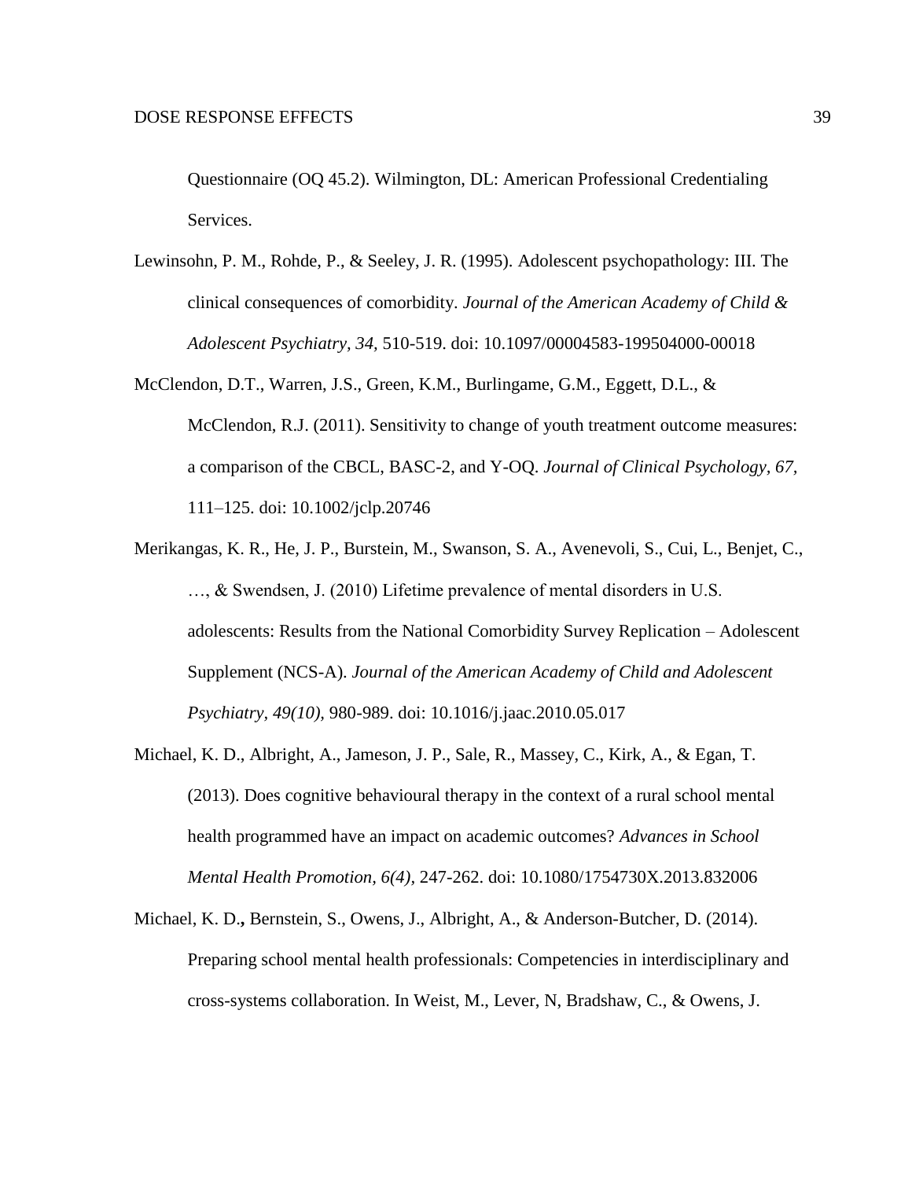Questionnaire (OQ 45.2). Wilmington, DL: American Professional Credentialing Services.

Lewinsohn, P. M., Rohde, P., & Seeley, J. R. (1995). Adolescent psychopathology: III. The clinical consequences of comorbidity. *Journal of the American Academy of Child & Adolescent Psychiatry, 34,* 510-519. doi: 10.1097/00004583-199504000-00018

McClendon, D.T., Warren, J.S., Green, K.M., Burlingame, G.M., Eggett, D.L., & McClendon, R.J. (2011). Sensitivity to change of youth treatment outcome measures: a comparison of the CBCL, BASC-2, and Y-OQ. *Journal of Clinical Psychology, 67*, 111–125. doi: 10.1002/jclp.20746

Merikangas, K. R., He, J. P., Burstein, M., Swanson, S. A., Avenevoli, S., Cui, L., Benjet, C., …, & Swendsen, J. (2010) Lifetime prevalence of mental disorders in U.S. adolescents: Results from the National Comorbidity Survey Replication – Adolescent Supplement (NCS-A). *Journal of the American Academy of Child and Adolescent Psychiatry, 49(10),* 980-989. doi: 10.1016/j.jaac.2010.05.017

Michael, K. D., Albright, A., Jameson, J. P., Sale, R., Massey, C., Kirk, A., & Egan, T. (2013). Does cognitive behavioural therapy in the context of a rural school mental health programmed have an impact on academic outcomes? *Advances in School Mental Health Promotion, 6(4),* 247-262. doi: 10.1080/1754730X.2013.832006

Michael, K. D.**,** Bernstein, S., Owens, J., Albright, A., & Anderson-Butcher, D. (2014). Preparing school mental health professionals: Competencies in interdisciplinary and cross-systems collaboration. In Weist, M., Lever, N, Bradshaw, C., & Owens, J.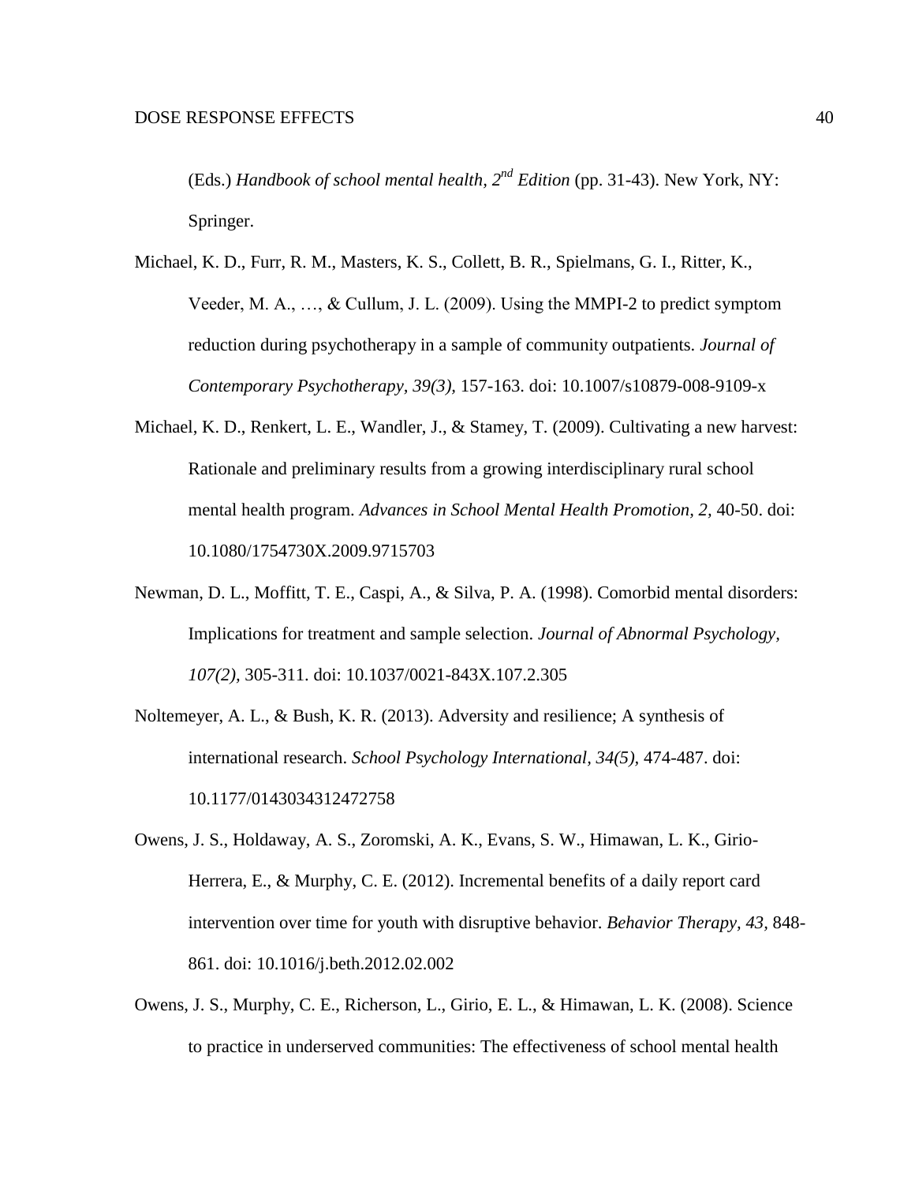(Eds.) *Handbook of school mental health, 2nd Edition* (pp. 31-43). New York, NY: Springer.

Michael, K. D., Furr, R. M., Masters, K. S., Collett, B. R., Spielmans, G. I., Ritter, K., Veeder, M. A., …, & Cullum, J. L. (2009). Using the MMPI-2 to predict symptom reduction during psychotherapy in a sample of community outpatients. *Journal of Contemporary Psychotherapy, 39(3),* 157-163. doi: 10.1007/s10879-008-9109-x

Michael, K. D., Renkert, L. E., Wandler, J., & Stamey, T. (2009). Cultivating a new harvest: Rationale and preliminary results from a growing interdisciplinary rural school mental health program. *Advances in School Mental Health Promotion, 2,* 40-50. doi: 10.1080/1754730X.2009.9715703

Newman, D. L., Moffitt, T. E., Caspi, A., & Silva, P. A. (1998). Comorbid mental disorders: Implications for treatment and sample selection. *Journal of Abnormal Psychology, 107(2),* 305-311. doi: 10.1037/0021-843X.107.2.305

Noltemeyer, A. L., & Bush, K. R. (2013). Adversity and resilience; A synthesis of international research. *School Psychology International, 34(5),* 474-487. doi: 10.1177/0143034312472758

Owens, J. S., Holdaway, A. S., Zoromski, A. K., Evans, S. W., Himawan, L. K., Girio-Herrera, E., & Murphy, C. E. (2012). Incremental benefits of a daily report card intervention over time for youth with disruptive behavior. *Behavior Therapy, 43,* 848-861. doi: 10.1016/j.beth.2012.02.002

Owens, J. S., Murphy, C. E., Richerson, L., Girio, E. L., & Himawan, L. K. (2008). Science to practice in underserved communities: The effectiveness of school mental health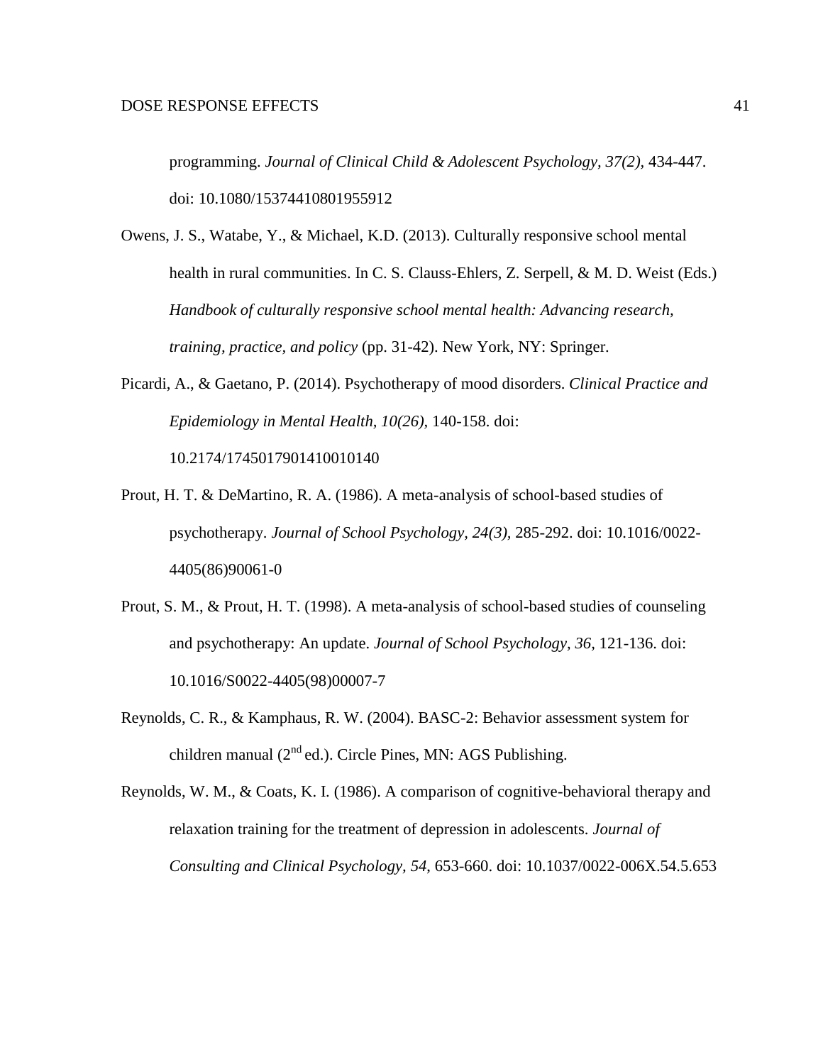programming. *Journal of Clinical Child & Adolescent Psychology, 37(2),* 434-447. doi: 10.1080/15374410801955912

Owens, J. S., Watabe, Y., & Michael, K.D. (2013). Culturally responsive school mental health in rural communities. In C. S. Clauss-Ehlers, Z. Serpell, & M. D. Weist (Eds.) *Handbook of culturally responsive school mental health: Advancing research, training, practice, and policy* (pp. 31-42). New York, NY: Springer.

Picardi, A., & Gaetano, P. (2014). Psychotherapy of mood disorders. *Clinical Practice and Epidemiology in Mental Health, 10(26),* 140-158. doi: 10.2174/1745017901410010140

Prout, H. T. & DeMartino, R. A. (1986). A meta-analysis of school-based studies of psychotherapy. *Journal of School Psychology, 24(3),* 285-292. doi: 10.1016/0022-4405(86)90061-0

Prout, S. M., & Prout, H. T. (1998). A meta-analysis of school-based studies of counseling and psychotherapy: An update. *Journal of School Psychology, 36,* 121-136. doi: 10.1016/S0022-4405(98)00007-7

Reynolds, C. R., & Kamphaus, R. W. (2004). BASC-2: Behavior assessment system for children manual (2nd ed.). Circle Pines, MN: AGS Publishing.

Reynolds, W. M., & Coats, K. I. (1986). A comparison of cognitive-behavioral therapy and relaxation training for the treatment of depression in adolescents. *Journal of Consulting and Clinical Psychology, 54*, 653-660. doi: 10.1037/0022-006X.54.5.653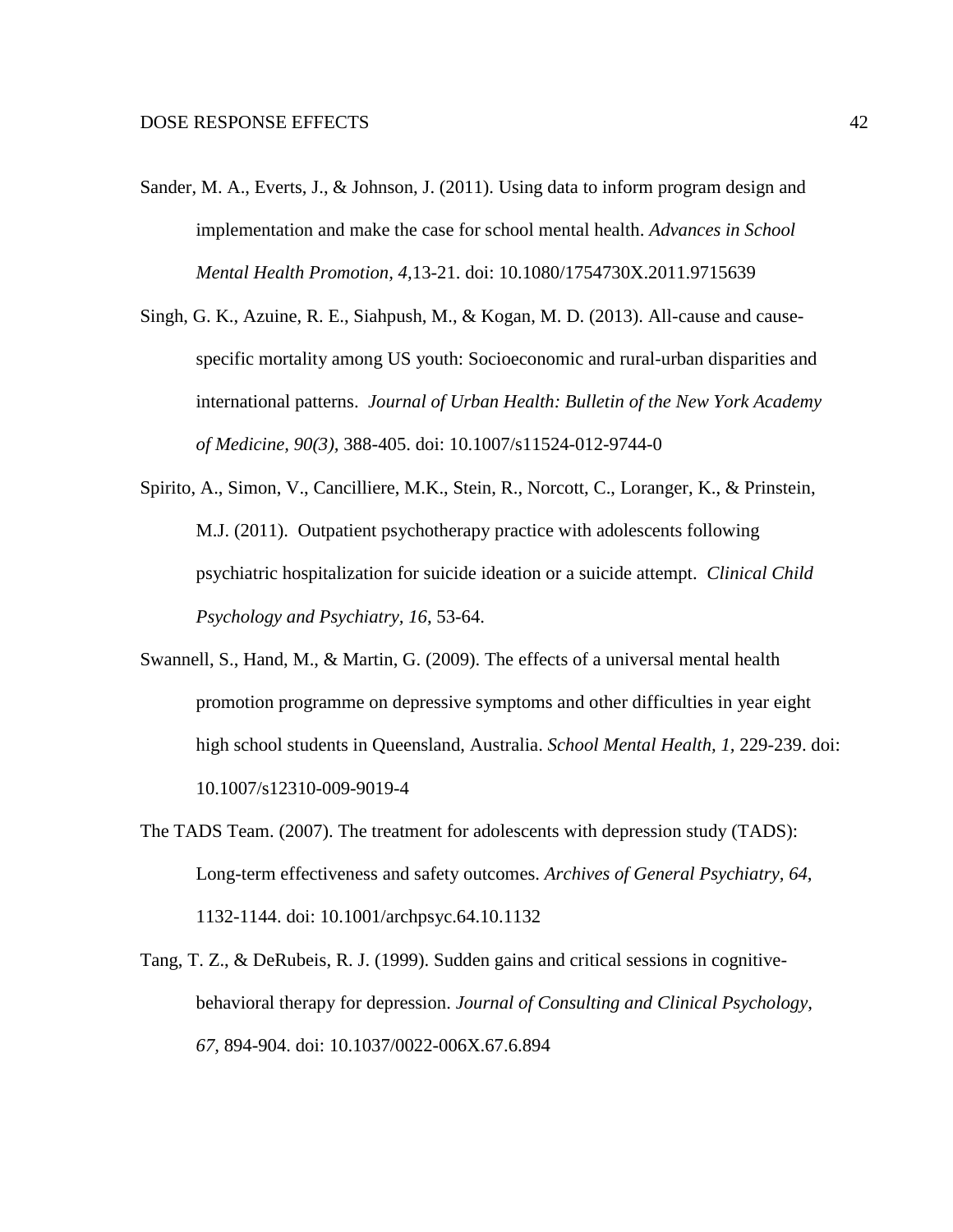Sander, M. A., Everts, J., & Johnson, J. (2011). Using data to inform program design and implementation and make the case for school mental health. *Advances in School Mental Health Promotion, 4,*13-21. doi: 10.1080/1754730X.2011.9715639

Singh, G. K., Azuine, R. E., Siahpush, M., & Kogan, M. D. (2013). All-cause and cause-specific mortality among US youth: Socioeconomic and rural-urban disparities and international patterns. *Journal of Urban Health: Bulletin of the New York Academy of Medicine, 90(3),* 388-405. doi: 10.1007/s11524-012-9744-0

Spirito, A., Simon, V., Cancilliere, M.K., Stein, R., Norcott, C., Loranger, K., & Prinstein, M.J. (2011). Outpatient psychotherapy practice with adolescents following psychiatric hospitalization for suicide ideation or a suicide attempt. *Clinical Child Psychology and Psychiatry, 16*, 53-64.

Swannell, S., Hand, M., & Martin, G. (2009). The effects of a universal mental health promotion programme on depressive symptoms and other difficulties in year eight high school students in Queensland, Australia. *School Mental Health, 1,* 229-239. doi: 10.1007/s12310-009-9019-4

The TADS Team. (2007). The treatment for adolescents with depression study (TADS): Long-term effectiveness and safety outcomes. *Archives of General Psychiatry, 64,* 1132-1144. doi: 10.1001/archpsyc.64.10.1132

Tang, T. Z., & DeRubeis, R. J. (1999). Sudden gains and critical sessions in cognitive-behavioral therapy for depression. *Journal of Consulting and Clinical Psychology, 67,* 894-904. doi: 10.1037/0022-006X.67.6.894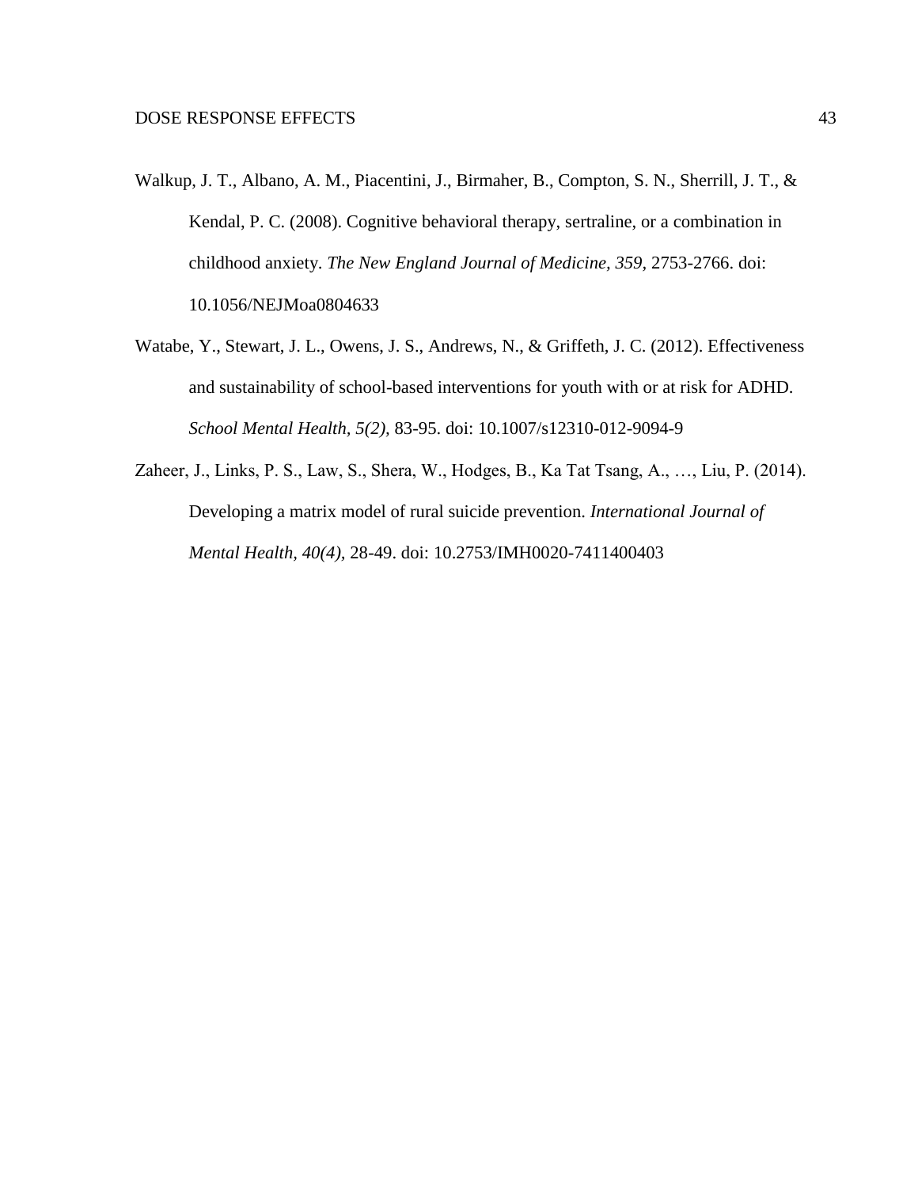Walkup, J. T., Albano, A. M., Piacentini, J., Birmaher, B., Compton, S. N., Sherrill, J. T., & Kendal, P. C. (2008). Cognitive behavioral therapy, sertraline, or a combination in childhood anxiety. *The New England Journal of Medicine, 359*, 2753-2766. doi: 10.1056/NEJMoa0804633

Watabe, Y., Stewart, J. L., Owens, J. S., Andrews, N., & Griffeth, J. C. (2012). Effectiveness and sustainability of school-based interventions for youth with or at risk for ADHD. *School Mental Health, 5(2)*, 83-95. doi: 10.1007/s12310-012-9094-9

Zaheer, J., Links, P. S., Law, S., Shera, W., Hodges, B., Ka Tat Tsang, A., …, Liu, P. (2014). Developing a matrix model of rural suicide prevention. *International Journal of Mental Health, 40(4)*, 28-49. doi: 10.2753/IMH0020-7411400403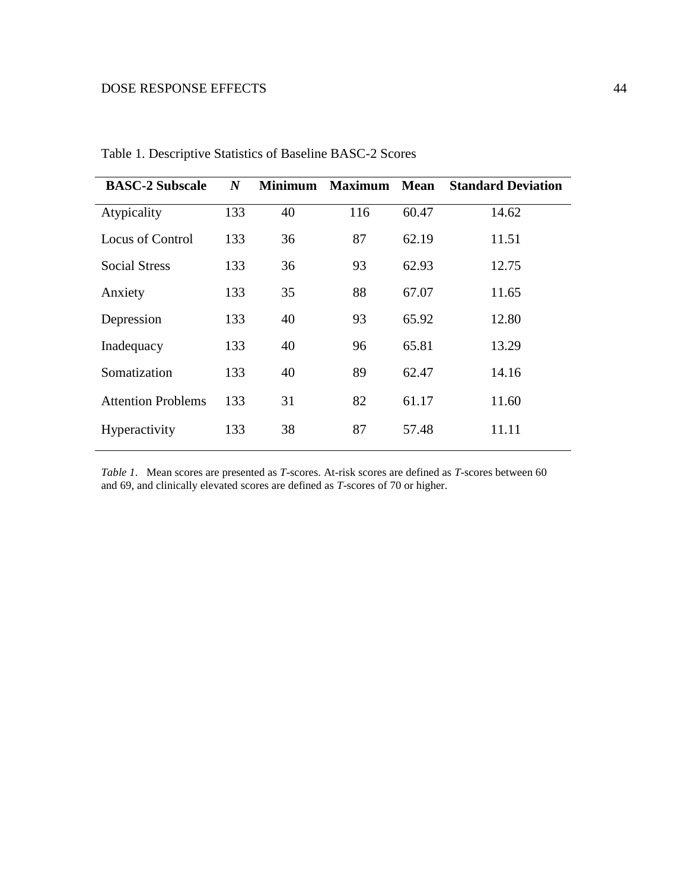Table 1. Descriptive Statistics of Baseline BASC-2 Scores

| **BASC-2 Subscale** | ***N*** | **Minimum** | **Maximum** | **Mean** | **Standard Deviation** |
|---|---|---|---|---|---|
| Atypicality | 133 | 40 | 116 | 60.47 | 14.62 |
| Locus of Control | 133 | 36 | 87 | 62.19 | 11.51 |
| Social Stress | 133 | 36 | 93 | 62.93 | 12.75 |
| Anxiety | 133 | 35 | 88 | 67.07 | 11.65 |
| Depression | 133 | 40 | 93 | 65.92 | 12.80 |
| Inadequacy | 133 | 40 | 96 | 65.81 | 13.29 |
| Somatization | 133 | 40 | 89 | 62.47 | 14.16 |
| Attention Problems | 133 | 31 | 82 | 61.17 | 11.60 |
| Hyperactivity | 133 | 38 | 87 | 57.48 | 11.11 |

*Table 1*. Mean scores are presented as *T*-scores. At-risk scores are defined as *T*-scores between 60 and 69, and clinically elevated scores are defined as *T*-scores of 70 or higher.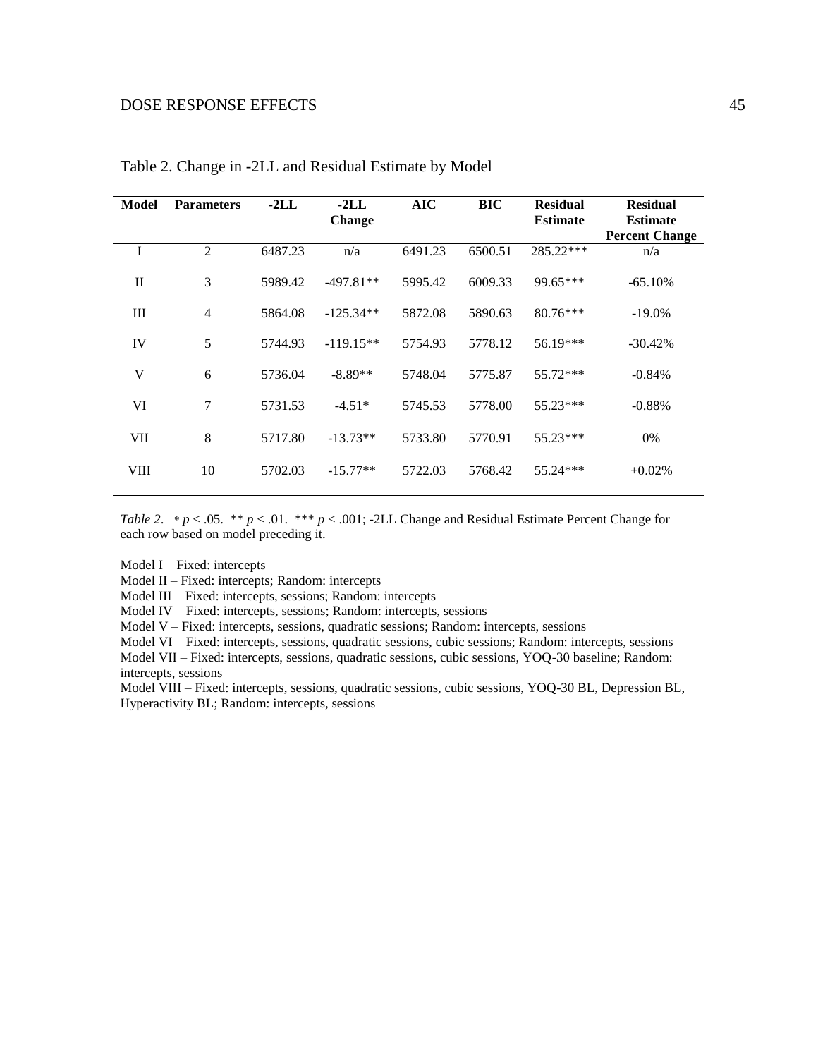Table 2. Change in -2LL and Residual Estimate by Model

| Model | Parameters | -2LL | -2LL Change | AIC | BIC | Residual Estimate | Residual Estimate Percent Change |
|---|---|---|---|---|---|---|---|
| I | 2 | 6487.23 | n/a | 6491.23 | 6500.51 | 285.22*** | n/a |
| II | 3 | 5989.42 | -497.81** | 5995.42 | 6009.33 | 99.65*** | -65.10% |
| III | 4 | 5864.08 | -125.34** | 5872.08 | 5890.63 | 80.76*** | -19.0% |
| IV | 5 | 5744.93 | -119.15** | 5754.93 | 5778.12 | 56.19*** | -30.42% |
| V | 6 | 5736.04 | -8.89** | 5748.04 | 5775.87 | 55.72*** | -0.84% |
| VI | 7 | 5731.53 | -4.51* | 5745.53 | 5778.00 | 55.23*** | -0.88% |
| VII | 8 | 5717.80 | -13.73** | 5733.80 | 5770.91 | 55.23*** | 0% |
| VIII | 10 | 5702.03 | -15.77** | 5722.03 | 5768.42 | 55.24*** | +0.02% |

*Table 2.* * $p < .05$. ** $p < .01$. *** $p < .001$; -2LL Change and Residual Estimate Percent Change for each row based on model preceding it.

Model I – Fixed: intercepts
Model II – Fixed: intercepts; Random: intercepts
Model III – Fixed: intercepts, sessions; Random: intercepts
Model IV – Fixed: intercepts, sessions; Random: intercepts, sessions
Model V – Fixed: intercepts, sessions, quadratic sessions; Random: intercepts, sessions
Model VI – Fixed: intercepts, sessions, quadratic sessions, cubic sessions; Random: intercepts, sessions
Model VII – Fixed: intercepts, sessions, quadratic sessions, cubic sessions, YOQ-30 baseline; Random: intercepts, sessions
Model VIII – Fixed: intercepts, sessions, quadratic sessions, cubic sessions, YOQ-30 BL, Depression BL, Hyperactivity BL; Random: intercepts, sessions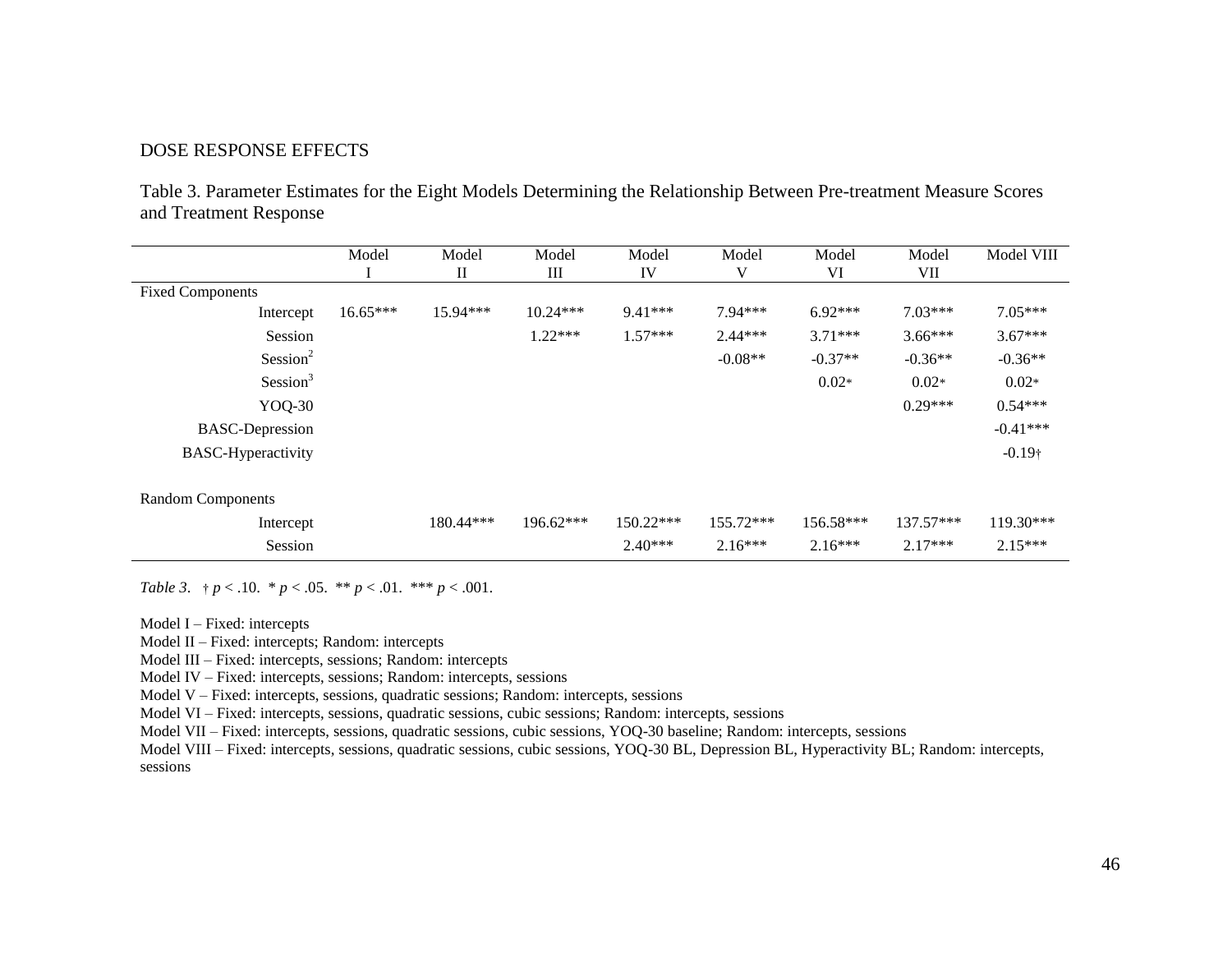Table 3. Parameter Estimates for the Eight Models Determining the Relationship Between Pre-treatment Measure Scores and Treatment Response

| | Model I | Model II | Model III | Model IV | Model V | Model VI | Model VII | Model VIII |
|---|---|---|---|---|---|---|---|---|
| Fixed Components | | | | | | | | |
| Intercept | 16.65*** | 15.94*** | 10.24*** | 9.41*** | 7.94*** | 6.92*** | 7.03*** | 7.05*** |
| Session | | | 1.22*** | 1.57*** | 2.44*** | 3.71*** | 3.66*** | 3.67*** |
| Session$^2$ | | | | | -0.08** | -0.37** | -0.36** | -0.36** |
| Session$^3$ | | | | | | 0.02* | 0.02* | 0.02* |
| YOQ-30 | | | | | | | 0.29*** | 0.54*** |
| BASC-Depression | | | | | | | | -0.41*** |
| BASC-Hyperactivity | | | | | | | | -0.19† |
| Random Components | | | | | | | | |
| Intercept | | 180.44*** | 196.62*** | 150.22*** | 155.72*** | 156.58*** | 137.57*** | 119.30*** |
| Session | | | | 2.40*** | 2.16*** | 2.16*** | 2.17*** | 2.15*** |

*Table 3*. † $p < .10$. * $p < .05$. ** $p < .01$. *** $p < .001$.

Model I – Fixed: intercepts
Model II – Fixed: intercepts; Random: intercepts
Model III – Fixed: intercepts, sessions; Random: intercepts
Model IV – Fixed: intercepts, sessions; Random: intercepts, sessions
Model V – Fixed: intercepts, sessions, quadratic sessions; Random: intercepts, sessions
Model VI – Fixed: intercepts, sessions, quadratic sessions, cubic sessions; Random: intercepts, sessions
Model VII – Fixed: intercepts, sessions, quadratic sessions, cubic sessions, YOQ-30 baseline; Random: intercepts, sessions
Model VIII – Fixed: intercepts, sessions, quadratic sessions, cubic sessions, YOQ-30 BL, Depression BL, Hyperactivity BL; Random: intercepts, sessions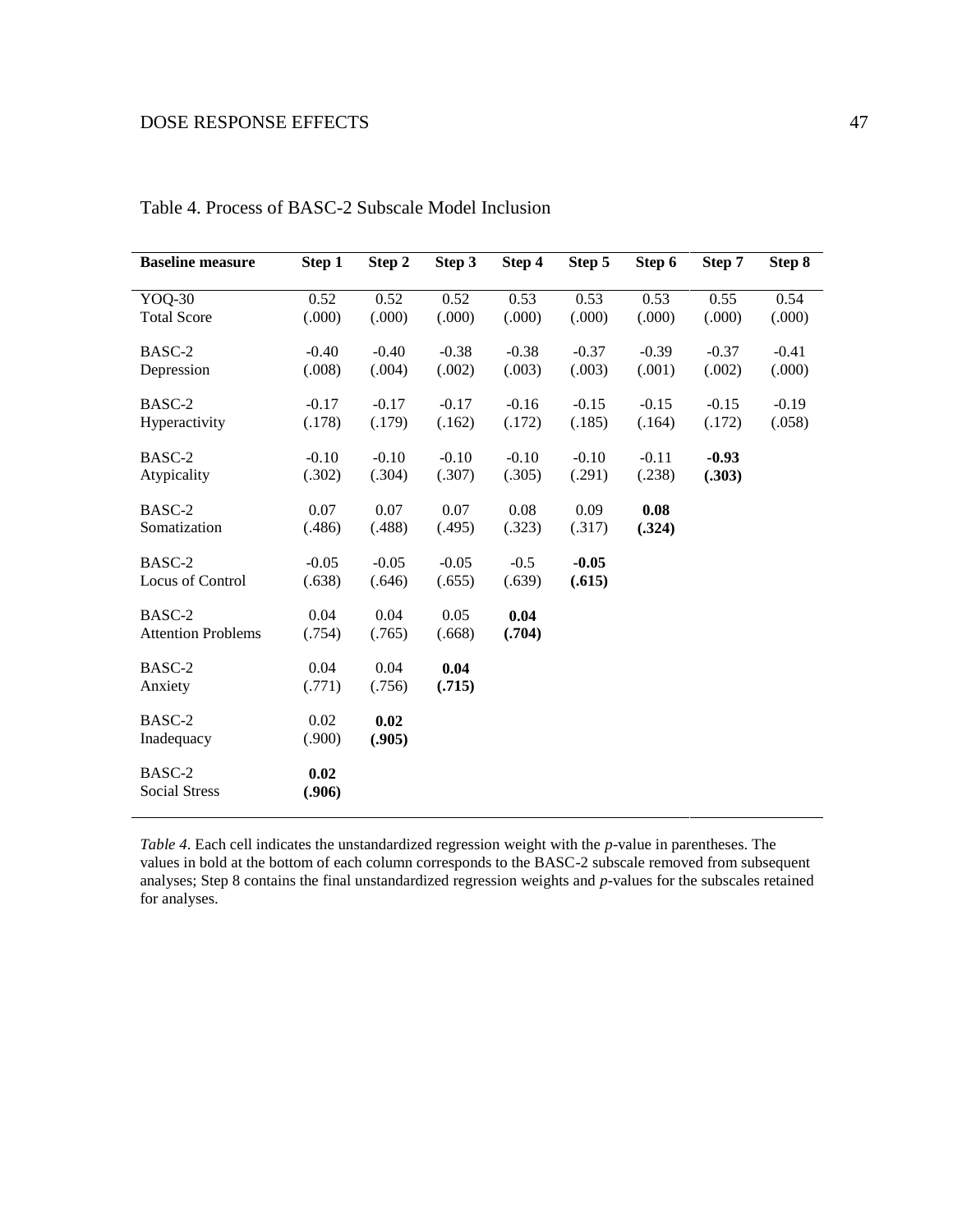Table 4. Process of BASC-2 Subscale Model Inclusion

| Baseline measure | Step 1 | Step 2 | Step 3 | Step 4 | Step 5 | Step 6 | Step 7 | Step 8 |
|---|---|---|---|---|---|---|---|---|
| YOQ-30 Total Score | 0.52 (.000) | 0.52 (.000) | 0.52 (.000) | 0.53 (.000) | 0.53 (.000) | 0.53 (.000) | 0.55 (.000) | 0.54 (.000) |
| BASC-2 Depression | -0.40 (.008) | -0.40 (.004) | -0.38 (.002) | -0.38 (.003) | -0.37 (.003) | -0.39 (.001) | -0.37 (.002) | -0.41 (.000) |
| BASC-2 Hyperactivity | -0.17 (.178) | -0.17 (.179) | -0.17 (.162) | -0.16 (.172) | -0.15 (.185) | -0.15 (.164) | -0.15 (.172) | -0.19 (.058) |
| BASC-2 Atypicality | -0.10 (.302) | -0.10 (.304) | -0.10 (.307) | -0.10 (.305) | -0.10 (.291) | -0.11 (.238) | **-0.93 (.303)** | |
| BASC-2 Somatization | 0.07 (.486) | 0.07 (.488) | 0.07 (.495) | 0.08 (.323) | 0.09 (.317) | **0.08 (.324)** | | |
| BASC-2 Locus of Control | -0.05 (.638) | -0.05 (.646) | -0.05 (.655) | -0.5 (.639) | **-0.05 (.615)** | | | |
| BASC-2 Attention Problems | 0.04 (.754) | 0.04 (.765) | 0.05 (.668) | **0.04 (.704)** | | | | |
| BASC-2 Anxiety | 0.04 (.771) | 0.04 (.756) | **0.04 (.715)** | | | | | |
| BASC-2 Inadequacy | 0.02 (.900) | **0.02 (.905)** | | | | | | |
| BASC-2 Social Stress | **0.02 (.906)** | | | | | | | |

*Table 4*. Each cell indicates the unstandardized regression weight with the *p*-value in parentheses. The values in bold at the bottom of each column corresponds to the BASC-2 subscale removed from subsequent analyses; Step 8 contains the final unstandardized regression weights and *p*-values for the subscales retained for analyses.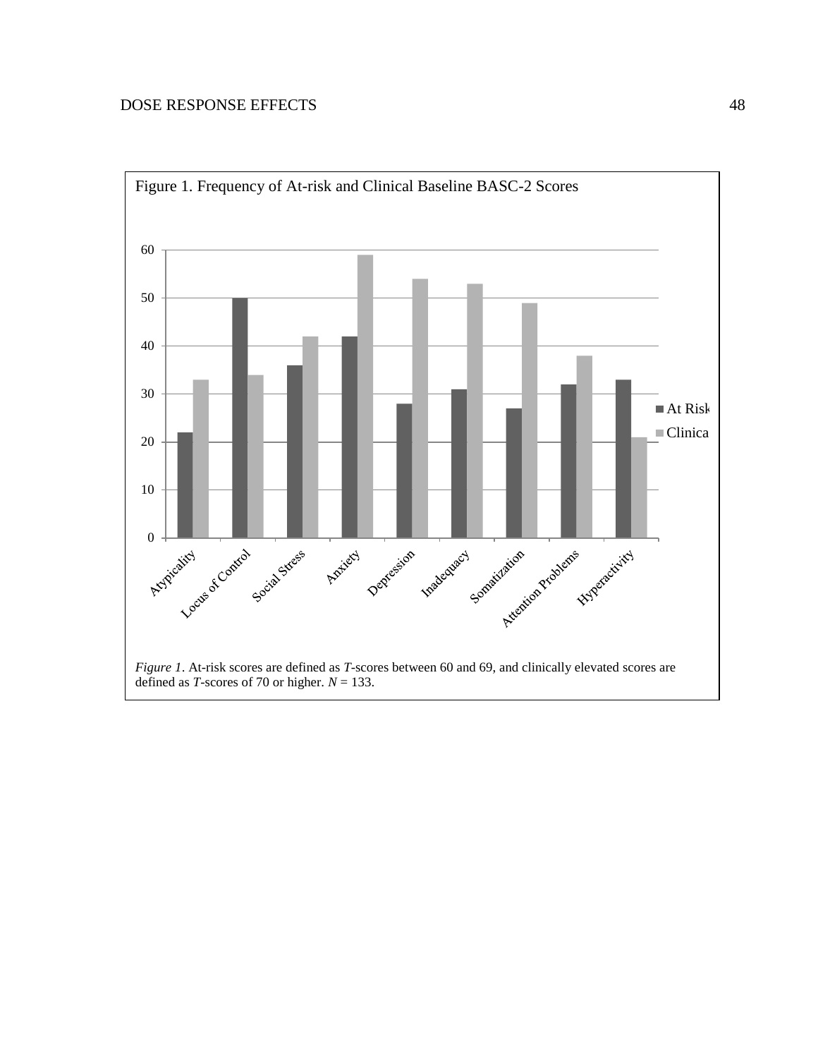Figure 1. Frequency of At-risk and Clinical Baseline BASC-2 Scores

| | At Risk | Clinical |
|---|---|---|
| Atypicality | 22 | 33 |
| Locus of Control | 50 | 34 |
| Social Stress | 36 | 42 |
| Anxiety | 42 | 59 |
| Depression | 28 | 54 |
| Inadequacy | 31 | 53 |
| Somatization | 27 | 49 |
| Attention Problems | 32 | 38 |
| Hyperactivity | 33 | 21 |

*Figure 1*. At-risk scores are defined as *T*-scores between 60 and 69, and clinically elevated scores are defined as *T*-scores of 70 or higher. *N* = 133.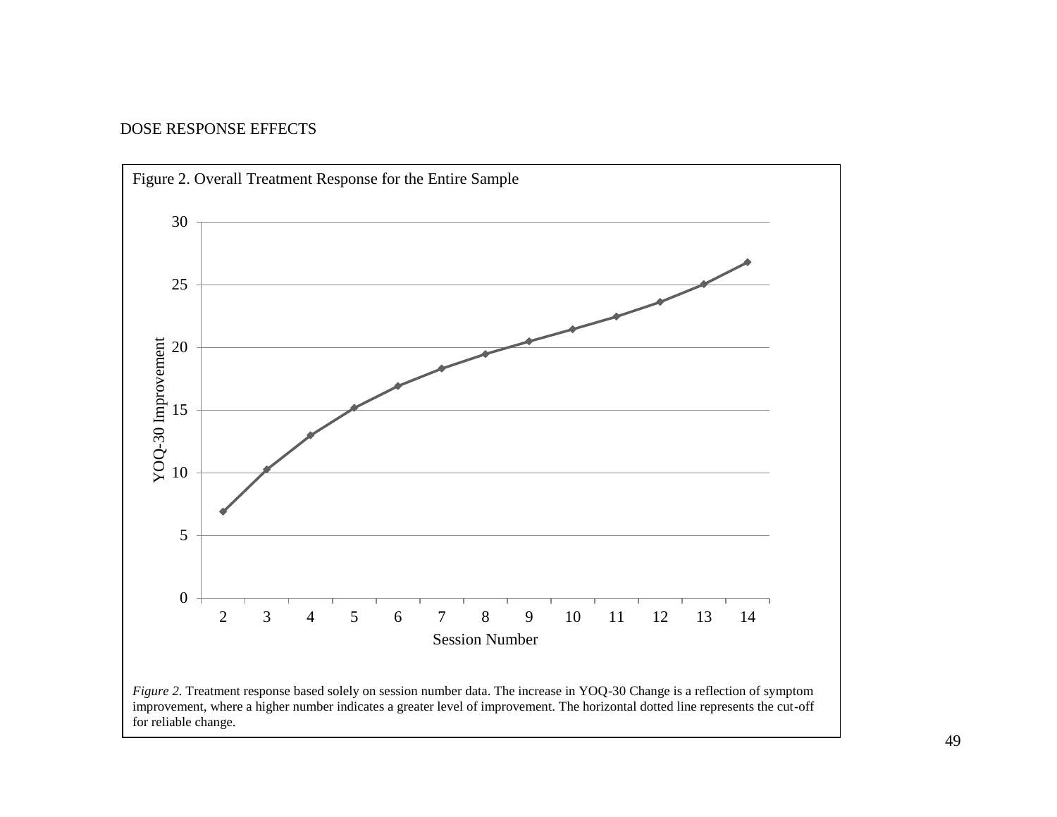Figure 2. Overall Treatment Response for the Entire Sample

*Figure 2.* Treatment response based solely on session number data. The increase in YOQ-30 Change is a reflection of symptom improvement, where a higher number indicates a greater level of improvement. The horizontal dotted line represents the cut-off for reliable change.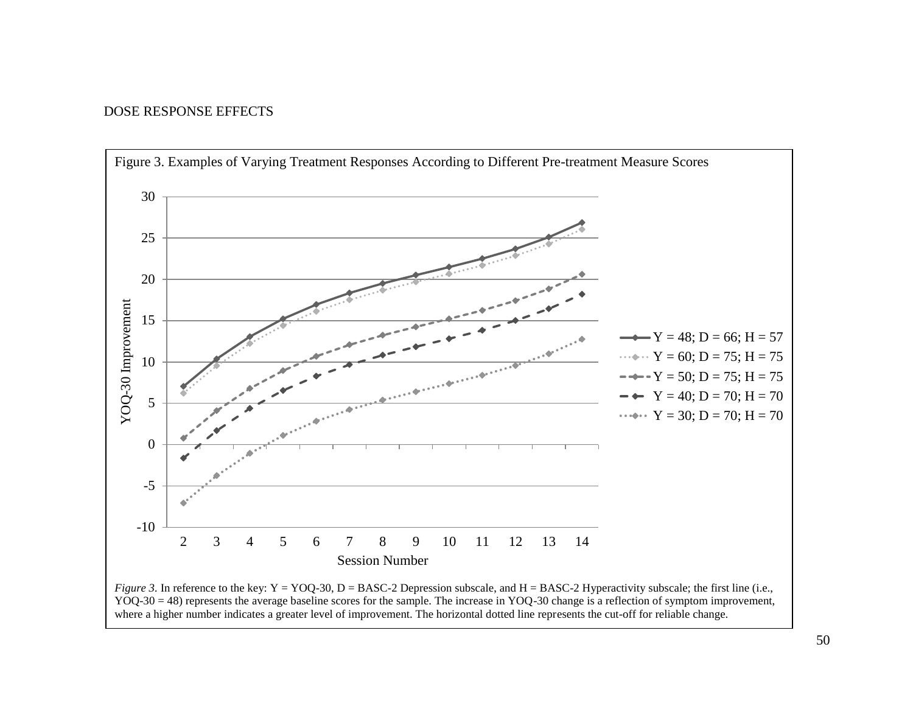Figure 3. Examples of Varying Treatment Responses According to Different Pre-treatment Measure Scores

*Figure 3.* In reference to the key: Y = YOQ-30, D = BASC-2 Depression subscale, and H = BASC-2 Hyperactivity subscale; the first line (i.e., YOQ-30 = 48) represents the average baseline scores for the sample. The increase in YOQ-30 change is a reflection of symptom improvement, where a higher number indicates a greater level of improvement. The horizontal dotted line represents the cut-off for reliable change.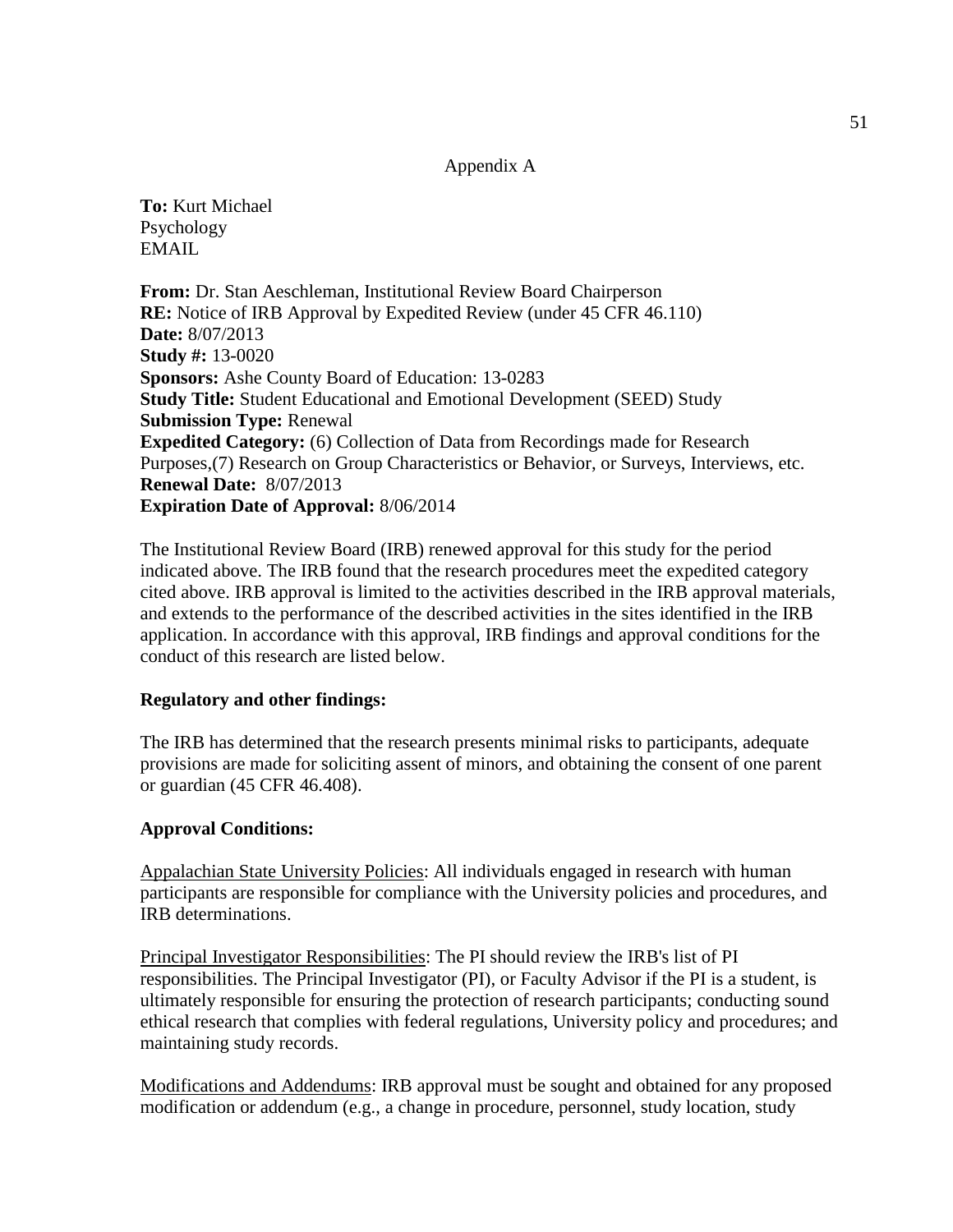Appendix A

**To:** Kurt Michael
Psychology
EMAIL

**From:** Dr. Stan Aeschleman, Institutional Review Board Chairperson
**RE:** Notice of IRB Approval by Expedited Review (under 45 CFR 46.110)
**Date:** 8/07/2013
**Study #:** 13-0020
**Sponsors:** Ashe County Board of Education: 13-0283
**Study Title:** Student Educational and Emotional Development (SEED) Study
**Submission Type:** Renewal
**Expedited Category:** (6) Collection of Data from Recordings made for Research Purposes,(7) Research on Group Characteristics or Behavior, or Surveys, Interviews, etc.
**Renewal Date:** 8/07/2013
**Expiration Date of Approval:** 8/06/2014

The Institutional Review Board (IRB) renewed approval for this study for the period indicated above. The IRB found that the research procedures meet the expedited category cited above. IRB approval is limited to the activities described in the IRB approval materials, and extends to the performance of the described activities in the sites identified in the IRB application. In accordance with this approval, IRB findings and approval conditions for the conduct of this research are listed below.

**Regulatory and other findings:**

The IRB has determined that the research presents minimal risks to participants, adequate provisions are made for soliciting assent of minors, and obtaining the consent of one parent or guardian (45 CFR 46.408).

**Approval Conditions:**

Appalachian State University Policies: All individuals engaged in research with human participants are responsible for compliance with the University policies and procedures, and IRB determinations.

Principal Investigator Responsibilities: The PI should review the IRB's list of PI responsibilities. The Principal Investigator (PI), or Faculty Advisor if the PI is a student, is ultimately responsible for ensuring the protection of research participants; conducting sound ethical research that complies with federal regulations, University policy and procedures; and maintaining study records.

Modifications and Addendums: IRB approval must be sought and obtained for any proposed modification or addendum (e.g., a change in procedure, personnel, study location, study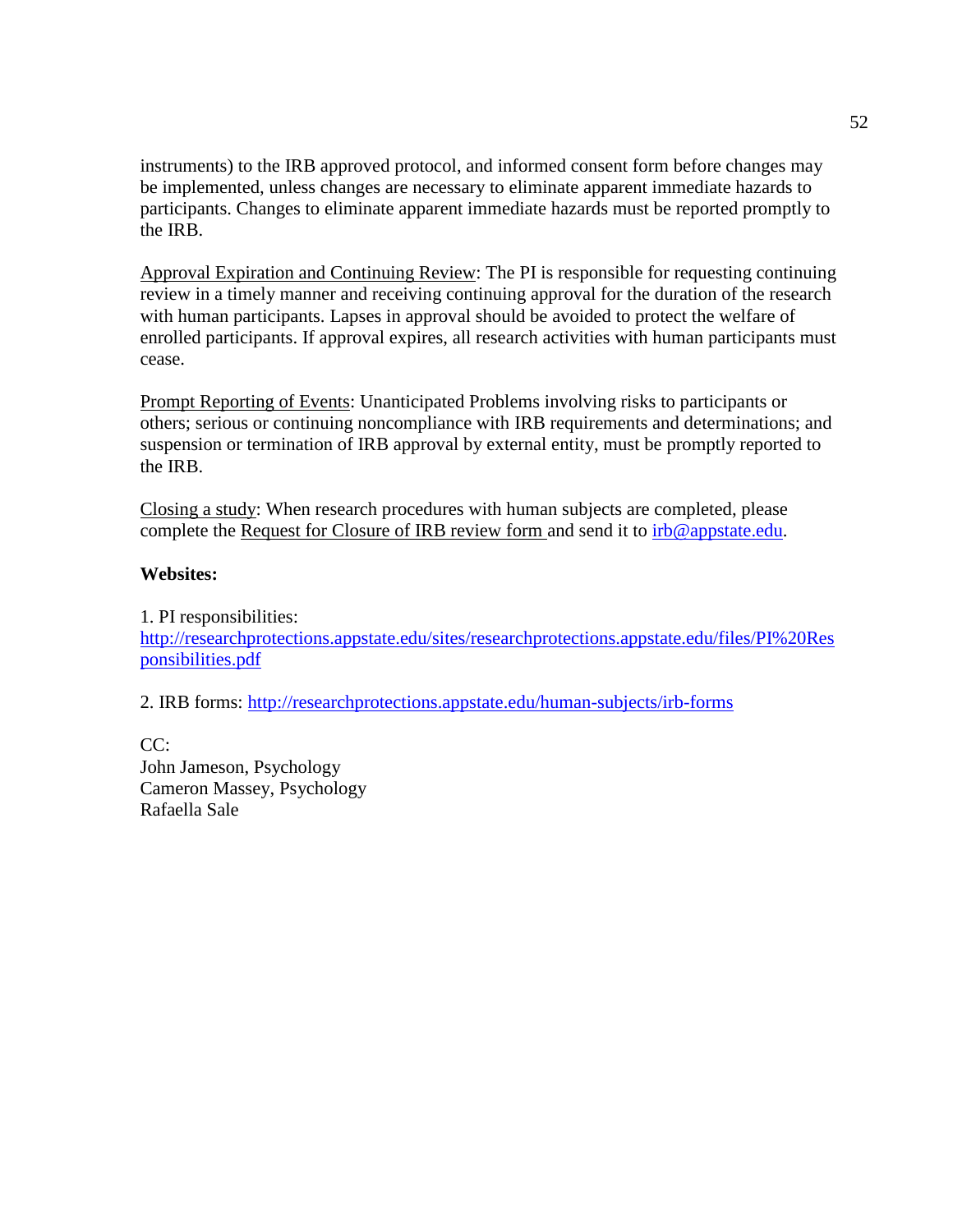instruments) to the IRB approved protocol, and informed consent form before changes may be implemented, unless changes are necessary to eliminate apparent immediate hazards to participants. Changes to eliminate apparent immediate hazards must be reported promptly to the IRB.

Approval Expiration and Continuing Review: The PI is responsible for requesting continuing review in a timely manner and receiving continuing approval for the duration of the research with human participants. Lapses in approval should be avoided to protect the welfare of enrolled participants. If approval expires, all research activities with human participants must cease.

Prompt Reporting of Events: Unanticipated Problems involving risks to participants or others; serious or continuing noncompliance with IRB requirements and determinations; and suspension or termination of IRB approval by external entity, must be promptly reported to the IRB.

Closing a study: When research procedures with human subjects are completed, please complete the Request for Closure of IRB review form and send it to irb@appstate.edu.

**Websites:**

1. PI responsibilities: http://researchprotections.appstate.edu/sites/researchprotections.appstate.edu/files/PI%20Responsibilities.pdf

2. IRB forms: http://researchprotections.appstate.edu/human-subjects/irb-forms

CC:
John Jameson, Psychology
Cameron Massey, Psychology
Rafaella Sale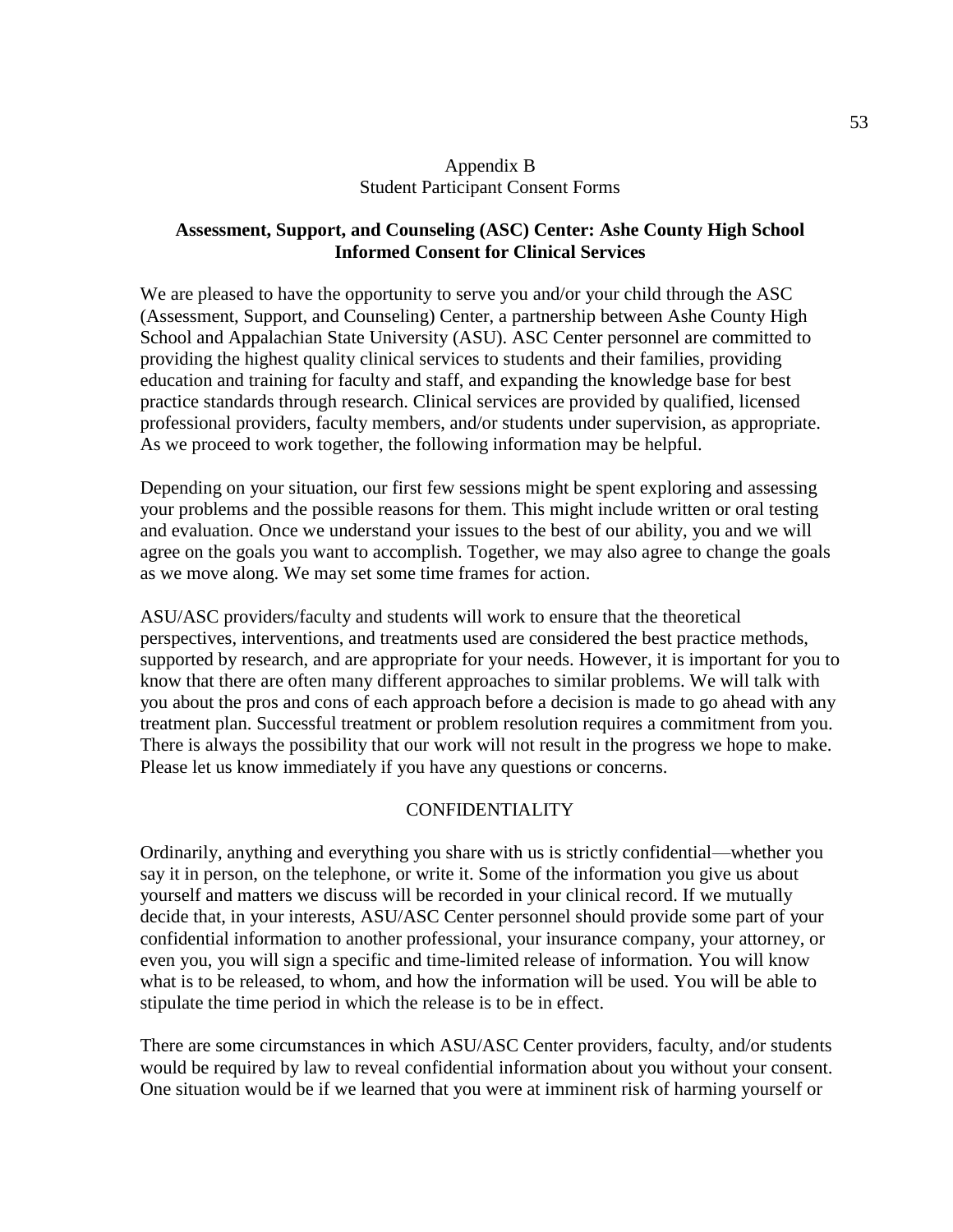# Appendix B
## Student Participant Consent Forms

### Assessment, Support, and Counseling (ASC) Center: Ashe County High School Informed Consent for Clinical Services

We are pleased to have the opportunity to serve you and/or your child through the ASC (Assessment, Support, and Counseling) Center, a partnership between Ashe County High School and Appalachian State University (ASU). ASC Center personnel are committed to providing the highest quality clinical services to students and their families, providing education and training for faculty and staff, and expanding the knowledge base for best practice standards through research. Clinical services are provided by qualified, licensed professional providers, faculty members, and/or students under supervision, as appropriate. As we proceed to work together, the following information may be helpful.

Depending on your situation, our first few sessions might be spent exploring and assessing your problems and the possible reasons for them. This might include written or oral testing and evaluation. Once we understand your issues to the best of our ability, you and we will agree on the goals you want to accomplish. Together, we may also agree to change the goals as we move along. We may set some time frames for action.

ASU/ASC providers/faculty and students will work to ensure that the theoretical perspectives, interventions, and treatments used are considered the best practice methods, supported by research, and are appropriate for your needs. However, it is important for you to know that there are often many different approaches to similar problems. We will talk with you about the pros and cons of each approach before a decision is made to go ahead with any treatment plan. Successful treatment or problem resolution requires a commitment from you. There is always the possibility that our work will not result in the progress we hope to make. Please let us know immediately if you have any questions or concerns.

#### CONFIDENTIALITY

Ordinarily, anything and everything you share with us is strictly confidential—whether you say it in person, on the telephone, or write it. Some of the information you give us about yourself and matters we discuss will be recorded in your clinical record. If we mutually decide that, in your interests, ASU/ASC Center personnel should provide some part of your confidential information to another professional, your insurance company, your attorney, or even you, you will sign a specific and time-limited release of information. You will know what is to be released, to whom, and how the information will be used. You will be able to stipulate the time period in which the release is to be in effect.

There are some circumstances in which ASU/ASC Center providers, faculty, and/or students would be required by law to reveal confidential information about you without your consent. One situation would be if we learned that you were at imminent risk of harming yourself or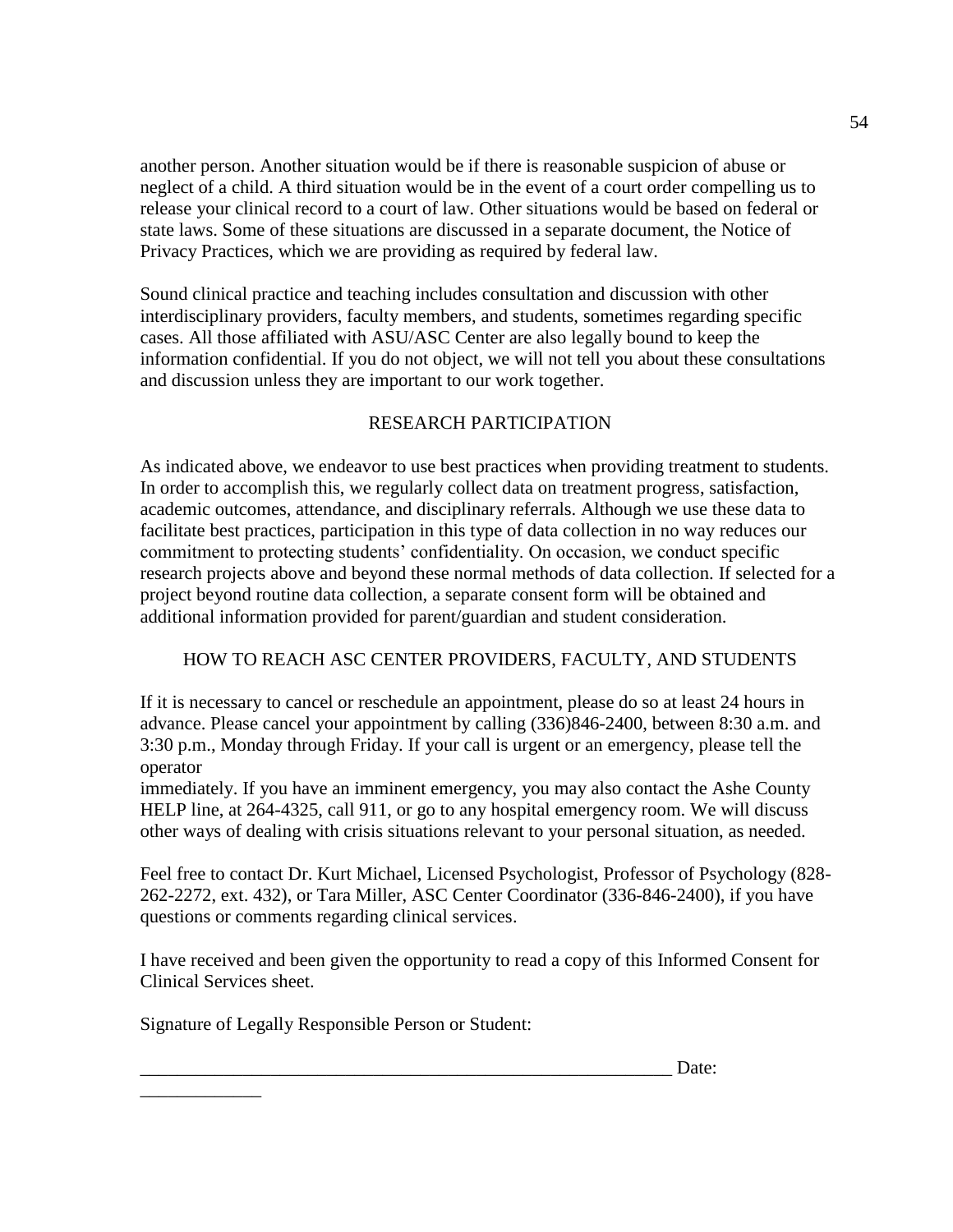another person. Another situation would be if there is reasonable suspicion of abuse or neglect of a child. A third situation would be in the event of a court order compelling us to release your clinical record to a court of law. Other situations would be based on federal or state laws. Some of these situations are discussed in a separate document, the Notice of Privacy Practices, which we are providing as required by federal law.

Sound clinical practice and teaching includes consultation and discussion with other interdisciplinary providers, faculty members, and students, sometimes regarding specific cases. All those affiliated with ASU/ASC Center are also legally bound to keep the information confidential. If you do not object, we will not tell you about these consultations and discussion unless they are important to our work together.

## RESEARCH PARTICIPATION

As indicated above, we endeavor to use best practices when providing treatment to students. In order to accomplish this, we regularly collect data on treatment progress, satisfaction, academic outcomes, attendance, and disciplinary referrals. Although we use these data to facilitate best practices, participation in this type of data collection in no way reduces our commitment to protecting students' confidentiality. On occasion, we conduct specific research projects above and beyond these normal methods of data collection. If selected for a project beyond routine data collection, a separate consent form will be obtained and additional information provided for parent/guardian and student consideration.

## HOW TO REACH ASC CENTER PROVIDERS, FACULTY, AND STUDENTS

If it is necessary to cancel or reschedule an appointment, please do so at least 24 hours in advance. Please cancel your appointment by calling (336)846-2400, between 8:30 a.m. and 3:30 p.m., Monday through Friday. If your call is urgent or an emergency, please tell the operator
immediately. If you have an imminent emergency, you may also contact the Ashe County HELP line, at 264-4325, call 911, or go to any hospital emergency room. We will discuss other ways of dealing with crisis situations relevant to your personal situation, as needed.

Feel free to contact Dr. Kurt Michael, Licensed Psychologist, Professor of Psychology (828-262-2272, ext. 432), or Tara Miller, ASC Center Coordinator (336-846-2400), if you have questions or comments regarding clinical services.

I have received and been given the opportunity to read a copy of this Informed Consent for Clinical Services sheet.

Signature of Legally Responsible Person or Student:

____________________________________________________________ Date:
_____________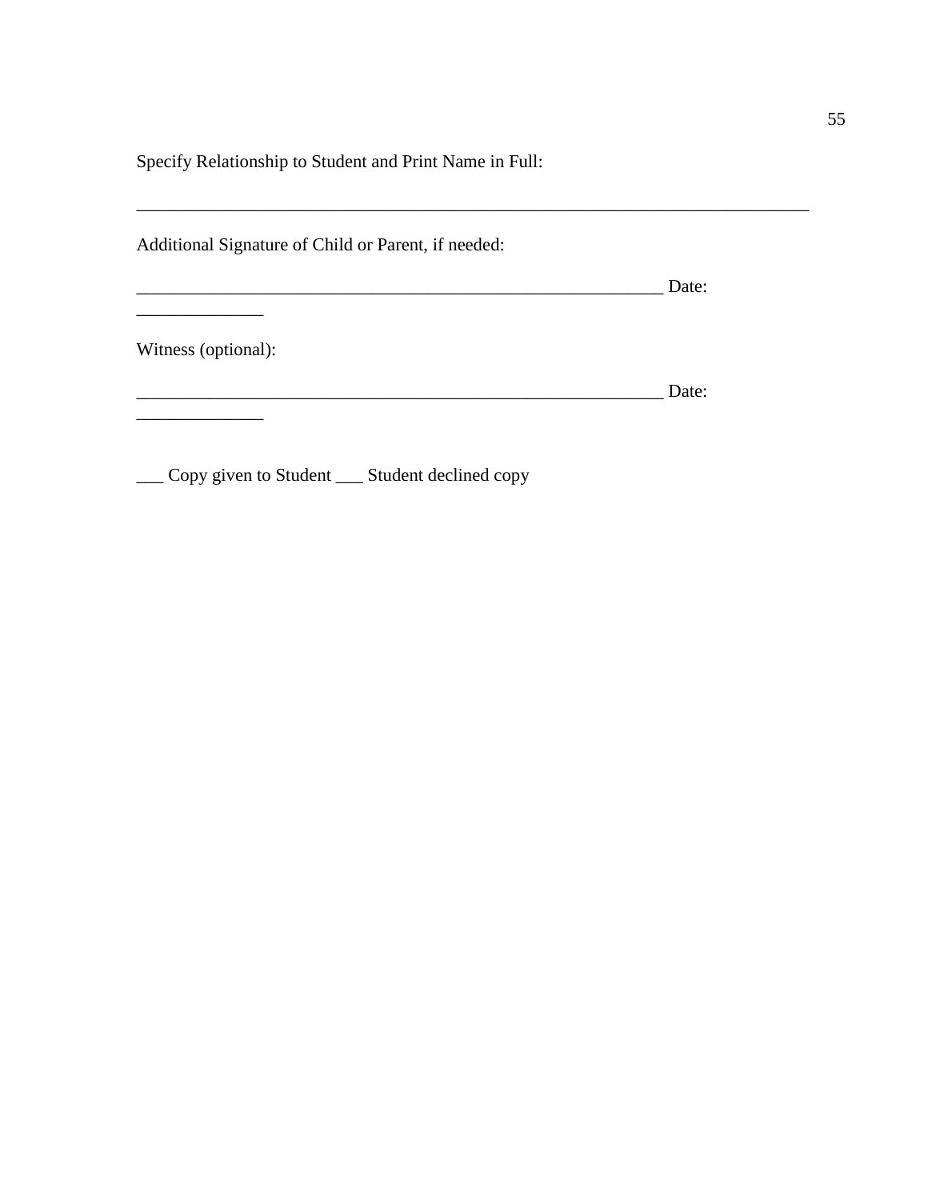Specify Relationship to Student and Print Name in Full:

_______________________________________________________________________________

Additional Signature of Child or Parent, if needed:

____________________________________________________________ Date: ______________

Witness (optional):

____________________________________________________________ Date: ______________

___ Copy given to Student ___ Student declined copy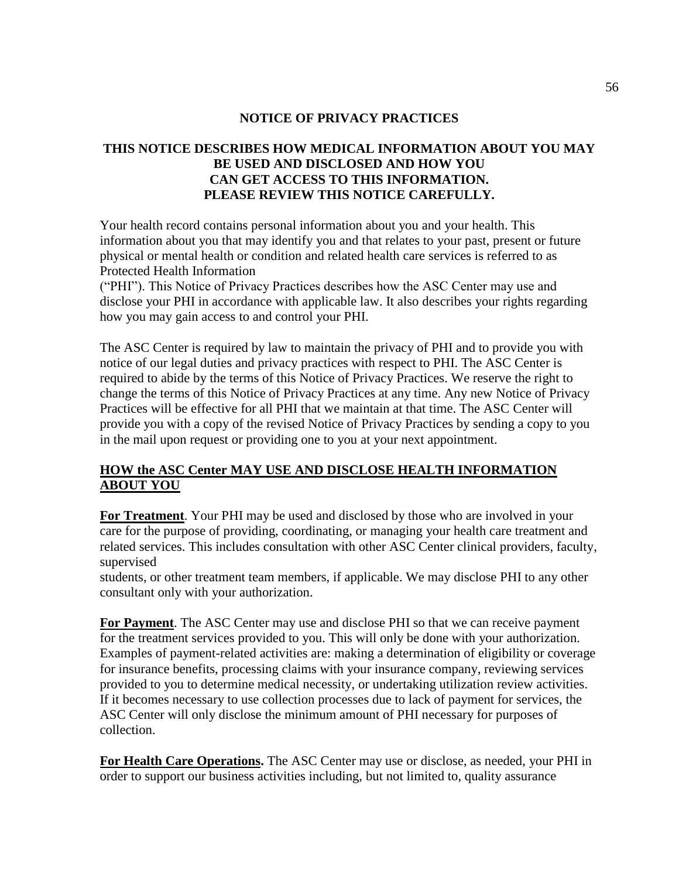## NOTICE OF PRIVACY PRACTICES

**THIS NOTICE DESCRIBES HOW MEDICAL INFORMATION ABOUT YOU MAY BE USED AND DISCLOSED AND HOW YOU CAN GET ACCESS TO THIS INFORMATION. PLEASE REVIEW THIS NOTICE CAREFULLY.**

Your health record contains personal information about you and your health. This information about you that may identify you and that relates to your past, present or future physical or mental health or condition and related health care services is referred to as Protected Health Information ("PHI"). This Notice of Privacy Practices describes how the ASC Center may use and disclose your PHI in accordance with applicable law. It also describes your rights regarding how you may gain access to and control your PHI.

The ASC Center is required by law to maintain the privacy of PHI and to provide you with notice of our legal duties and privacy practices with respect to PHI. The ASC Center is required to abide by the terms of this Notice of Privacy Practices. We reserve the right to change the terms of this Notice of Privacy Practices at any time. Any new Notice of Privacy Practices will be effective for all PHI that we maintain at that time. The ASC Center will provide you with a copy of the revised Notice of Privacy Practices by sending a copy to you in the mail upon request or providing one to you at your next appointment.

### HOW the ASC Center MAY USE AND DISCLOSE HEALTH INFORMATION ABOUT YOU

**For Treatment**. Your PHI may be used and disclosed by those who are involved in your care for the purpose of providing, coordinating, or managing your health care treatment and related services. This includes consultation with other ASC Center clinical providers, faculty, supervised students, or other treatment team members, if applicable. We may disclose PHI to any other consultant only with your authorization.

**For Payment**. The ASC Center may use and disclose PHI so that we can receive payment for the treatment services provided to you. This will only be done with your authorization. Examples of payment-related activities are: making a determination of eligibility or coverage for insurance benefits, processing claims with your insurance company, reviewing services provided to you to determine medical necessity, or undertaking utilization review activities. If it becomes necessary to use collection processes due to lack of payment for services, the ASC Center will only disclose the minimum amount of PHI necessary for purposes of collection.

**For Health Care Operations.** The ASC Center may use or disclose, as needed, your PHI in order to support our business activities including, but not limited to, quality assurance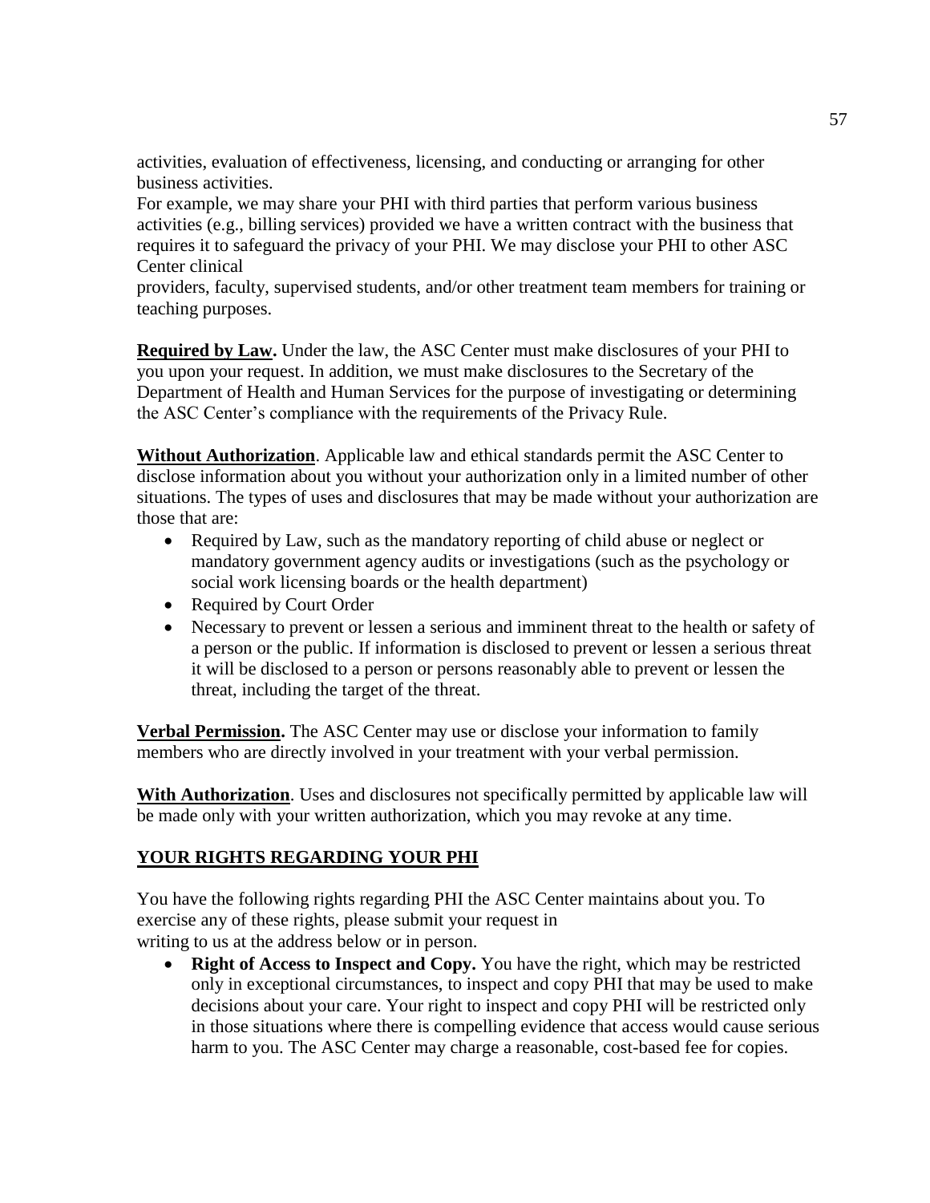activities, evaluation of effectiveness, licensing, and conducting or arranging for other business activities.

For example, we may share your PHI with third parties that perform various business activities (e.g., billing services) provided we have a written contract with the business that requires it to safeguard the privacy of your PHI. We may disclose your PHI to other ASC Center clinical providers, faculty, supervised students, and/or other treatment team members for training or teaching purposes.

**Required by Law.** Under the law, the ASC Center must make disclosures of your PHI to you upon your request. In addition, we must make disclosures to the Secretary of the Department of Health and Human Services for the purpose of investigating or determining the ASC Center's compliance with the requirements of the Privacy Rule.

**Without Authorization**. Applicable law and ethical standards permit the ASC Center to disclose information about you without your authorization only in a limited number of other situations. The types of uses and disclosures that may be made without your authorization are those that are:

- Required by Law, such as the mandatory reporting of child abuse or neglect or mandatory government agency audits or investigations (such as the psychology or social work licensing boards or the health department)
- Required by Court Order
- Necessary to prevent or lessen a serious and imminent threat to the health or safety of a person or the public. If information is disclosed to prevent or lessen a serious threat it will be disclosed to a person or persons reasonably able to prevent or lessen the threat, including the target of the threat.

**Verbal Permission.** The ASC Center may use or disclose your information to family members who are directly involved in your treatment with your verbal permission.

**With Authorization**. Uses and disclosures not specifically permitted by applicable law will be made only with your written authorization, which you may revoke at any time.

## YOUR RIGHTS REGARDING YOUR PHI

You have the following rights regarding PHI the ASC Center maintains about you. To exercise any of these rights, please submit your request in writing to us at the address below or in person.

- **Right of Access to Inspect and Copy.** You have the right, which may be restricted only in exceptional circumstances, to inspect and copy PHI that may be used to make decisions about your care. Your right to inspect and copy PHI will be restricted only in those situations where there is compelling evidence that access would cause serious harm to you. The ASC Center may charge a reasonable, cost-based fee for copies.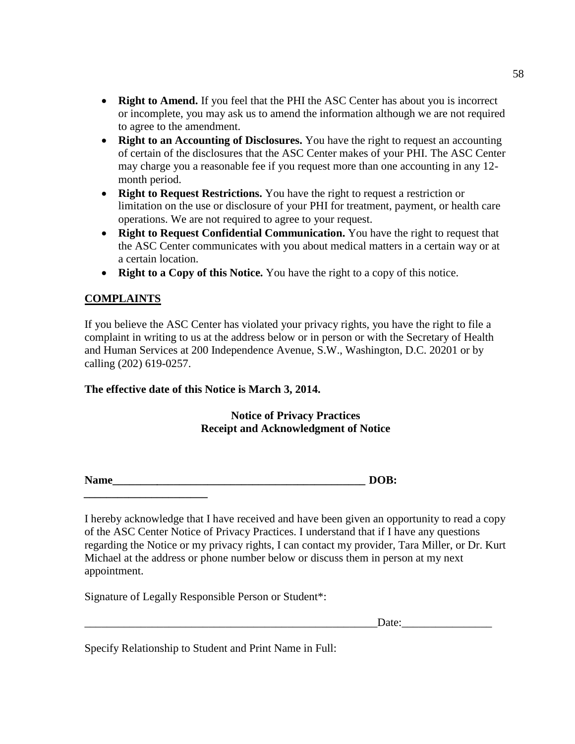- **Right to Amend.** If you feel that the PHI the ASC Center has about you is incorrect or incomplete, you may ask us to amend the information although we are not required to agree to the amendment.
- **Right to an Accounting of Disclosures.** You have the right to request an accounting of certain of the disclosures that the ASC Center makes of your PHI. The ASC Center may charge you a reasonable fee if you request more than one accounting in any 12-month period.
- **Right to Request Restrictions.** You have the right to request a restriction or limitation on the use or disclosure of your PHI for treatment, payment, or health care operations. We are not required to agree to your request.
- **Right to Request Confidential Communication.** You have the right to request that the ASC Center communicates with you about medical matters in a certain way or at a certain location.
- **Right to a Copy of this Notice.** You have the right to a copy of this notice.

**COMPLAINTS**

If you believe the ASC Center has violated your privacy rights, you have the right to file a complaint in writing to us at the address below or in person or with the Secretary of Health and Human Services at 200 Independence Avenue, S.W., Washington, D.C. 20201 or by calling (202) 619-0257.

**The effective date of this Notice is March 3, 2014.**

**Notice of Privacy Practices**
**Receipt and Acknowledgment of Notice**

**Name_____________________________________________ DOB: ______________________**

I hereby acknowledge that I have received and have been given an opportunity to read a copy of the ASC Center Notice of Privacy Practices. I understand that if I have any questions regarding the Notice or my privacy rights, I can contact my provider, Tara Miller, or Dr. Kurt Michael at the address or phone number below or discuss them in person at my next appointment.

Signature of Legally Responsible Person or Student*:

______________________________________________________Date:________________

Specify Relationship to Student and Print Name in Full: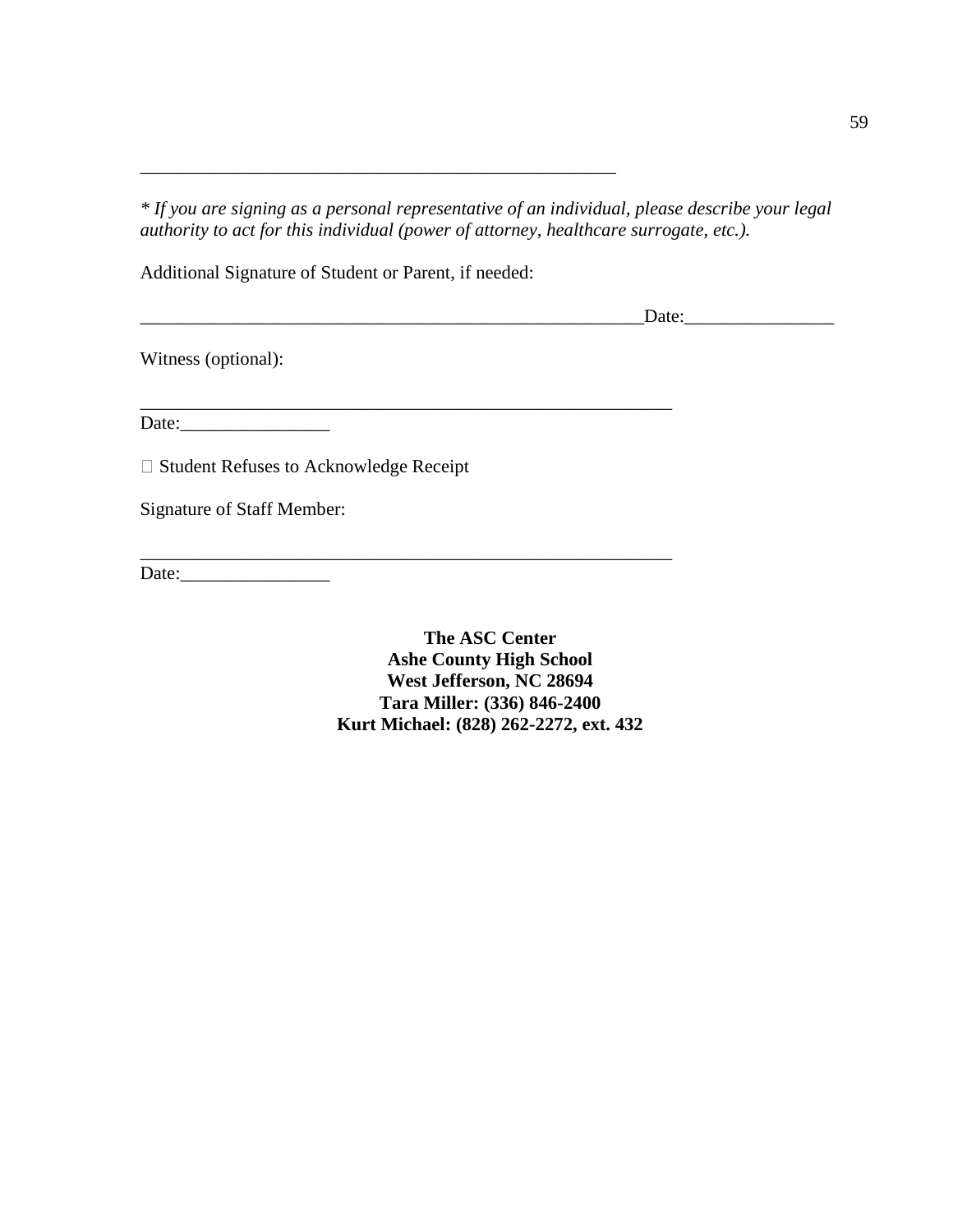\_\_\_\_\_\_\_\_\_\_\_\_\_\_\_\_\_\_\_\_\_\_\_\_\_\_\_\_\_\_\_\_\_\_\_\_\_\_\_\_\_\_\_\_\_\_\_\_\_\_

*\* If you are signing as a personal representative of an individual, please describe your legal authority to act for this individual (power of attorney, healthcare surrogate, etc.).*

Additional Signature of Student or Parent, if needed:

\_\_\_\_\_\_\_\_\_\_\_\_\_\_\_\_\_\_\_\_\_\_\_\_\_\_\_\_\_\_\_\_\_\_\_\_\_\_\_\_\_\_\_\_\_\_\_\_\_\_\_\_\_\_Date:\_\_\_\_\_\_\_\_\_\_\_\_\_\_\_\_

Witness (optional):

\_\_\_\_\_\_\_\_\_\_\_\_\_\_\_\_\_\_\_\_\_\_\_\_\_\_\_\_\_\_\_\_\_\_\_\_\_\_\_\_\_\_\_\_\_\_\_\_\_\_\_\_\_\_\_\_\_
Date:\_\_\_\_\_\_\_\_\_\_\_\_\_\_\_\_

☐ Student Refuses to Acknowledge Receipt

Signature of Staff Member:

\_\_\_\_\_\_\_\_\_\_\_\_\_\_\_\_\_\_\_\_\_\_\_\_\_\_\_\_\_\_\_\_\_\_\_\_\_\_\_\_\_\_\_\_\_\_\_\_\_\_\_\_\_\_\_\_\_
Date:\_\_\_\_\_\_\_\_\_\_\_\_\_\_\_\_

**The ASC Center**
**Ashe County High School**
**West Jefferson, NC 28694**
**Tara Miller: (336) 846-2400**
**Kurt Michael: (828) 262-2272, ext. 432**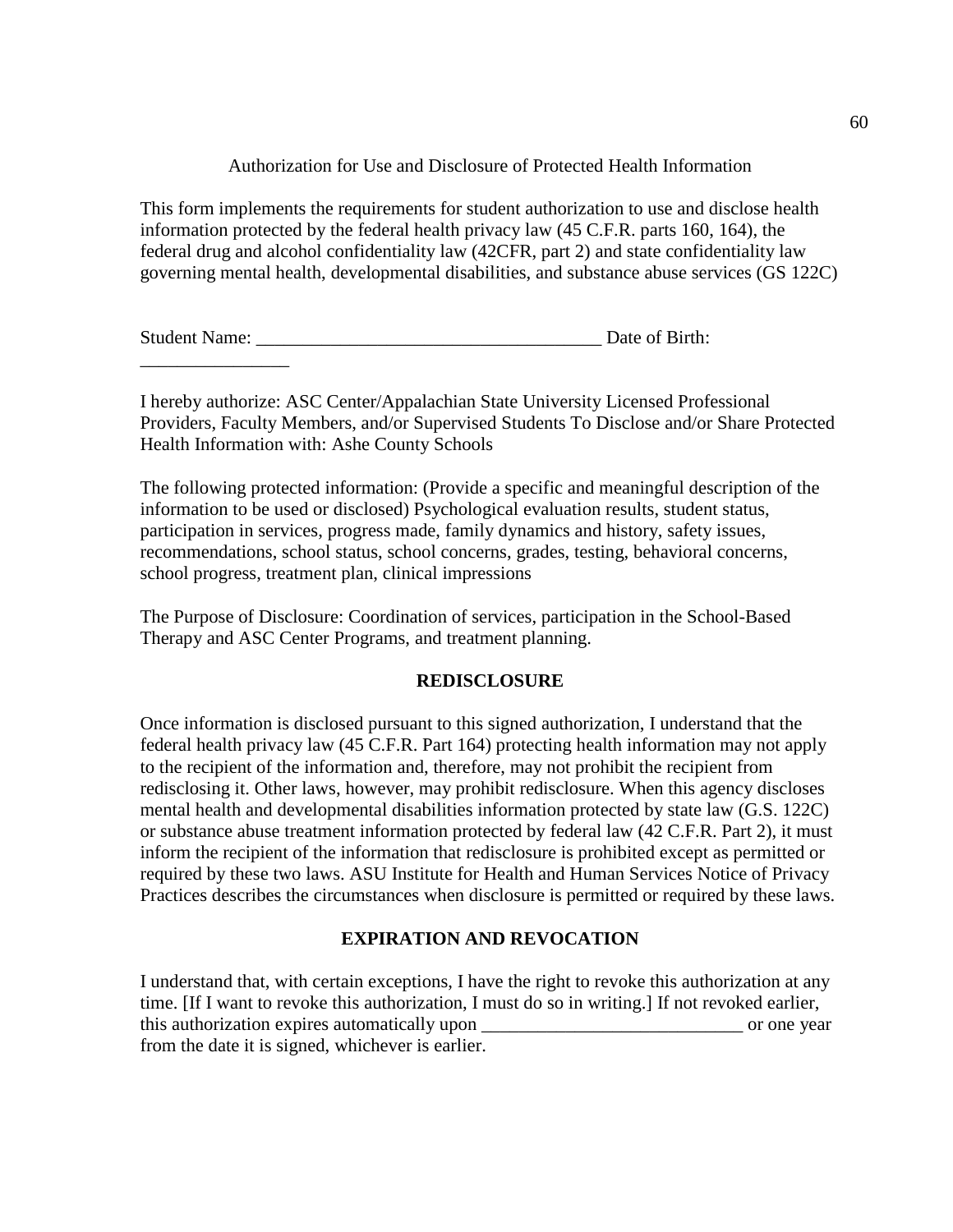Authorization for Use and Disclosure of Protected Health Information

This form implements the requirements for student authorization to use and disclose health information protected by the federal health privacy law (45 C.F.R. parts 160, 164), the federal drug and alcohol confidentiality law (42CFR, part 2) and state confidentiality law governing mental health, developmental disabilities, and substance abuse services (GS 122C)

Student Name: ____________________________________ Date of Birth: ________________

I hereby authorize: ASC Center/Appalachian State University Licensed Professional Providers, Faculty Members, and/or Supervised Students To Disclose and/or Share Protected Health Information with: Ashe County Schools

The following protected information: (Provide a specific and meaningful description of the information to be used or disclosed) Psychological evaluation results, student status, participation in services, progress made, family dynamics and history, safety issues, recommendations, school status, school concerns, grades, testing, behavioral concerns, school progress, treatment plan, clinical impressions

The Purpose of Disclosure: Coordination of services, participation in the School-Based Therapy and ASC Center Programs, and treatment planning.

**REDISCLOSURE**

Once information is disclosed pursuant to this signed authorization, I understand that the federal health privacy law (45 C.F.R. Part 164) protecting health information may not apply to the recipient of the information and, therefore, may not prohibit the recipient from redisclosing it. Other laws, however, may prohibit redisclosure. When this agency discloses mental health and developmental disabilities information protected by state law (G.S. 122C) or substance abuse treatment information protected by federal law (42 C.F.R. Part 2), it must inform the recipient of the information that redisclosure is prohibited except as permitted or required by these two laws. ASU Institute for Health and Human Services Notice of Privacy Practices describes the circumstances when disclosure is permitted or required by these laws.

**EXPIRATION AND REVOCATION**

I understand that, with certain exceptions, I have the right to revoke this authorization at any time. [If I want to revoke this authorization, I must do so in writing.] If not revoked earlier, this authorization expires automatically upon ___________________________ or one year from the date it is signed, whichever is earlier.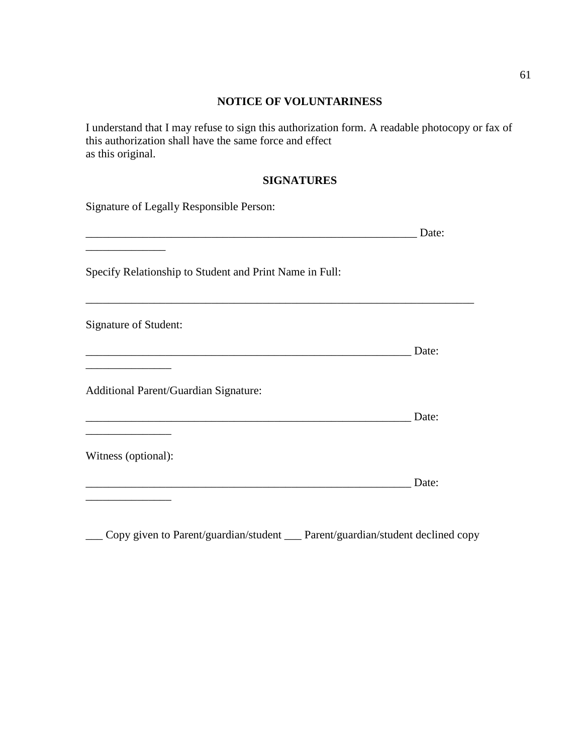**NOTICE OF VOLUNTARINESS**

I understand that I may refuse to sign this authorization form. A readable photocopy or fax of this authorization shall have the same force and effect as this original.

**SIGNATURES**

Signature of Legally Responsible Person:

____________________________________________________________ Date: ______________

Specify Relationship to Student and Print Name in Full:

_______________________________________________________________________

Signature of Student:

___________________________________________________________ Date: _______________

Additional Parent/Guardian Signature:

___________________________________________________________ Date: _______________

Witness (optional):

___________________________________________________________ Date: _______________

___ Copy given to Parent/guardian/student ___ Parent/guardian/student declined copy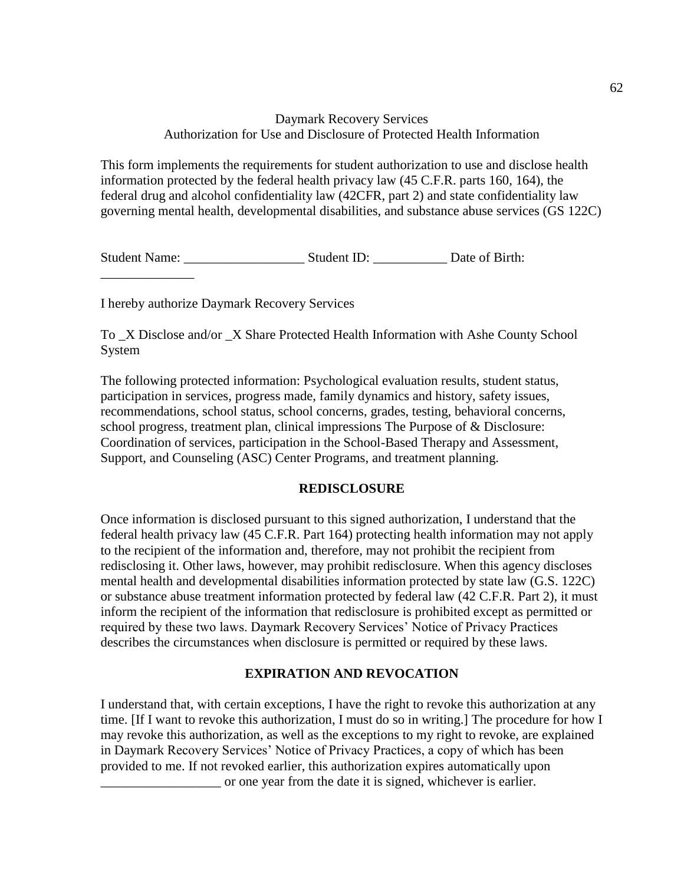Daymark Recovery Services
Authorization for Use and Disclosure of Protected Health Information

This form implements the requirements for student authorization to use and disclose health information protected by the federal health privacy law (45 C.F.R. parts 160, 164), the federal drug and alcohol confidentiality law (42CFR, part 2) and state confidentiality law governing mental health, developmental disabilities, and substance abuse services (GS 122C)

Student Name: __________________ Student ID: ___________ Date of Birth: ______________

I hereby authorize Daymark Recovery Services

To _X Disclose and/or _X Share Protected Health Information with Ashe County School System

The following protected information: Psychological evaluation results, student status, participation in services, progress made, family dynamics and history, safety issues, recommendations, school status, school concerns, grades, testing, behavioral concerns, school progress, treatment plan, clinical impressions The Purpose of & Disclosure: Coordination of services, participation in the School-Based Therapy and Assessment, Support, and Counseling (ASC) Center Programs, and treatment planning.

**REDISCLOSURE**

Once information is disclosed pursuant to this signed authorization, I understand that the federal health privacy law (45 C.F.R. Part 164) protecting health information may not apply to the recipient of the information and, therefore, may not prohibit the recipient from redisclosing it. Other laws, however, may prohibit redisclosure. When this agency discloses mental health and developmental disabilities information protected by state law (G.S. 122C) or substance abuse treatment information protected by federal law (42 C.F.R. Part 2), it must inform the recipient of the information that redisclosure is prohibited except as permitted or required by these two laws. Daymark Recovery Services' Notice of Privacy Practices describes the circumstances when disclosure is permitted or required by these laws.

**EXPIRATION AND REVOCATION**

I understand that, with certain exceptions, I have the right to revoke this authorization at any time. [If I want to revoke this authorization, I must do so in writing.] The procedure for how I may revoke this authorization, as well as the exceptions to my right to revoke, are explained in Daymark Recovery Services' Notice of Privacy Practices, a copy of which has been provided to me. If not revoked earlier, this authorization expires automatically upon __________________ or one year from the date it is signed, whichever is earlier.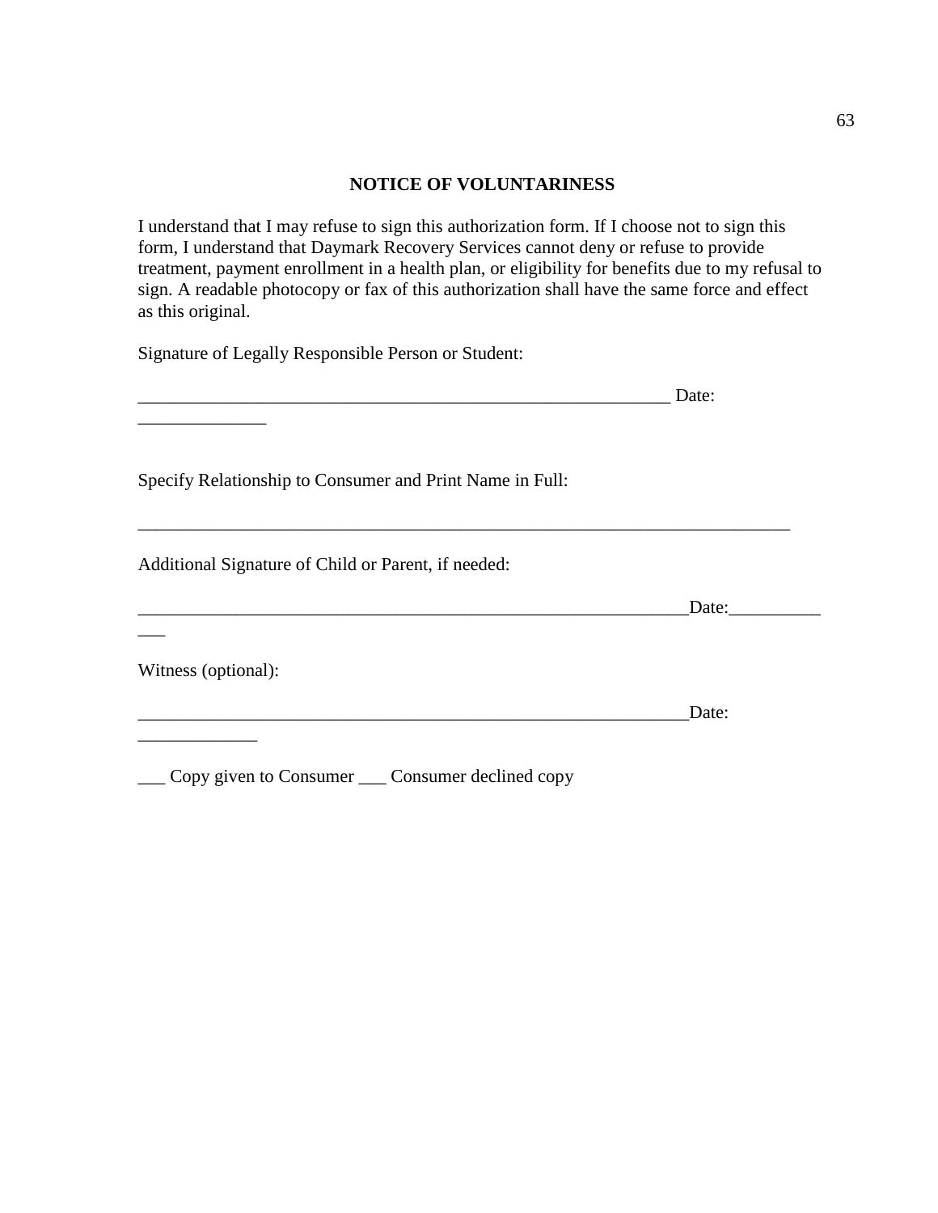**NOTICE OF VOLUNTARINESS**

I understand that I may refuse to sign this authorization form. If I choose not to sign this form, I understand that Daymark Recovery Services cannot deny or refuse to provide treatment, payment enrollment in a health plan, or eligibility for benefits due to my refusal to sign. A readable photocopy or fax of this authorization shall have the same force and effect as this original.

Signature of Legally Responsible Person or Student:

____________________________________________________________ Date: ______________

Specify Relationship to Consumer and Print Name in Full:

__________________________________________________________________________

Additional Signature of Child or Parent, if needed:

______________________________________________________________Date:_____________

Witness (optional):

______________________________________________________________Date: _____________

___ Copy given to Consumer ___ Consumer declined copy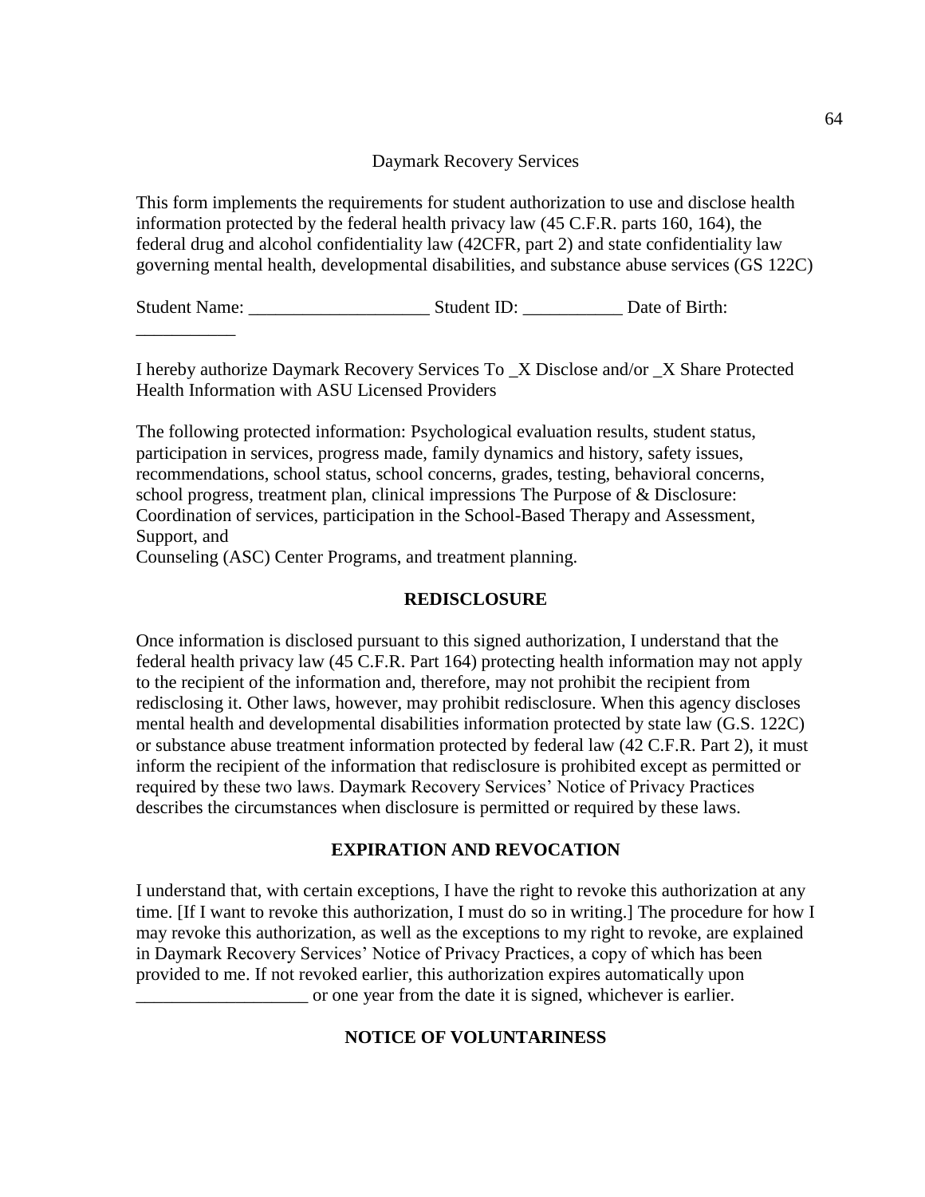Daymark Recovery Services

This form implements the requirements for student authorization to use and disclose health information protected by the federal health privacy law (45 C.F.R. parts 160, 164), the federal drug and alcohol confidentiality law (42CFR, part 2) and state confidentiality law governing mental health, developmental disabilities, and substance abuse services (GS 122C)

Student Name: ____________________ Student ID: ___________ Date of Birth: ___________

I hereby authorize Daymark Recovery Services To _X Disclose and/or _X Share Protected Health Information with ASU Licensed Providers

The following protected information: Psychological evaluation results, student status, participation in services, progress made, family dynamics and history, safety issues, recommendations, school status, school concerns, grades, testing, behavioral concerns, school progress, treatment plan, clinical impressions The Purpose of & Disclosure: Coordination of services, participation in the School-Based Therapy and Assessment, Support, and
Counseling (ASC) Center Programs, and treatment planning.

**REDISCLOSURE**

Once information is disclosed pursuant to this signed authorization, I understand that the federal health privacy law (45 C.F.R. Part 164) protecting health information may not apply to the recipient of the information and, therefore, may not prohibit the recipient from redisclosing it. Other laws, however, may prohibit redisclosure. When this agency discloses mental health and developmental disabilities information protected by state law (G.S. 122C) or substance abuse treatment information protected by federal law (42 C.F.R. Part 2), it must inform the recipient of the information that redisclosure is prohibited except as permitted or required by these two laws. Daymark Recovery Services' Notice of Privacy Practices describes the circumstances when disclosure is permitted or required by these laws.

**EXPIRATION AND REVOCATION**

I understand that, with certain exceptions, I have the right to revoke this authorization at any time. [If I want to revoke this authorization, I must do so in writing.] The procedure for how I may revoke this authorization, as well as the exceptions to my right to revoke, are explained in Daymark Recovery Services' Notice of Privacy Practices, a copy of which has been provided to me. If not revoked earlier, this authorization expires automatically upon ___________________ or one year from the date it is signed, whichever is earlier.

**NOTICE OF VOLUNTARINESS**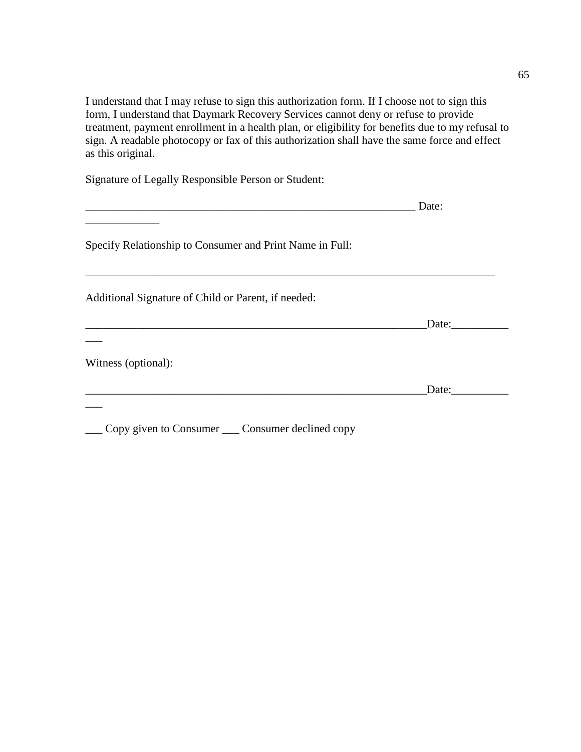I understand that I may refuse to sign this authorization form. If I choose not to sign this form, I understand that Daymark Recovery Services cannot deny or refuse to provide treatment, payment enrollment in a health plan, or eligibility for benefits due to my refusal to sign. A readable photocopy or fax of this authorization shall have the same force and effect as this original.

Signature of Legally Responsible Person or Student:

____________________________________________________________ Date: _____________

Specify Relationship to Consumer and Print Name in Full:

___________________________________________________________________________

Additional Signature of Child or Parent, if needed:

_____________________________________________________________Date:_____________

Witness (optional):

_____________________________________________________________Date:_____________

___ Copy given to Consumer ___ Consumer declined copy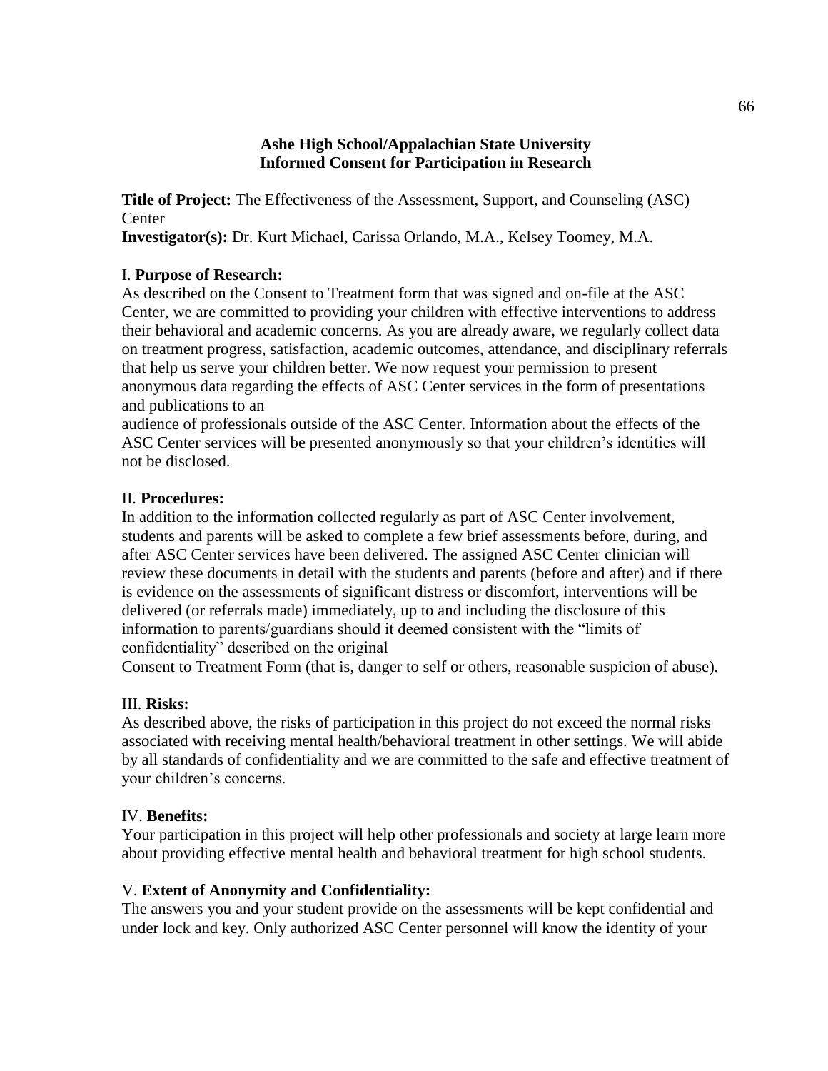**Ashe High School/Appalachian State University**
**Informed Consent for Participation in Research**

**Title of Project:** The Effectiveness of the Assessment, Support, and Counseling (ASC) Center
**Investigator(s):** Dr. Kurt Michael, Carissa Orlando, M.A., Kelsey Toomey, M.A.

I. **Purpose of Research:**
As described on the Consent to Treatment form that was signed and on-file at the ASC Center, we are committed to providing your children with effective interventions to address their behavioral and academic concerns. As you are already aware, we regularly collect data on treatment progress, satisfaction, academic outcomes, attendance, and disciplinary referrals that help us serve your children better. We now request your permission to present anonymous data regarding the effects of ASC Center services in the form of presentations and publications to an
audience of professionals outside of the ASC Center. Information about the effects of the ASC Center services will be presented anonymously so that your children's identities will not be disclosed.

II. **Procedures:**
In addition to the information collected regularly as part of ASC Center involvement, students and parents will be asked to complete a few brief assessments before, during, and after ASC Center services have been delivered. The assigned ASC Center clinician will review these documents in detail with the students and parents (before and after) and if there is evidence on the assessments of significant distress or discomfort, interventions will be delivered (or referrals made) immediately, up to and including the disclosure of this information to parents/guardians should it deemed consistent with the "limits of confidentiality" described on the original
Consent to Treatment Form (that is, danger to self or others, reasonable suspicion of abuse).

III. **Risks:**
As described above, the risks of participation in this project do not exceed the normal risks associated with receiving mental health/behavioral treatment in other settings. We will abide by all standards of confidentiality and we are committed to the safe and effective treatment of your children's concerns.

IV. **Benefits:**
Your participation in this project will help other professionals and society at large learn more about providing effective mental health and behavioral treatment for high school students.

V. **Extent of Anonymity and Confidentiality:**
The answers you and your student provide on the assessments will be kept confidential and under lock and key. Only authorized ASC Center personnel will know the identity of your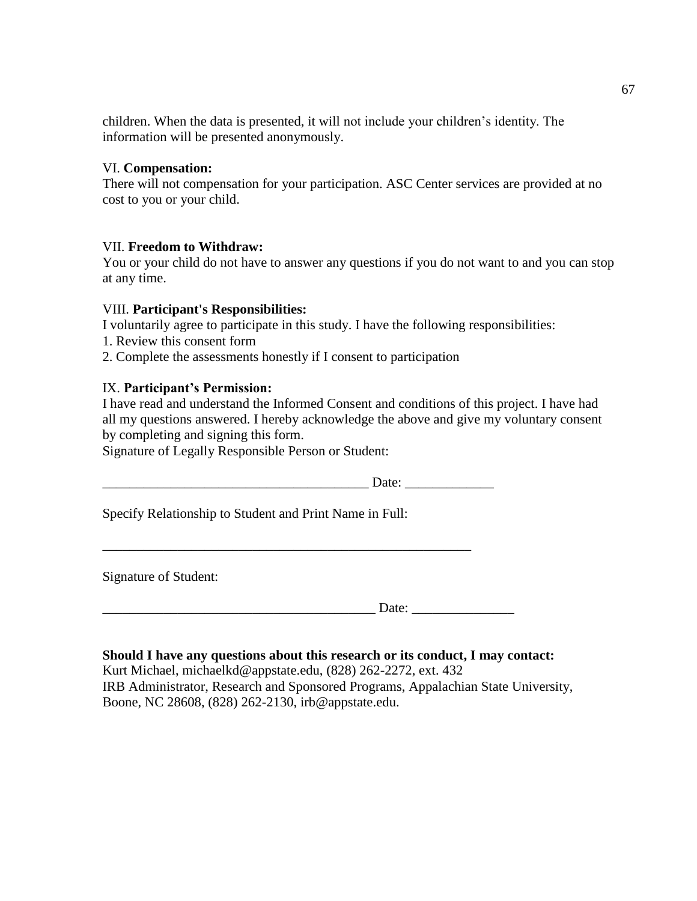children. When the data is presented, it will not include your children's identity. The information will be presented anonymously.

VI. **Compensation:**

There will not compensation for your participation. ASC Center services are provided at no cost to you or your child.

VII. **Freedom to Withdraw:**

You or your child do not have to answer any questions if you do not want to and you can stop at any time.

VIII. **Participant's Responsibilities:**

I voluntarily agree to participate in this study. I have the following responsibilities:

1. Review this consent form
2. Complete the assessments honestly if I consent to participation

IX. **Participant's Permission:**

I have read and understand the Informed Consent and conditions of this project. I have had all my questions answered. I hereby acknowledge the above and give my voluntary consent by completing and signing this form.

Signature of Legally Responsible Person or Student:

________________________________________ Date: _____________

Specify Relationship to Student and Print Name in Full:

________________________________________________________

Signature of Student:

________________________________________ Date: _______________

**Should I have any questions about this research or its conduct, I may contact:**

Kurt Michael, michaelkd@appstate.edu, (828) 262-2272, ext. 432

IRB Administrator, Research and Sponsored Programs, Appalachian State University, Boone, NC 28608, (828) 262-2130, irb@appstate.edu.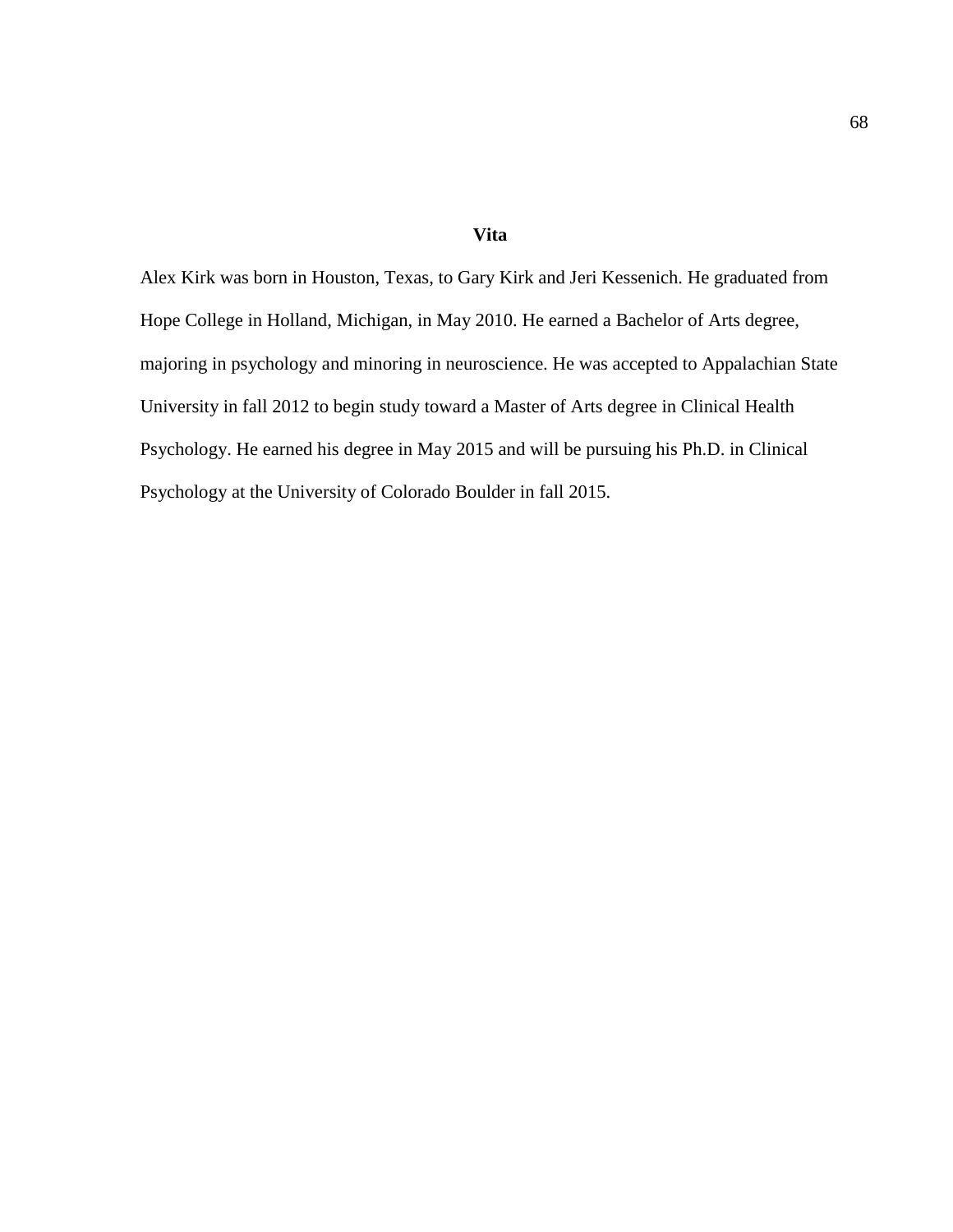## Vita

Alex Kirk was born in Houston, Texas, to Gary Kirk and Jeri Kessenich. He graduated from Hope College in Holland, Michigan, in May 2010. He earned a Bachelor of Arts degree, majoring in psychology and minoring in neuroscience. He was accepted to Appalachian State University in fall 2012 to begin study toward a Master of Arts degree in Clinical Health Psychology. He earned his degree in May 2015 and will be pursuing his Ph.D. in Clinical Psychology at the University of Colorado Boulder in fall 2015.